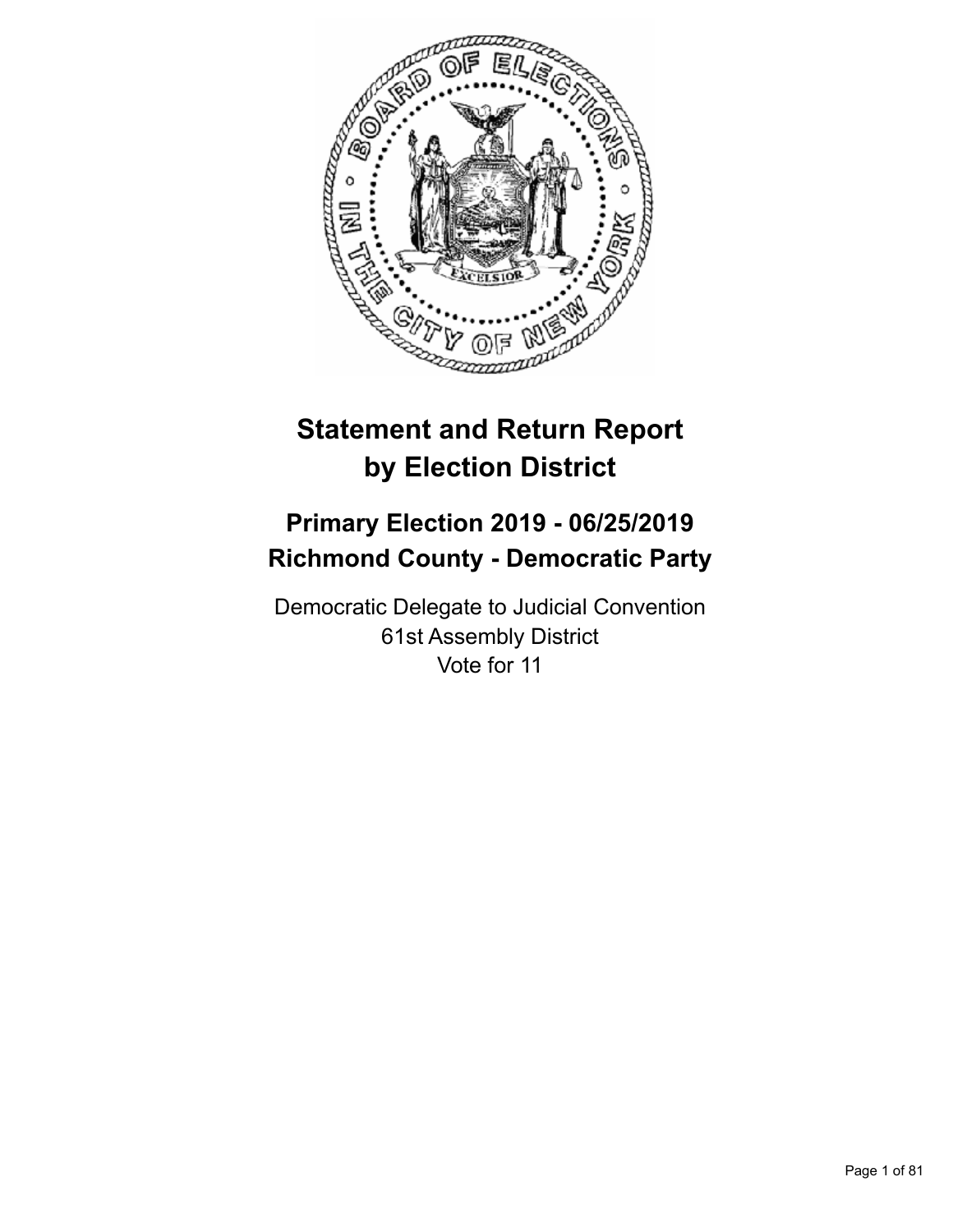# Statement and Return Report by Election District

## Primary Election 2019 - 06/25/2019
## Richmond County - Democratic Party

Democratic Delegate to Judicial Convention
61st Assembly District
Vote for 11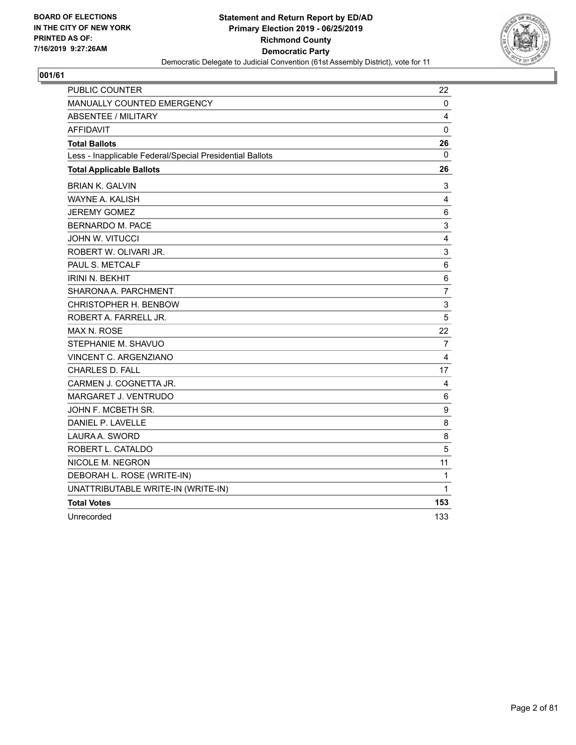BOARD OF ELECTIONS
IN THE CITY OF NEW YORK
PRINTED AS OF:
7/16/2019 9:27:26AM

**Statement and Return Report by ED/AD**
**Primary Election 2019 - 06/25/2019**
**Richmond County**
**Democratic Party**
Democratic Delegate to Judicial Convention (61st Assembly District), vote for 11

## 001/61

| | |
|---|---|
| PUBLIC COUNTER | 22 |
| MANUALLY COUNTED EMERGENCY | 0 |
| ABSENTEE / MILITARY | 4 |
| AFFIDAVIT | 0 |
| **Total Ballots** | **26** |
| Less - Inapplicable Federal/Special Presidential Ballots | 0 |
| **Total Applicable Ballots** | **26** |
| BRIAN K. GALVIN | 3 |
| WAYNE A. KALISH | 4 |
| JEREMY GOMEZ | 6 |
| BERNARDO M. PACE | 3 |
| JOHN W. VITUCCI | 4 |
| ROBERT W. OLIVARI JR. | 3 |
| PAUL S. METCALF | 6 |
| IRINI N. BEKHIT | 6 |
| SHARONA A. PARCHMENT | 7 |
| CHRISTOPHER H. BENBOW | 3 |
| ROBERT A. FARRELL JR. | 5 |
| MAX N. ROSE | 22 |
| STEPHANIE M. SHAVUO | 7 |
| VINCENT C. ARGENZIANO | 4 |
| CHARLES D. FALL | 17 |
| CARMEN J. COGNETTA JR. | 4 |
| MARGARET J. VENTRUDO | 6 |
| JOHN F. MCBETH SR. | 9 |
| DANIEL P. LAVELLE | 8 |
| LAURA A. SWORD | 8 |
| ROBERT L. CATALDO | 5 |
| NICOLE M. NEGRON | 11 |
| DEBORAH L. ROSE (WRITE-IN) | 1 |
| UNATTRIBUTABLE WRITE-IN (WRITE-IN) | 1 |
| **Total Votes** | **153** |
| Unrecorded | 133 |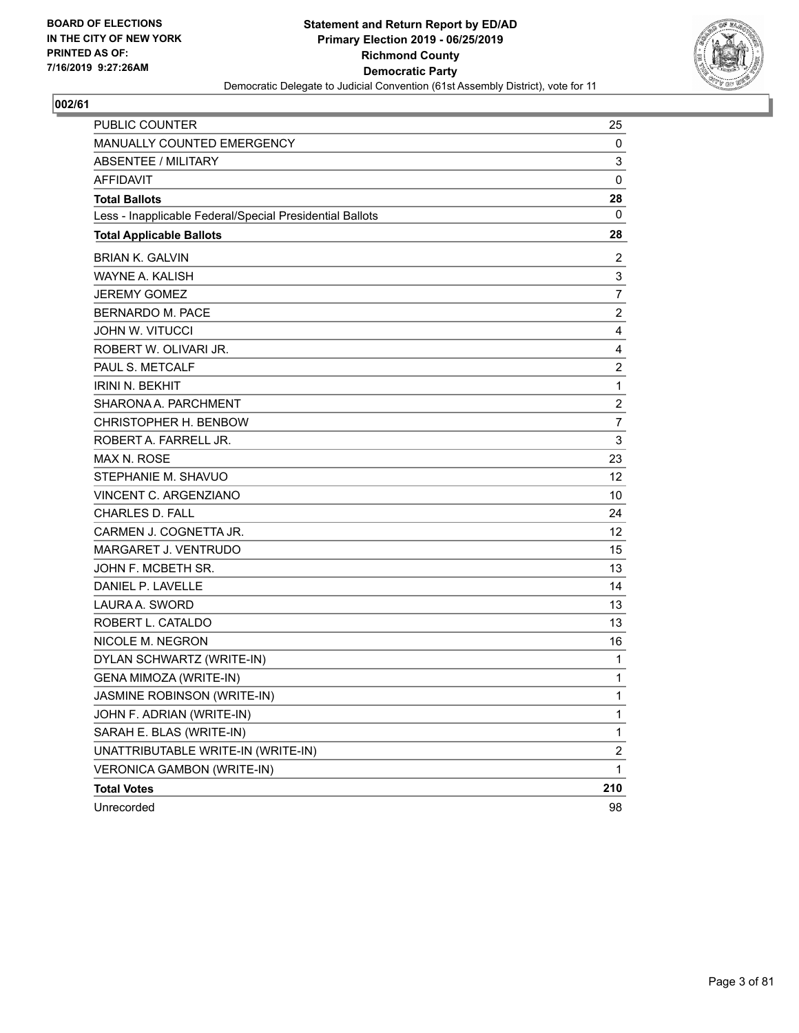**BOARD OF ELECTIONS IN THE CITY OF NEW YORK PRINTED AS OF: 7/16/2019 9:27:26AM**

**Statement and Return Report by ED/AD**
**Primary Election 2019 - 06/25/2019**
**Richmond County**
**Democratic Party**
Democratic Delegate to Judicial Convention (61st Assembly District), vote for 11

## 002/61

| | |
|---|---|
| PUBLIC COUNTER | 25 |
| MANUALLY COUNTED EMERGENCY | 0 |
| ABSENTEE / MILITARY | 3 |
| AFFIDAVIT | 0 |
| **Total Ballots** | **28** |
| Less - Inapplicable Federal/Special Presidential Ballots | 0 |
| **Total Applicable Ballots** | **28** |
| BRIAN K. GALVIN | 2 |
| WAYNE A. KALISH | 3 |
| JEREMY GOMEZ | 7 |
| BERNARDO M. PACE | 2 |
| JOHN W. VITUCCI | 4 |
| ROBERT W. OLIVARI JR. | 4 |
| PAUL S. METCALF | 2 |
| IRINI N. BEKHIT | 1 |
| SHARONA A. PARCHMENT | 2 |
| CHRISTOPHER H. BENBOW | 7 |
| ROBERT A. FARRELL JR. | 3 |
| MAX N. ROSE | 23 |
| STEPHANIE M. SHAVUO | 12 |
| VINCENT C. ARGENZIANO | 10 |
| CHARLES D. FALL | 24 |
| CARMEN J. COGNETTA JR. | 12 |
| MARGARET J. VENTRUDO | 15 |
| JOHN F. MCBETH SR. | 13 |
| DANIEL P. LAVELLE | 14 |
| LAURA A. SWORD | 13 |
| ROBERT L. CATALDO | 13 |
| NICOLE M. NEGRON | 16 |
| DYLAN SCHWARTZ (WRITE-IN) | 1 |
| GENA MIMOZA (WRITE-IN) | 1 |
| JASMINE ROBINSON (WRITE-IN) | 1 |
| JOHN F. ADRIAN (WRITE-IN) | 1 |
| SARAH E. BLAS (WRITE-IN) | 1 |
| UNATTRIBUTABLE WRITE-IN (WRITE-IN) | 2 |
| VERONICA GAMBON (WRITE-IN) | 1 |
| **Total Votes** | **210** |
| Unrecorded | 98 |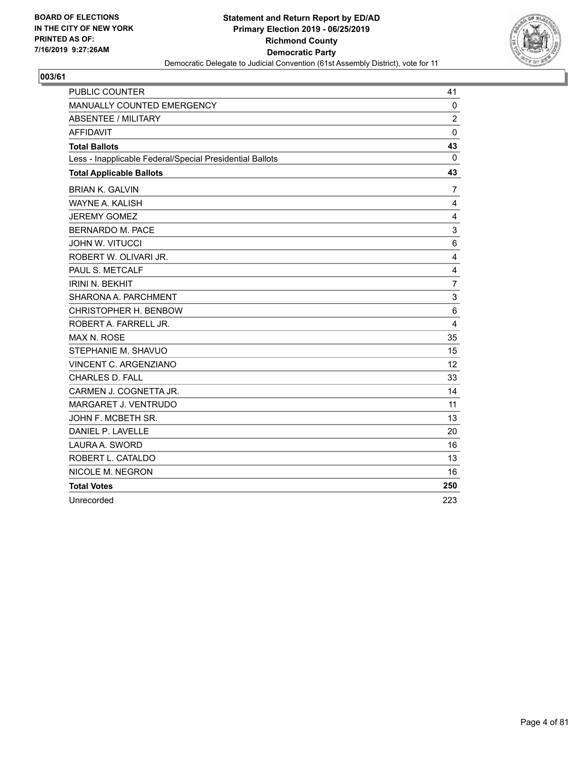BOARD OF ELECTIONS
IN THE CITY OF NEW YORK
PRINTED AS OF:
7/16/2019 9:27:26AM

**Statement and Return Report by ED/AD**
**Primary Election 2019 - 06/25/2019**
**Richmond County**
**Democratic Party**
Democratic Delegate to Judicial Convention (61st Assembly District), vote for 11

## 003/61

| | |
|---|---|
| PUBLIC COUNTER | 41 |
| MANUALLY COUNTED EMERGENCY | 0 |
| ABSENTEE / MILITARY | 2 |
| AFFIDAVIT | 0 |
| **Total Ballots** | **43** |
| Less - Inapplicable Federal/Special Presidential Ballots | 0 |
| **Total Applicable Ballots** | **43** |
| BRIAN K. GALVIN | 7 |
| WAYNE A. KALISH | 4 |
| JEREMY GOMEZ | 4 |
| BERNARDO M. PACE | 3 |
| JOHN W. VITUCCI | 6 |
| ROBERT W. OLIVARI JR. | 4 |
| PAUL S. METCALF | 4 |
| IRINI N. BEKHIT | 7 |
| SHARONA A. PARCHMENT | 3 |
| CHRISTOPHER H. BENBOW | 6 |
| ROBERT A. FARRELL JR. | 4 |
| MAX N. ROSE | 35 |
| STEPHANIE M. SHAVUO | 15 |
| VINCENT C. ARGENZIANO | 12 |
| CHARLES D. FALL | 33 |
| CARMEN J. COGNETTA JR. | 14 |
| MARGARET J. VENTRUDO | 11 |
| JOHN F. MCBETH SR. | 13 |
| DANIEL P. LAVELLE | 20 |
| LAURA A. SWORD | 16 |
| ROBERT L. CATALDO | 13 |
| NICOLE M. NEGRON | 16 |
| **Total Votes** | **250** |
| Unrecorded | 223 |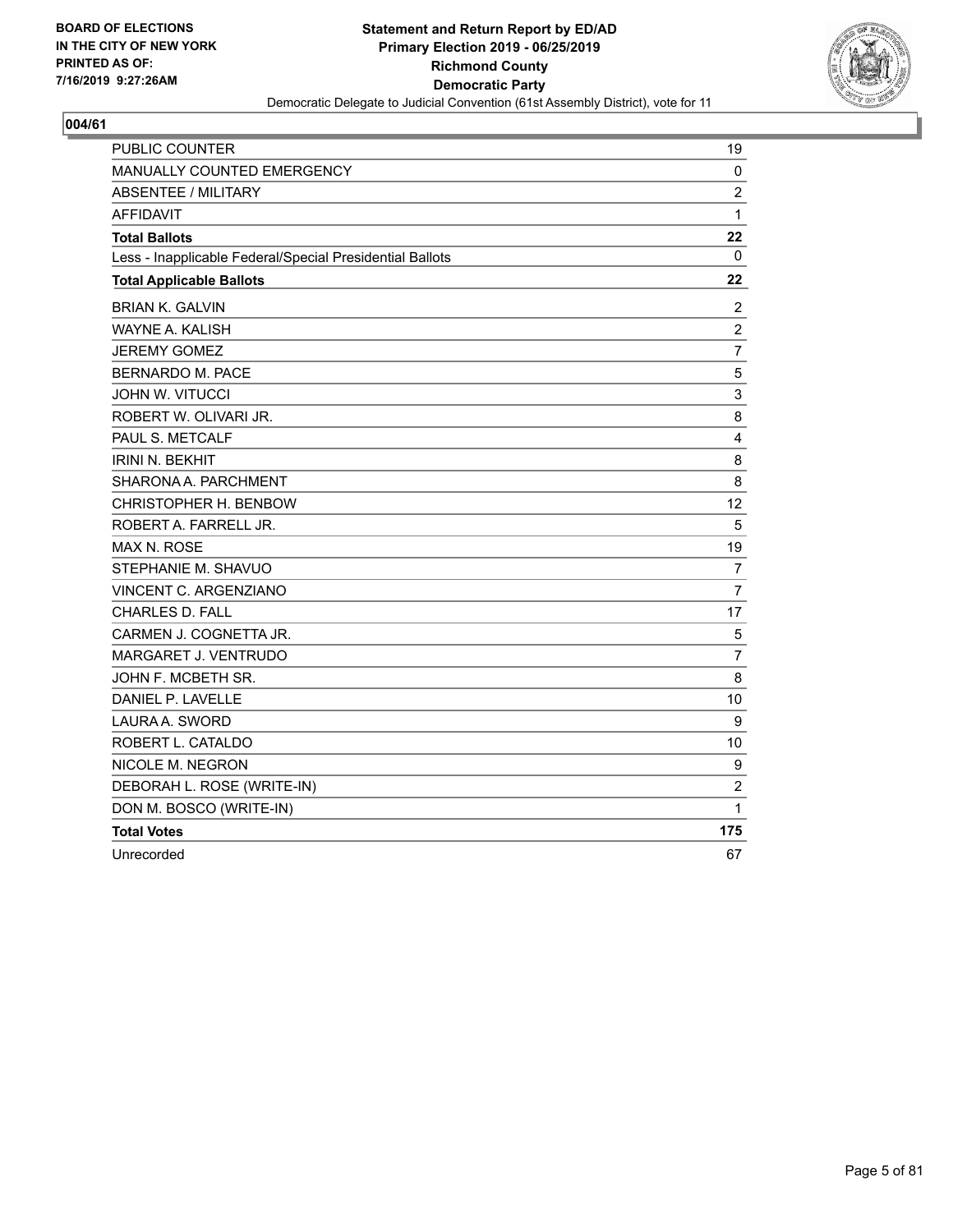BOARD OF ELECTIONS
IN THE CITY OF NEW YORK
PRINTED AS OF:
7/16/2019 9:27:26AM

**Statement and Return Report by ED/AD**
**Primary Election 2019 - 06/25/2019**
**Richmond County**
**Democratic Party**
Democratic Delegate to Judicial Convention (61st Assembly District), vote for 11

**004/61**

| | |
|---|---|
| PUBLIC COUNTER | 19 |
| MANUALLY COUNTED EMERGENCY | 0 |
| ABSENTEE / MILITARY | 2 |
| AFFIDAVIT | 1 |
| **Total Ballots** | **22** |
| Less - Inapplicable Federal/Special Presidential Ballots | 0 |
| **Total Applicable Ballots** | **22** |
| BRIAN K. GALVIN | 2 |
| WAYNE A. KALISH | 2 |
| JEREMY GOMEZ | 7 |
| BERNARDO M. PACE | 5 |
| JOHN W. VITUCCI | 3 |
| ROBERT W. OLIVARI JR. | 8 |
| PAUL S. METCALF | 4 |
| IRINI N. BEKHIT | 8 |
| SHARONA A. PARCHMENT | 8 |
| CHRISTOPHER H. BENBOW | 12 |
| ROBERT A. FARRELL JR. | 5 |
| MAX N. ROSE | 19 |
| STEPHANIE M. SHAVUO | 7 |
| VINCENT C. ARGENZIANO | 7 |
| CHARLES D. FALL | 17 |
| CARMEN J. COGNETTA JR. | 5 |
| MARGARET J. VENTRUDO | 7 |
| JOHN F. MCBETH SR. | 8 |
| DANIEL P. LAVELLE | 10 |
| LAURA A. SWORD | 9 |
| ROBERT L. CATALDO | 10 |
| NICOLE M. NEGRON | 9 |
| DEBORAH L. ROSE (WRITE-IN) | 2 |
| DON M. BOSCO (WRITE-IN) | 1 |
| **Total Votes** | **175** |
| Unrecorded | 67 |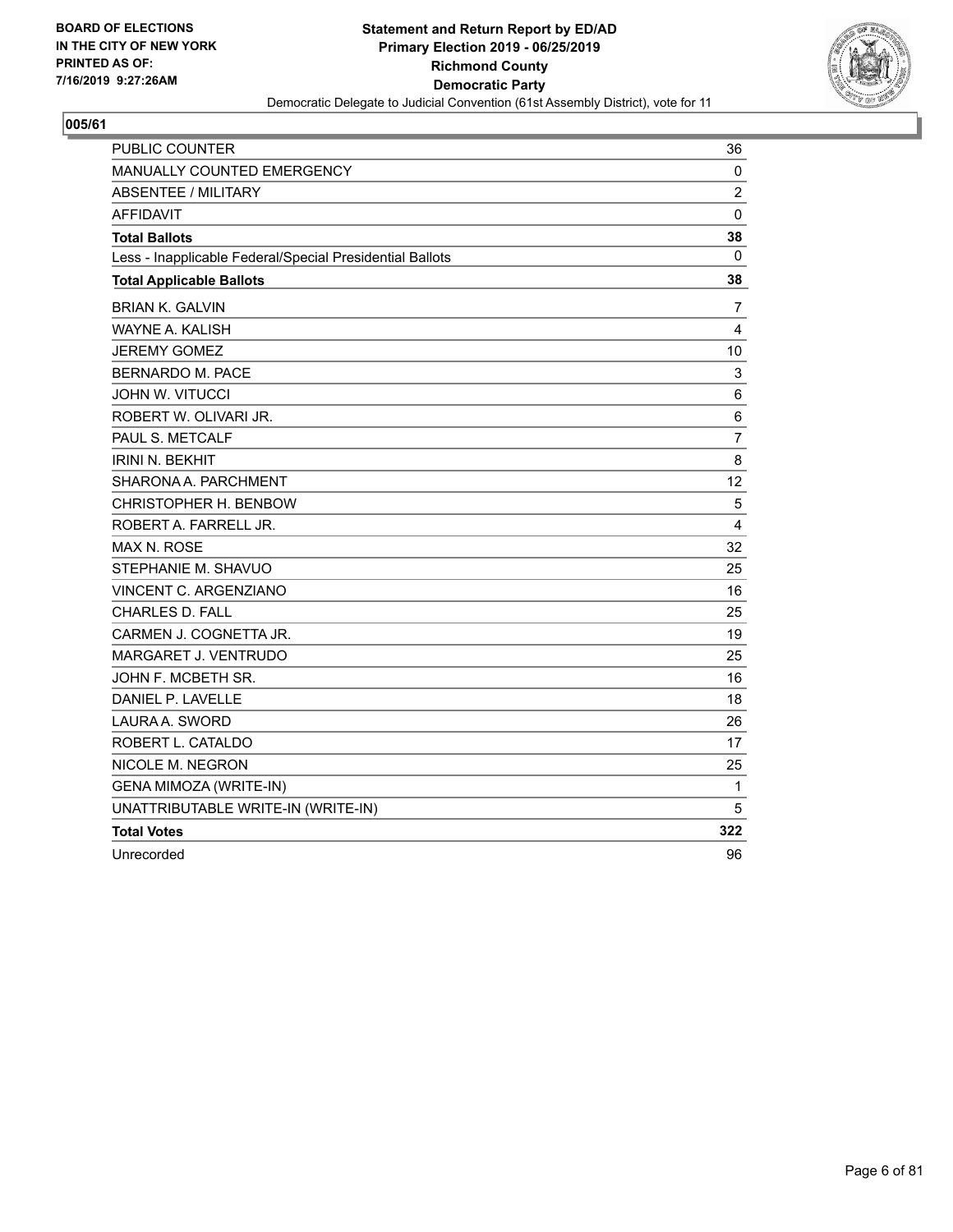**BOARD OF ELECTIONS IN THE CITY OF NEW YORK PRINTED AS OF: 7/16/2019 9:27:26AM**

**Statement and Return Report by ED/AD**
**Primary Election 2019 - 06/25/2019**
**Richmond County**
**Democratic Party**
Democratic Delegate to Judicial Convention (61st Assembly District), vote for 11

## 005/61

| | |
|---|---|
| PUBLIC COUNTER | 36 |
| MANUALLY COUNTED EMERGENCY | 0 |
| ABSENTEE / MILITARY | 2 |
| AFFIDAVIT | 0 |
| **Total Ballots** | **38** |
| Less - Inapplicable Federal/Special Presidential Ballots | 0 |
| **Total Applicable Ballots** | **38** |
| BRIAN K. GALVIN | 7 |
| WAYNE A. KALISH | 4 |
| JEREMY GOMEZ | 10 |
| BERNARDO M. PACE | 3 |
| JOHN W. VITUCCI | 6 |
| ROBERT W. OLIVARI JR. | 6 |
| PAUL S. METCALF | 7 |
| IRINI N. BEKHIT | 8 |
| SHARONA A. PARCHMENT | 12 |
| CHRISTOPHER H. BENBOW | 5 |
| ROBERT A. FARRELL JR. | 4 |
| MAX N. ROSE | 32 |
| STEPHANIE M. SHAVUO | 25 |
| VINCENT C. ARGENZIANO | 16 |
| CHARLES D. FALL | 25 |
| CARMEN J. COGNETTA JR. | 19 |
| MARGARET J. VENTRUDO | 25 |
| JOHN F. MCBETH SR. | 16 |
| DANIEL P. LAVELLE | 18 |
| LAURA A. SWORD | 26 |
| ROBERT L. CATALDO | 17 |
| NICOLE M. NEGRON | 25 |
| GENA MIMOZA (WRITE-IN) | 1 |
| UNATTRIBUTABLE WRITE-IN (WRITE-IN) | 5 |
| **Total Votes** | **322** |
| Unrecorded | 96 |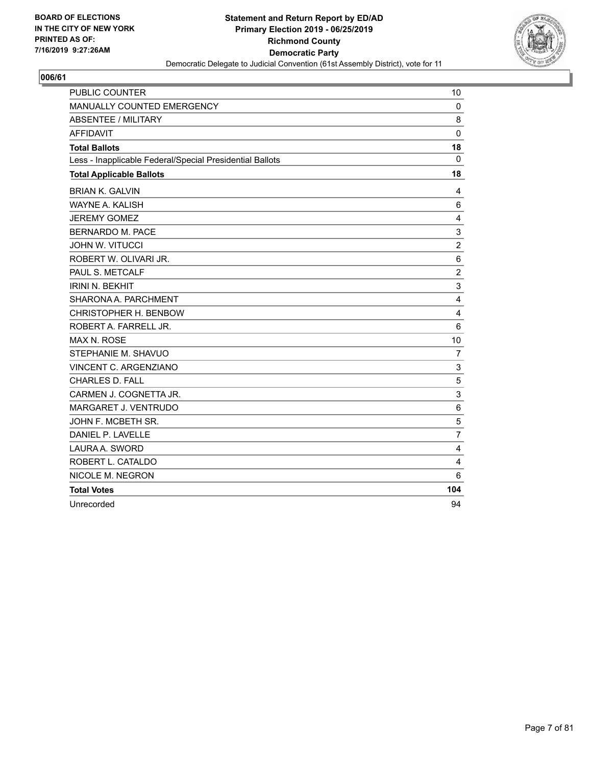**BOARD OF ELECTIONS IN THE CITY OF NEW YORK PRINTED AS OF: 7/16/2019 9:27:26AM**

# Statement and Return Report by ED/AD
## Primary Election 2019 - 06/25/2019
## Richmond County
## Democratic Party

Democratic Delegate to Judicial Convention (61st Assembly District), vote for 11

**006/61**

| | |
|---|---|
| PUBLIC COUNTER | 10 |
| MANUALLY COUNTED EMERGENCY | 0 |
| ABSENTEE / MILITARY | 8 |
| AFFIDAVIT | 0 |
| **Total Ballots** | **18** |
| Less - Inapplicable Federal/Special Presidential Ballots | 0 |
| **Total Applicable Ballots** | **18** |
| BRIAN K. GALVIN | 4 |
| WAYNE A. KALISH | 6 |
| JEREMY GOMEZ | 4 |
| BERNARDO M. PACE | 3 |
| JOHN W. VITUCCI | 2 |
| ROBERT W. OLIVARI JR. | 6 |
| PAUL S. METCALF | 2 |
| IRINI N. BEKHIT | 3 |
| SHARONA A. PARCHMENT | 4 |
| CHRISTOPHER H. BENBOW | 4 |
| ROBERT A. FARRELL JR. | 6 |
| MAX N. ROSE | 10 |
| STEPHANIE M. SHAVUO | 7 |
| VINCENT C. ARGENZIANO | 3 |
| CHARLES D. FALL | 5 |
| CARMEN J. COGNETTA JR. | 3 |
| MARGARET J. VENTRUDO | 6 |
| JOHN F. MCBETH SR. | 5 |
| DANIEL P. LAVELLE | 7 |
| LAURA A. SWORD | 4 |
| ROBERT L. CATALDO | 4 |
| NICOLE M. NEGRON | 6 |
| **Total Votes** | **104** |
| Unrecorded | 94 |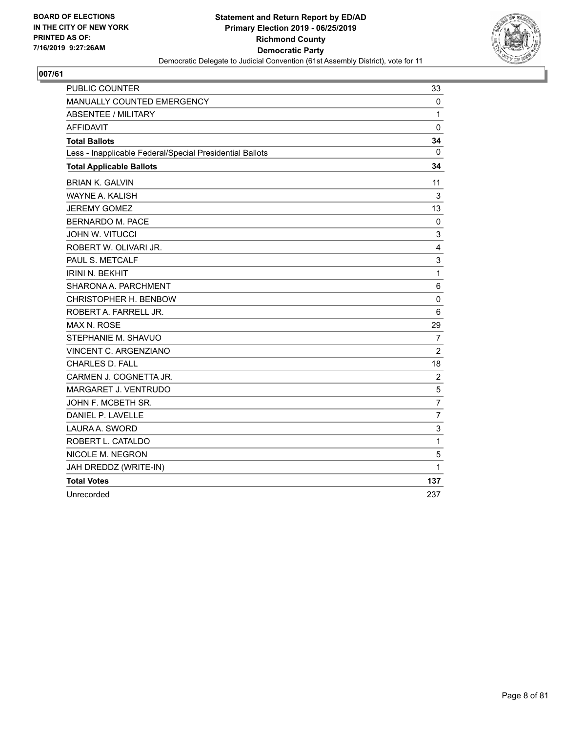BOARD OF ELECTIONS
IN THE CITY OF NEW YORK
PRINTED AS OF:
7/16/2019 9:27:26AM

**Statement and Return Report by ED/AD**
**Primary Election 2019 - 06/25/2019**
**Richmond County**
**Democratic Party**
Democratic Delegate to Judicial Convention (61st Assembly District), vote for 11

## 007/61

| | |
|---|---|
| PUBLIC COUNTER | 33 |
| MANUALLY COUNTED EMERGENCY | 0 |
| ABSENTEE / MILITARY | 1 |
| AFFIDAVIT | 0 |
| **Total Ballots** | **34** |
| Less - Inapplicable Federal/Special Presidential Ballots | 0 |
| **Total Applicable Ballots** | **34** |
| BRIAN K. GALVIN | 11 |
| WAYNE A. KALISH | 3 |
| JEREMY GOMEZ | 13 |
| BERNARDO M. PACE | 0 |
| JOHN W. VITUCCI | 3 |
| ROBERT W. OLIVARI JR. | 4 |
| PAUL S. METCALF | 3 |
| IRINI N. BEKHIT | 1 |
| SHARONA A. PARCHMENT | 6 |
| CHRISTOPHER H. BENBOW | 0 |
| ROBERT A. FARRELL JR. | 6 |
| MAX N. ROSE | 29 |
| STEPHANIE M. SHAVUO | 7 |
| VINCENT C. ARGENZIANO | 2 |
| CHARLES D. FALL | 18 |
| CARMEN J. COGNETTA JR. | 2 |
| MARGARET J. VENTRUDO | 5 |
| JOHN F. MCBETH SR. | 7 |
| DANIEL P. LAVELLE | 7 |
| LAURA A. SWORD | 3 |
| ROBERT L. CATALDO | 1 |
| NICOLE M. NEGRON | 5 |
| JAH DREDDZ (WRITE-IN) | 1 |
| **Total Votes** | **137** |
| Unrecorded | 237 |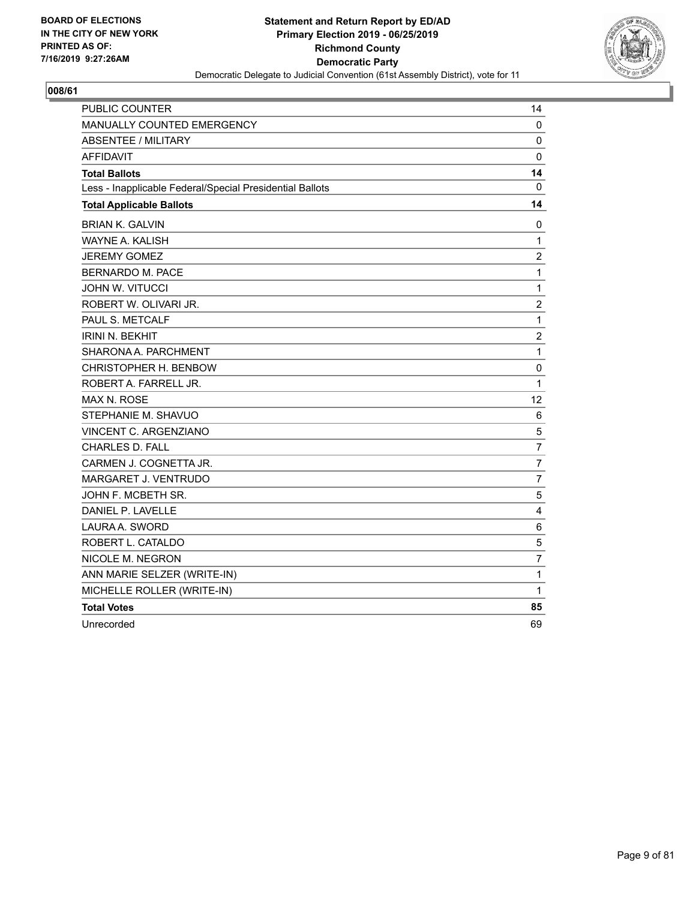**BOARD OF ELECTIONS**
**IN THE CITY OF NEW YORK**
**PRINTED AS OF:**
**7/16/2019 9:27:26AM**

**Statement and Return Report by ED/AD**
**Primary Election 2019 - 06/25/2019**
**Richmond County**
**Democratic Party**
Democratic Delegate to Judicial Convention (61st Assembly District), vote for 11

## 008/61

| | |
|---|---|
| PUBLIC COUNTER | 14 |
| MANUALLY COUNTED EMERGENCY | 0 |
| ABSENTEE / MILITARY | 0 |
| AFFIDAVIT | 0 |
| **Total Ballots** | **14** |
| Less - Inapplicable Federal/Special Presidential Ballots | 0 |
| **Total Applicable Ballots** | **14** |
| BRIAN K. GALVIN | 0 |
| WAYNE A. KALISH | 1 |
| JEREMY GOMEZ | 2 |
| BERNARDO M. PACE | 1 |
| JOHN W. VITUCCI | 1 |
| ROBERT W. OLIVARI JR. | 2 |
| PAUL S. METCALF | 1 |
| IRINI N. BEKHIT | 2 |
| SHARONA A. PARCHMENT | 1 |
| CHRISTOPHER H. BENBOW | 0 |
| ROBERT A. FARRELL JR. | 1 |
| MAX N. ROSE | 12 |
| STEPHANIE M. SHAVUO | 6 |
| VINCENT C. ARGENZIANO | 5 |
| CHARLES D. FALL | 7 |
| CARMEN J. COGNETTA JR. | 7 |
| MARGARET J. VENTRUDO | 7 |
| JOHN F. MCBETH SR. | 5 |
| DANIEL P. LAVELLE | 4 |
| LAURA A. SWORD | 6 |
| ROBERT L. CATALDO | 5 |
| NICOLE M. NEGRON | 7 |
| ANN MARIE SELZER (WRITE-IN) | 1 |
| MICHELLE ROLLER (WRITE-IN) | 1 |
| **Total Votes** | **85** |
| Unrecorded | 69 |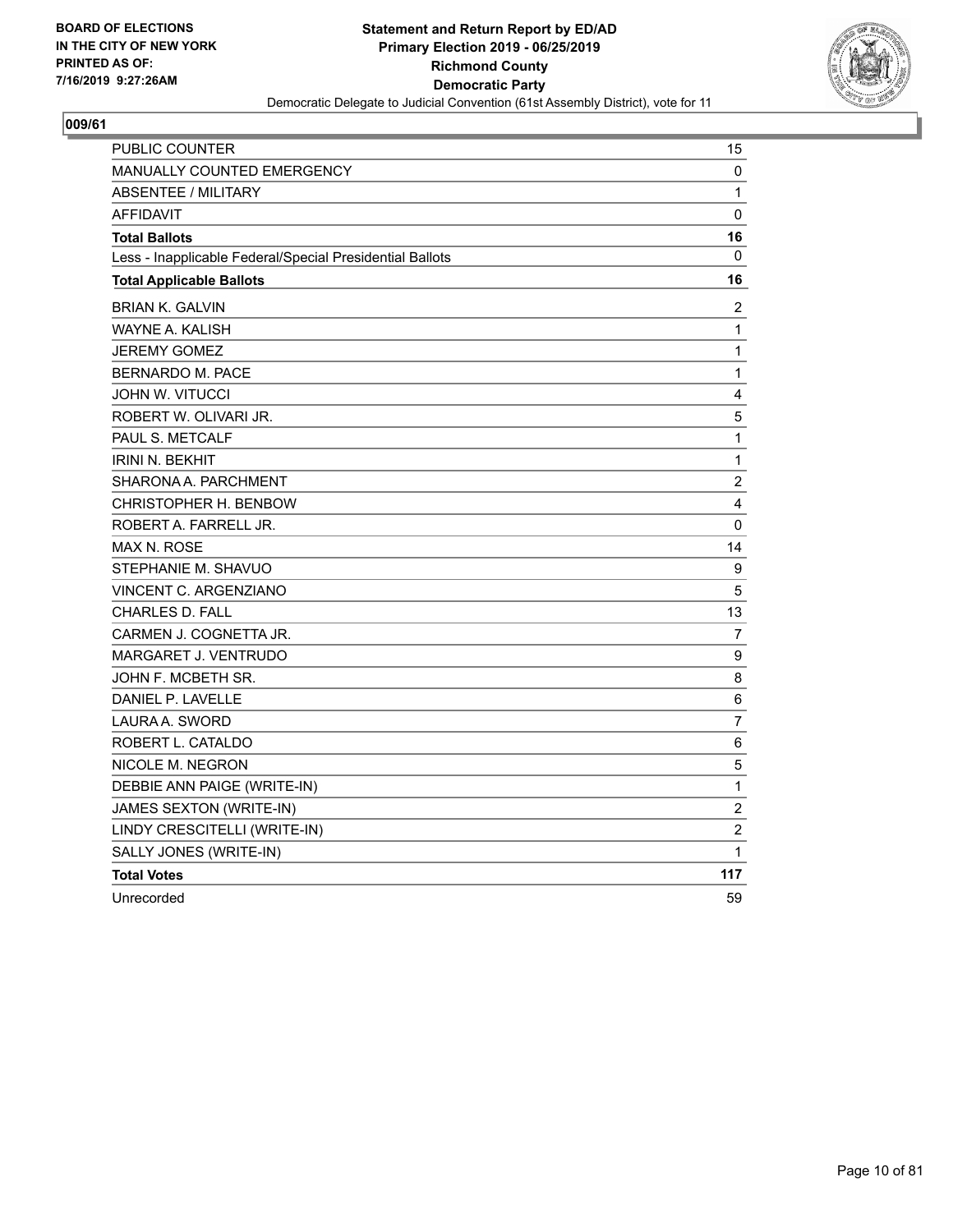**BOARD OF ELECTIONS IN THE CITY OF NEW YORK PRINTED AS OF: 7/16/2019 9:27:26AM**

**Statement and Return Report by ED/AD**
**Primary Election 2019 - 06/25/2019**
**Richmond County**
**Democratic Party**
Democratic Delegate to Judicial Convention (61st Assembly District), vote for 11

**009/61**

| | |
|---|---|
| PUBLIC COUNTER | 15 |
| MANUALLY COUNTED EMERGENCY | 0 |
| ABSENTEE / MILITARY | 1 |
| AFFIDAVIT | 0 |
| **Total Ballots** | **16** |
| Less - Inapplicable Federal/Special Presidential Ballots | 0 |
| **Total Applicable Ballots** | **16** |
| BRIAN K. GALVIN | 2 |
| WAYNE A. KALISH | 1 |
| JEREMY GOMEZ | 1 |
| BERNARDO M. PACE | 1 |
| JOHN W. VITUCCI | 4 |
| ROBERT W. OLIVARI JR. | 5 |
| PAUL S. METCALF | 1 |
| IRINI N. BEKHIT | 1 |
| SHARONA A. PARCHMENT | 2 |
| CHRISTOPHER H. BENBOW | 4 |
| ROBERT A. FARRELL JR. | 0 |
| MAX N. ROSE | 14 |
| STEPHANIE M. SHAVUO | 9 |
| VINCENT C. ARGENZIANO | 5 |
| CHARLES D. FALL | 13 |
| CARMEN J. COGNETTA JR. | 7 |
| MARGARET J. VENTRUDO | 9 |
| JOHN F. MCBETH SR. | 8 |
| DANIEL P. LAVELLE | 6 |
| LAURA A. SWORD | 7 |
| ROBERT L. CATALDO | 6 |
| NICOLE M. NEGRON | 5 |
| DEBBIE ANN PAIGE (WRITE-IN) | 1 |
| JAMES SEXTON (WRITE-IN) | 2 |
| LINDY CRESCITELLI (WRITE-IN) | 2 |
| SALLY JONES (WRITE-IN) | 1 |
| **Total Votes** | **117** |
| Unrecorded | 59 |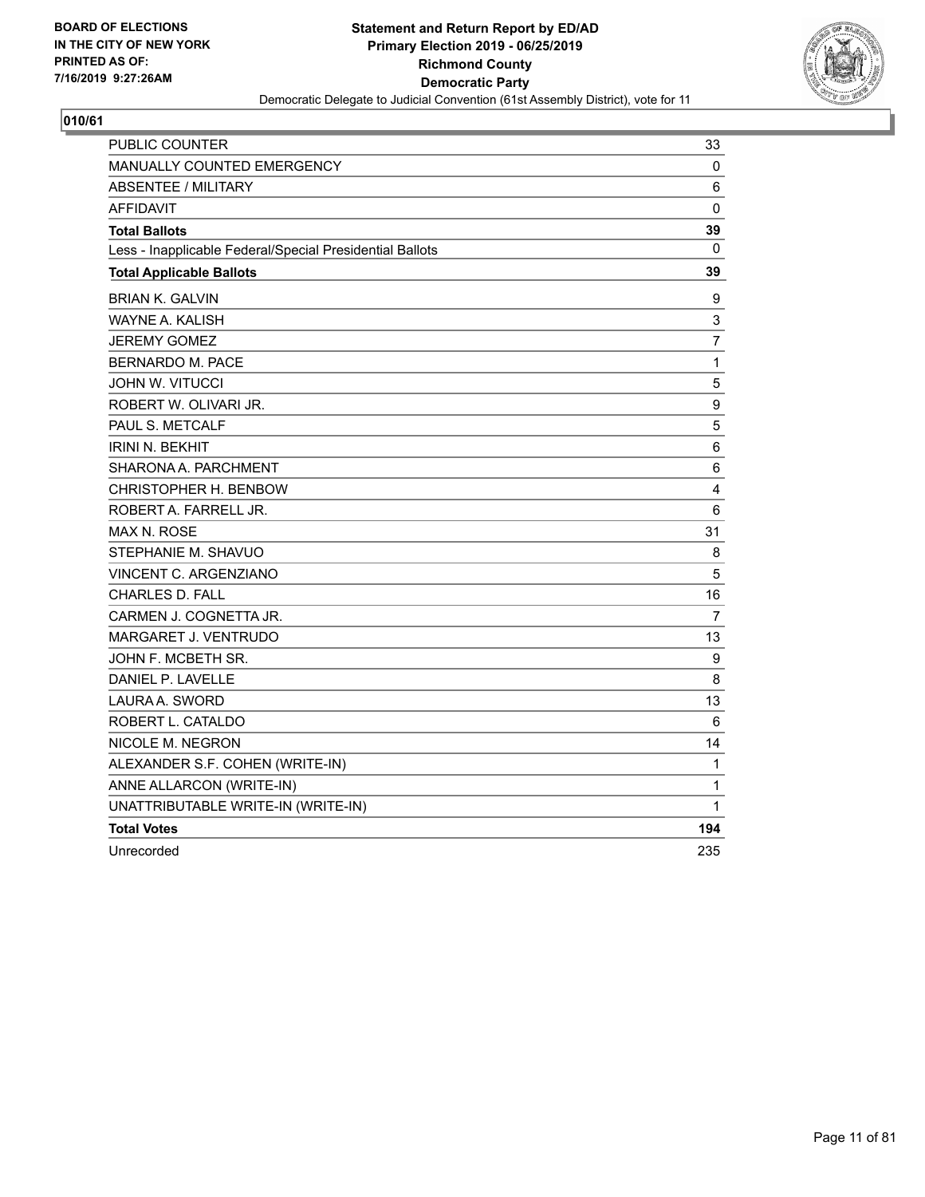BOARD OF ELECTIONS
IN THE CITY OF NEW YORK
PRINTED AS OF:
7/16/2019 9:27:26AM

**Statement and Return Report by ED/AD**
**Primary Election 2019 - 06/25/2019**
**Richmond County**
**Democratic Party**
Democratic Delegate to Judicial Convention (61st Assembly District), vote for 11

## 010/61

| | |
|---|---|
| PUBLIC COUNTER | 33 |
| MANUALLY COUNTED EMERGENCY | 0 |
| ABSENTEE / MILITARY | 6 |
| AFFIDAVIT | 0 |
| **Total Ballots** | **39** |
| Less - Inapplicable Federal/Special Presidential Ballots | 0 |
| **Total Applicable Ballots** | **39** |
| BRIAN K. GALVIN | 9 |
| WAYNE A. KALISH | 3 |
| JEREMY GOMEZ | 7 |
| BERNARDO M. PACE | 1 |
| JOHN W. VITUCCI | 5 |
| ROBERT W. OLIVARI JR. | 9 |
| PAUL S. METCALF | 5 |
| IRINI N. BEKHIT | 6 |
| SHARONA A. PARCHMENT | 6 |
| CHRISTOPHER H. BENBOW | 4 |
| ROBERT A. FARRELL JR. | 6 |
| MAX N. ROSE | 31 |
| STEPHANIE M. SHAVUO | 8 |
| VINCENT C. ARGENZIANO | 5 |
| CHARLES D. FALL | 16 |
| CARMEN J. COGNETTA JR. | 7 |
| MARGARET J. VENTRUDO | 13 |
| JOHN F. MCBETH SR. | 9 |
| DANIEL P. LAVELLE | 8 |
| LAURA A. SWORD | 13 |
| ROBERT L. CATALDO | 6 |
| NICOLE M. NEGRON | 14 |
| ALEXANDER S.F. COHEN (WRITE-IN) | 1 |
| ANNE ALLARCON (WRITE-IN) | 1 |
| UNATTRIBUTABLE WRITE-IN (WRITE-IN) | 1 |
| **Total Votes** | **194** |
| Unrecorded | 235 |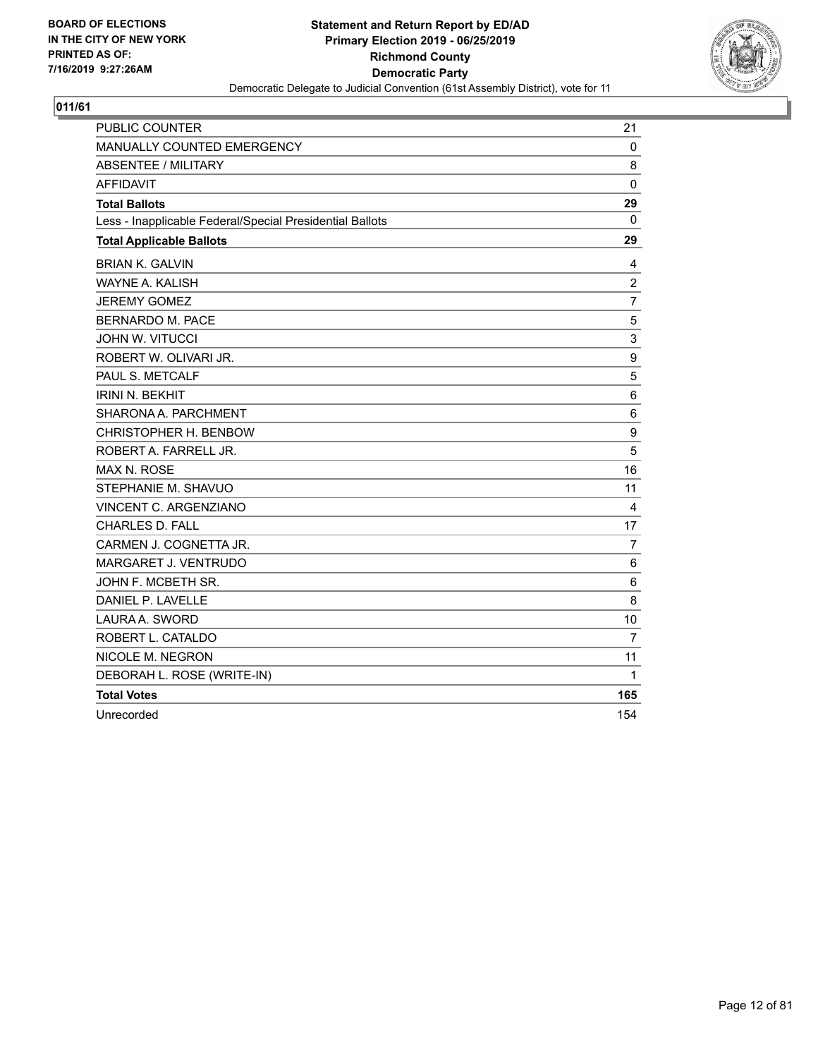BOARD OF ELECTIONS
IN THE CITY OF NEW YORK
PRINTED AS OF:
7/16/2019 9:27:26AM

**Statement and Return Report by ED/AD**
**Primary Election 2019 - 06/25/2019**
**Richmond County**
**Democratic Party**
Democratic Delegate to Judicial Convention (61st Assembly District), vote for 11

## 011/61

| | |
|---|---|
| PUBLIC COUNTER | 21 |
| MANUALLY COUNTED EMERGENCY | 0 |
| ABSENTEE / MILITARY | 8 |
| AFFIDAVIT | 0 |
| **Total Ballots** | **29** |
| Less - Inapplicable Federal/Special Presidential Ballots | 0 |
| **Total Applicable Ballots** | **29** |
| BRIAN K. GALVIN | 4 |
| WAYNE A. KALISH | 2 |
| JEREMY GOMEZ | 7 |
| BERNARDO M. PACE | 5 |
| JOHN W. VITUCCI | 3 |
| ROBERT W. OLIVARI JR. | 9 |
| PAUL S. METCALF | 5 |
| IRINI N. BEKHIT | 6 |
| SHARONA A. PARCHMENT | 6 |
| CHRISTOPHER H. BENBOW | 9 |
| ROBERT A. FARRELL JR. | 5 |
| MAX N. ROSE | 16 |
| STEPHANIE M. SHAVUO | 11 |
| VINCENT C. ARGENZIANO | 4 |
| CHARLES D. FALL | 17 |
| CARMEN J. COGNETTA JR. | 7 |
| MARGARET J. VENTRUDO | 6 |
| JOHN F. MCBETH SR. | 6 |
| DANIEL P. LAVELLE | 8 |
| LAURA A. SWORD | 10 |
| ROBERT L. CATALDO | 7 |
| NICOLE M. NEGRON | 11 |
| DEBORAH L. ROSE (WRITE-IN) | 1 |
| **Total Votes** | **165** |
| Unrecorded | 154 |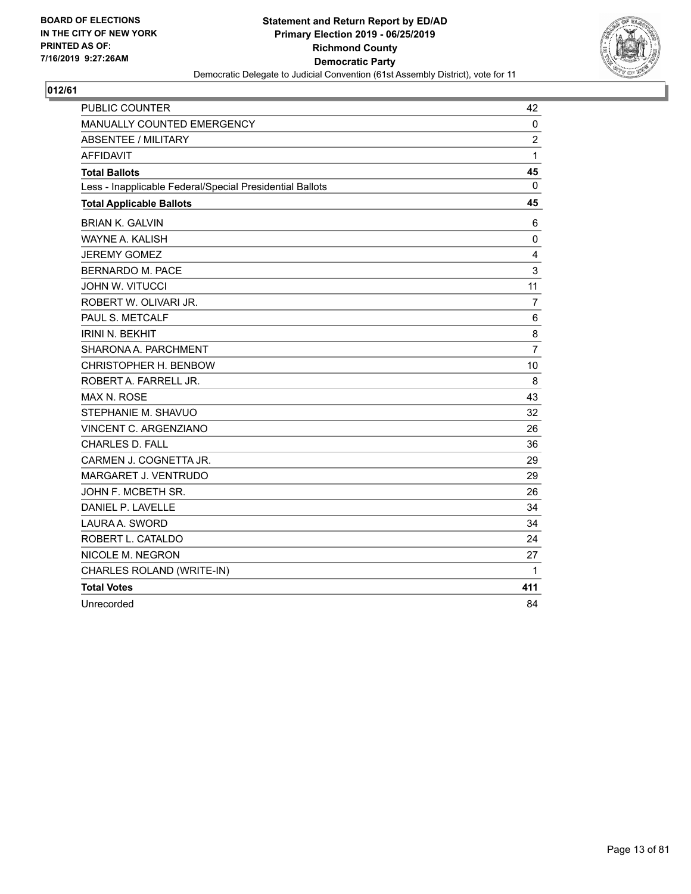BOARD OF ELECTIONS
IN THE CITY OF NEW YORK
PRINTED AS OF:
7/16/2019 9:27:26AM

**Statement and Return Report by ED/AD**
**Primary Election 2019 - 06/25/2019**
**Richmond County**
**Democratic Party**
Democratic Delegate to Judicial Convention (61st Assembly District), vote for 11

## 012/61

| | |
|---|---|
| PUBLIC COUNTER | 42 |
| MANUALLY COUNTED EMERGENCY | 0 |
| ABSENTEE / MILITARY | 2 |
| AFFIDAVIT | 1 |
| **Total Ballots** | **45** |
| Less - Inapplicable Federal/Special Presidential Ballots | 0 |
| **Total Applicable Ballots** | **45** |
| BRIAN K. GALVIN | 6 |
| WAYNE A. KALISH | 0 |
| JEREMY GOMEZ | 4 |
| BERNARDO M. PACE | 3 |
| JOHN W. VITUCCI | 11 |
| ROBERT W. OLIVARI JR. | 7 |
| PAUL S. METCALF | 6 |
| IRINI N. BEKHIT | 8 |
| SHARONA A. PARCHMENT | 7 |
| CHRISTOPHER H. BENBOW | 10 |
| ROBERT A. FARRELL JR. | 8 |
| MAX N. ROSE | 43 |
| STEPHANIE M. SHAVUO | 32 |
| VINCENT C. ARGENZIANO | 26 |
| CHARLES D. FALL | 36 |
| CARMEN J. COGNETTA JR. | 29 |
| MARGARET J. VENTRUDO | 29 |
| JOHN F. MCBETH SR. | 26 |
| DANIEL P. LAVELLE | 34 |
| LAURA A. SWORD | 34 |
| ROBERT L. CATALDO | 24 |
| NICOLE M. NEGRON | 27 |
| CHARLES ROLAND (WRITE-IN) | 1 |
| **Total Votes** | **411** |
| Unrecorded | 84 |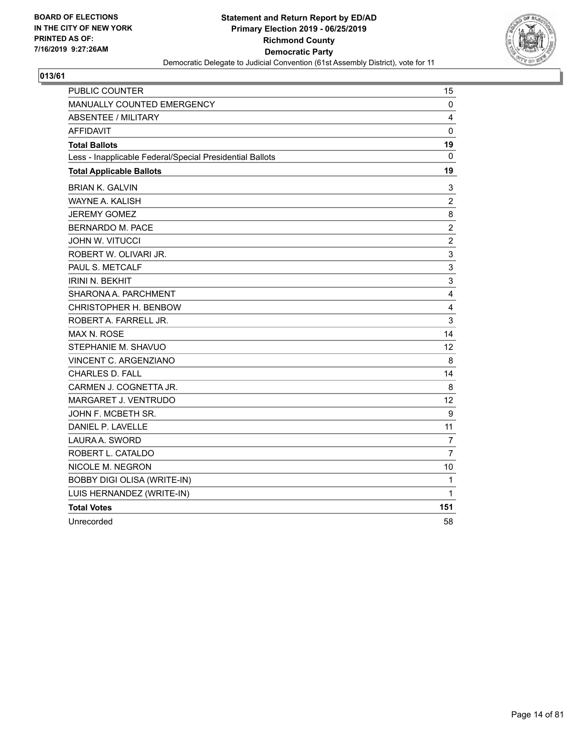BOARD OF ELECTIONS
IN THE CITY OF NEW YORK
PRINTED AS OF:
7/16/2019 9:27:26AM

**Statement and Return Report by ED/AD**
**Primary Election 2019 - 06/25/2019**
**Richmond County**
**Democratic Party**
Democratic Delegate to Judicial Convention (61st Assembly District), vote for 11

## 013/61

| | |
|---|---|
| PUBLIC COUNTER | 15 |
| MANUALLY COUNTED EMERGENCY | 0 |
| ABSENTEE / MILITARY | 4 |
| AFFIDAVIT | 0 |
| **Total Ballots** | **19** |
| Less - Inapplicable Federal/Special Presidential Ballots | 0 |
| **Total Applicable Ballots** | **19** |
| BRIAN K. GALVIN | 3 |
| WAYNE A. KALISH | 2 |
| JEREMY GOMEZ | 8 |
| BERNARDO M. PACE | 2 |
| JOHN W. VITUCCI | 2 |
| ROBERT W. OLIVARI JR. | 3 |
| PAUL S. METCALF | 3 |
| IRINI N. BEKHIT | 3 |
| SHARONA A. PARCHMENT | 4 |
| CHRISTOPHER H. BENBOW | 4 |
| ROBERT A. FARRELL JR. | 3 |
| MAX N. ROSE | 14 |
| STEPHANIE M. SHAVUO | 12 |
| VINCENT C. ARGENZIANO | 8 |
| CHARLES D. FALL | 14 |
| CARMEN J. COGNETTA JR. | 8 |
| MARGARET J. VENTRUDO | 12 |
| JOHN F. MCBETH SR. | 9 |
| DANIEL P. LAVELLE | 11 |
| LAURA A. SWORD | 7 |
| ROBERT L. CATALDO | 7 |
| NICOLE M. NEGRON | 10 |
| BOBBY DIGI OLISA (WRITE-IN) | 1 |
| LUIS HERNANDEZ (WRITE-IN) | 1 |
| **Total Votes** | **151** |
| Unrecorded | 58 |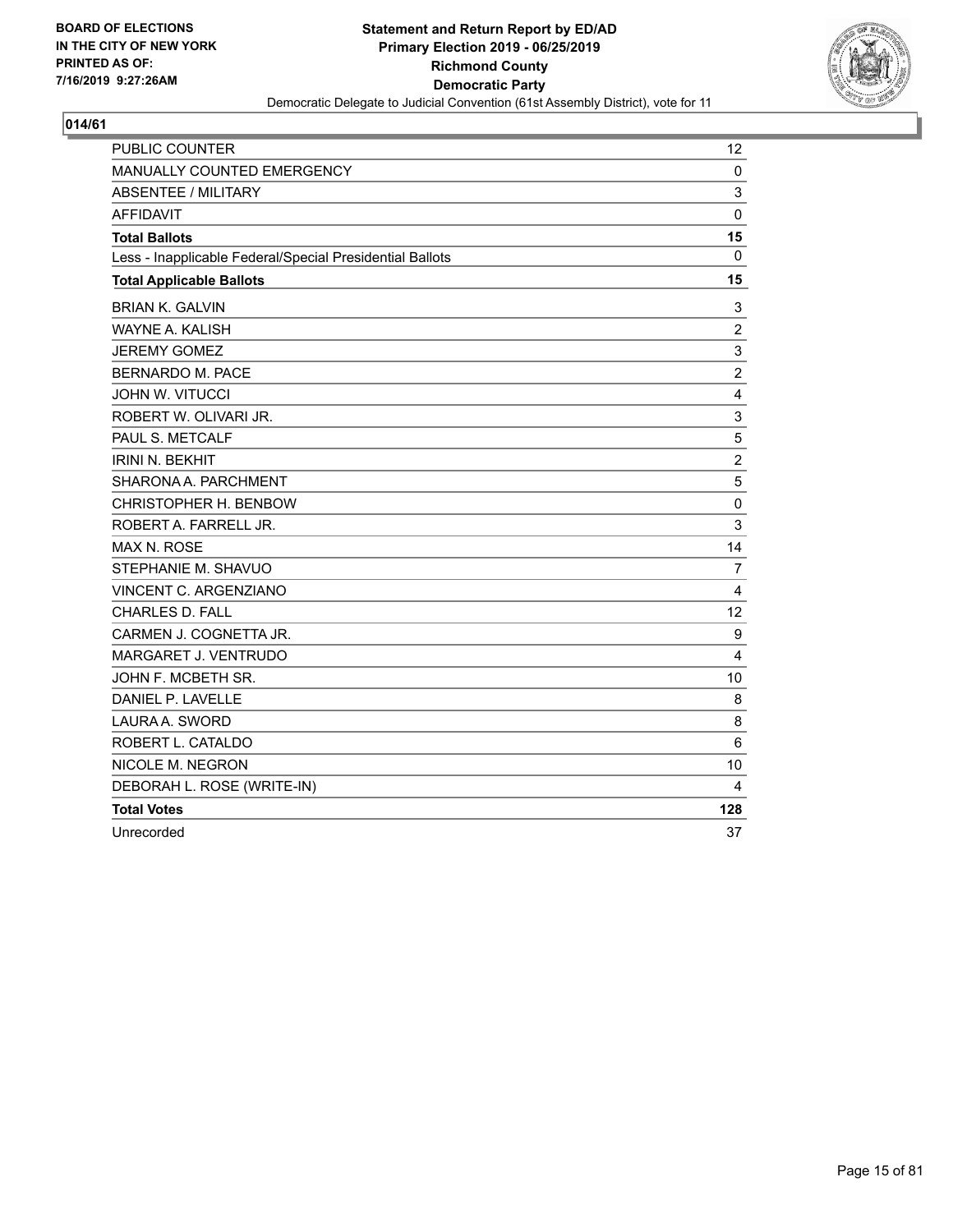BOARD OF ELECTIONS
IN THE CITY OF NEW YORK
PRINTED AS OF:
7/16/2019 9:27:26AM

**Statement and Return Report by ED/AD**
**Primary Election 2019 - 06/25/2019**
**Richmond County**
**Democratic Party**
Democratic Delegate to Judicial Convention (61st Assembly District), vote for 11

## 014/61

| | |
|---|---|
| PUBLIC COUNTER | 12 |
| MANUALLY COUNTED EMERGENCY | 0 |
| ABSENTEE / MILITARY | 3 |
| AFFIDAVIT | 0 |
| **Total Ballots** | **15** |
| Less - Inapplicable Federal/Special Presidential Ballots | 0 |
| **Total Applicable Ballots** | **15** |
| BRIAN K. GALVIN | 3 |
| WAYNE A. KALISH | 2 |
| JEREMY GOMEZ | 3 |
| BERNARDO M. PACE | 2 |
| JOHN W. VITUCCI | 4 |
| ROBERT W. OLIVARI JR. | 3 |
| PAUL S. METCALF | 5 |
| IRINI N. BEKHIT | 2 |
| SHARONA A. PARCHMENT | 5 |
| CHRISTOPHER H. BENBOW | 0 |
| ROBERT A. FARRELL JR. | 3 |
| MAX N. ROSE | 14 |
| STEPHANIE M. SHAVUO | 7 |
| VINCENT C. ARGENZIANO | 4 |
| CHARLES D. FALL | 12 |
| CARMEN J. COGNETTA JR. | 9 |
| MARGARET J. VENTRUDO | 4 |
| JOHN F. MCBETH SR. | 10 |
| DANIEL P. LAVELLE | 8 |
| LAURA A. SWORD | 8 |
| ROBERT L. CATALDO | 6 |
| NICOLE M. NEGRON | 10 |
| DEBORAH L. ROSE (WRITE-IN) | 4 |
| **Total Votes** | **128** |
| Unrecorded | 37 |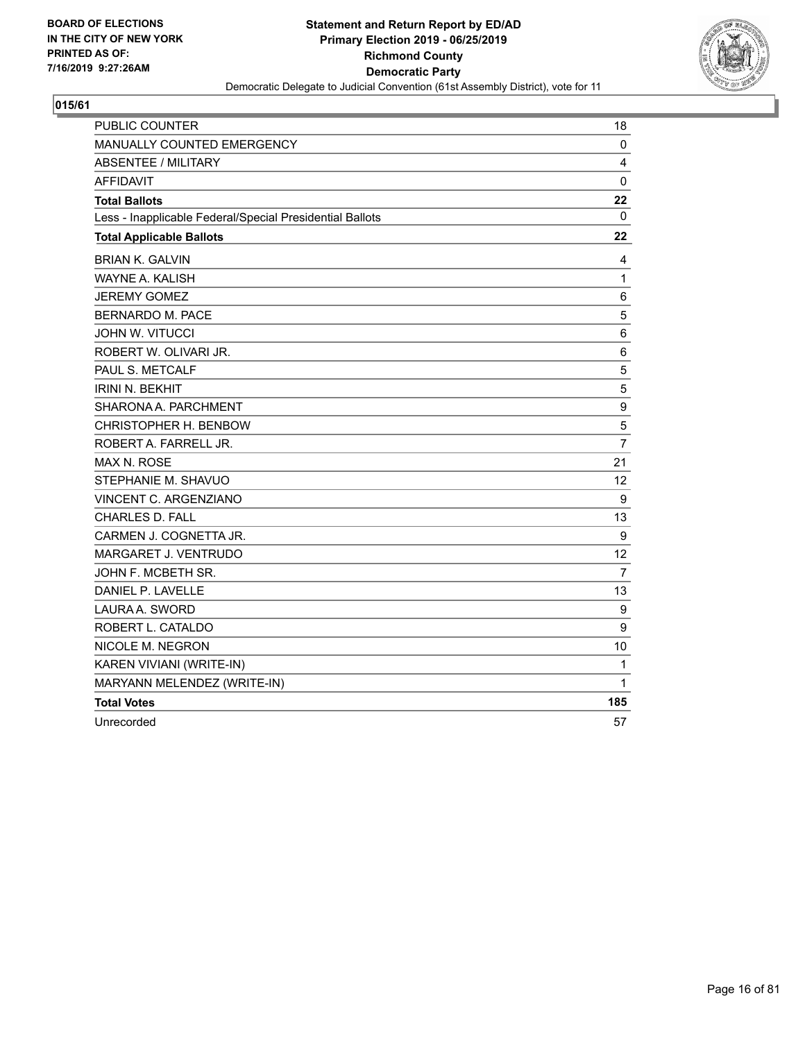BOARD OF ELECTIONS
IN THE CITY OF NEW YORK
PRINTED AS OF:
7/16/2019 9:27:26AM

**Statement and Return Report by ED/AD**
**Primary Election 2019 - 06/25/2019**
**Richmond County**
**Democratic Party**
Democratic Delegate to Judicial Convention (61st Assembly District), vote for 11

**015/61**

| | |
|---|---|
| PUBLIC COUNTER | 18 |
| MANUALLY COUNTED EMERGENCY | 0 |
| ABSENTEE / MILITARY | 4 |
| AFFIDAVIT | 0 |
| **Total Ballots** | **22** |
| Less - Inapplicable Federal/Special Presidential Ballots | 0 |
| **Total Applicable Ballots** | **22** |
| BRIAN K. GALVIN | 4 |
| WAYNE A. KALISH | 1 |
| JEREMY GOMEZ | 6 |
| BERNARDO M. PACE | 5 |
| JOHN W. VITUCCI | 6 |
| ROBERT W. OLIVARI JR. | 6 |
| PAUL S. METCALF | 5 |
| IRINI N. BEKHIT | 5 |
| SHARONA A. PARCHMENT | 9 |
| CHRISTOPHER H. BENBOW | 5 |
| ROBERT A. FARRELL JR. | 7 |
| MAX N. ROSE | 21 |
| STEPHANIE M. SHAVUO | 12 |
| VINCENT C. ARGENZIANO | 9 |
| CHARLES D. FALL | 13 |
| CARMEN J. COGNETTA JR. | 9 |
| MARGARET J. VENTRUDO | 12 |
| JOHN F. MCBETH SR. | 7 |
| DANIEL P. LAVELLE | 13 |
| LAURA A. SWORD | 9 |
| ROBERT L. CATALDO | 9 |
| NICOLE M. NEGRON | 10 |
| KAREN VIVIANI (WRITE-IN) | 1 |
| MARYANN MELENDEZ (WRITE-IN) | 1 |
| **Total Votes** | **185** |
| Unrecorded | 57 |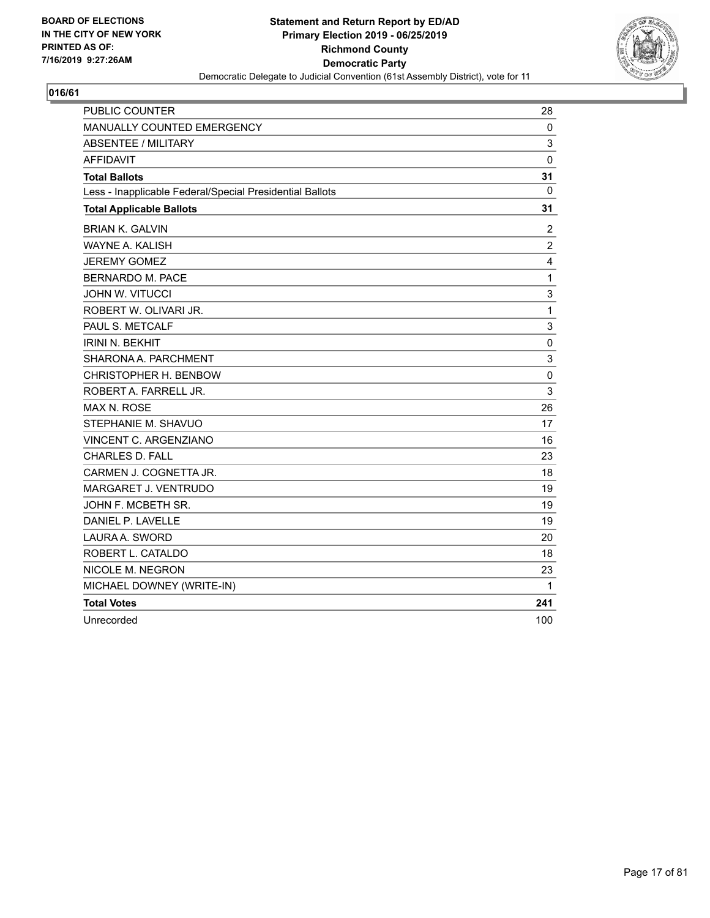BOARD OF ELECTIONS
IN THE CITY OF NEW YORK
PRINTED AS OF:
7/16/2019 9:27:26AM

**Statement and Return Report by ED/AD**
**Primary Election 2019 - 06/25/2019**
**Richmond County**
**Democratic Party**
Democratic Delegate to Judicial Convention (61st Assembly District), vote for 11

## 016/61

| | |
|---|---|
| PUBLIC COUNTER | 28 |
| MANUALLY COUNTED EMERGENCY | 0 |
| ABSENTEE / MILITARY | 3 |
| AFFIDAVIT | 0 |
| **Total Ballots** | **31** |
| Less - Inapplicable Federal/Special Presidential Ballots | 0 |
| **Total Applicable Ballots** | **31** |
| BRIAN K. GALVIN | 2 |
| WAYNE A. KALISH | 2 |
| JEREMY GOMEZ | 4 |
| BERNARDO M. PACE | 1 |
| JOHN W. VITUCCI | 3 |
| ROBERT W. OLIVARI JR. | 1 |
| PAUL S. METCALF | 3 |
| IRINI N. BEKHIT | 0 |
| SHARONA A. PARCHMENT | 3 |
| CHRISTOPHER H. BENBOW | 0 |
| ROBERT A. FARRELL JR. | 3 |
| MAX N. ROSE | 26 |
| STEPHANIE M. SHAVUO | 17 |
| VINCENT C. ARGENZIANO | 16 |
| CHARLES D. FALL | 23 |
| CARMEN J. COGNETTA JR. | 18 |
| MARGARET J. VENTRUDO | 19 |
| JOHN F. MCBETH SR. | 19 |
| DANIEL P. LAVELLE | 19 |
| LAURA A. SWORD | 20 |
| ROBERT L. CATALDO | 18 |
| NICOLE M. NEGRON | 23 |
| MICHAEL DOWNEY (WRITE-IN) | 1 |
| **Total Votes** | **241** |
| Unrecorded | 100 |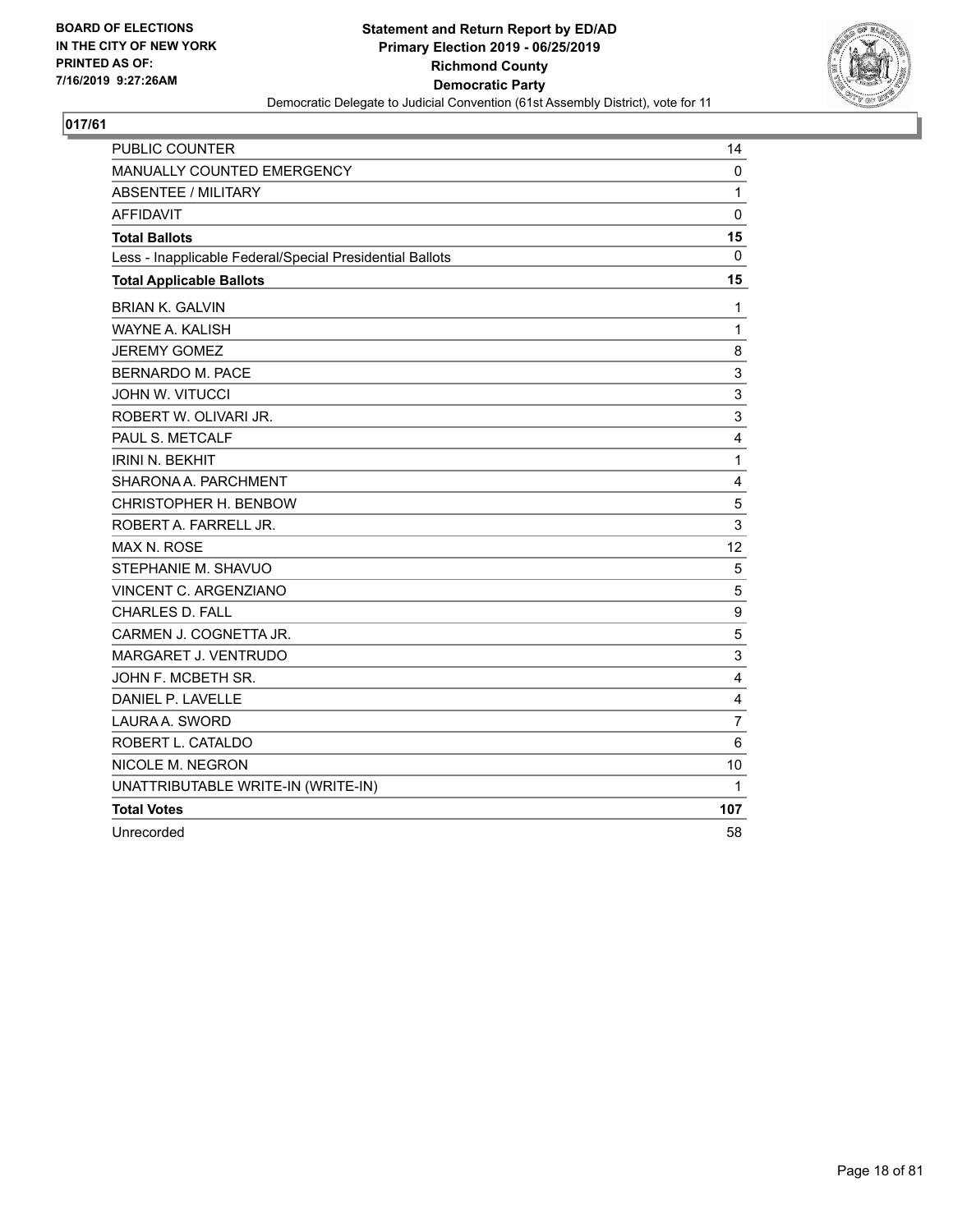BOARD OF ELECTIONS
IN THE CITY OF NEW YORK
PRINTED AS OF:
7/16/2019 9:27:26AM

**Statement and Return Report by ED/AD**
**Primary Election 2019 - 06/25/2019**
**Richmond County**
**Democratic Party**
Democratic Delegate to Judicial Convention (61st Assembly District), vote for 11

## 017/61

| | |
|---|---|
| PUBLIC COUNTER | 14 |
| MANUALLY COUNTED EMERGENCY | 0 |
| ABSENTEE / MILITARY | 1 |
| AFFIDAVIT | 0 |
| **Total Ballots** | **15** |
| Less - Inapplicable Federal/Special Presidential Ballots | 0 |
| **Total Applicable Ballots** | **15** |
| BRIAN K. GALVIN | 1 |
| WAYNE A. KALISH | 1 |
| JEREMY GOMEZ | 8 |
| BERNARDO M. PACE | 3 |
| JOHN W. VITUCCI | 3 |
| ROBERT W. OLIVARI JR. | 3 |
| PAUL S. METCALF | 4 |
| IRINI N. BEKHIT | 1 |
| SHARONA A. PARCHMENT | 4 |
| CHRISTOPHER H. BENBOW | 5 |
| ROBERT A. FARRELL JR. | 3 |
| MAX N. ROSE | 12 |
| STEPHANIE M. SHAVUO | 5 |
| VINCENT C. ARGENZIANO | 5 |
| CHARLES D. FALL | 9 |
| CARMEN J. COGNETTA JR. | 5 |
| MARGARET J. VENTRUDO | 3 |
| JOHN F. MCBETH SR. | 4 |
| DANIEL P. LAVELLE | 4 |
| LAURA A. SWORD | 7 |
| ROBERT L. CATALDO | 6 |
| NICOLE M. NEGRON | 10 |
| UNATTRIBUTABLE WRITE-IN (WRITE-IN) | 1 |
| **Total Votes** | **107** |
| Unrecorded | 58 |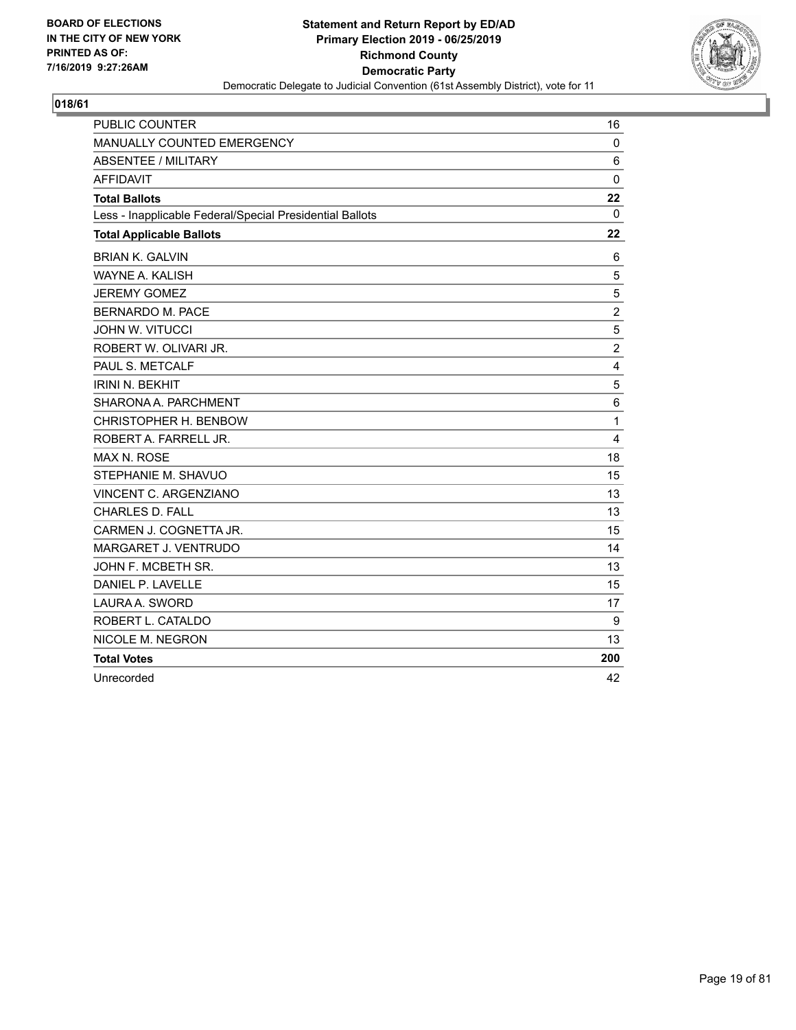BOARD OF ELECTIONS
IN THE CITY OF NEW YORK
PRINTED AS OF:
7/16/2019 9:27:26AM

**Statement and Return Report by ED/AD**
**Primary Election 2019 - 06/25/2019**
**Richmond County**
**Democratic Party**
Democratic Delegate to Judicial Convention (61st Assembly District), vote for 11

## 018/61

| | |
|---|---|
| PUBLIC COUNTER | 16 |
| MANUALLY COUNTED EMERGENCY | 0 |
| ABSENTEE / MILITARY | 6 |
| AFFIDAVIT | 0 |
| **Total Ballots** | **22** |
| Less - Inapplicable Federal/Special Presidential Ballots | 0 |
| **Total Applicable Ballots** | **22** |
| BRIAN K. GALVIN | 6 |
| WAYNE A. KALISH | 5 |
| JEREMY GOMEZ | 5 |
| BERNARDO M. PACE | 2 |
| JOHN W. VITUCCI | 5 |
| ROBERT W. OLIVARI JR. | 2 |
| PAUL S. METCALF | 4 |
| IRINI N. BEKHIT | 5 |
| SHARONA A. PARCHMENT | 6 |
| CHRISTOPHER H. BENBOW | 1 |
| ROBERT A. FARRELL JR. | 4 |
| MAX N. ROSE | 18 |
| STEPHANIE M. SHAVUO | 15 |
| VINCENT C. ARGENZIANO | 13 |
| CHARLES D. FALL | 13 |
| CARMEN J. COGNETTA JR. | 15 |
| MARGARET J. VENTRUDO | 14 |
| JOHN F. MCBETH SR. | 13 |
| DANIEL P. LAVELLE | 15 |
| LAURA A. SWORD | 17 |
| ROBERT L. CATALDO | 9 |
| NICOLE M. NEGRON | 13 |
| **Total Votes** | **200** |
| Unrecorded | 42 |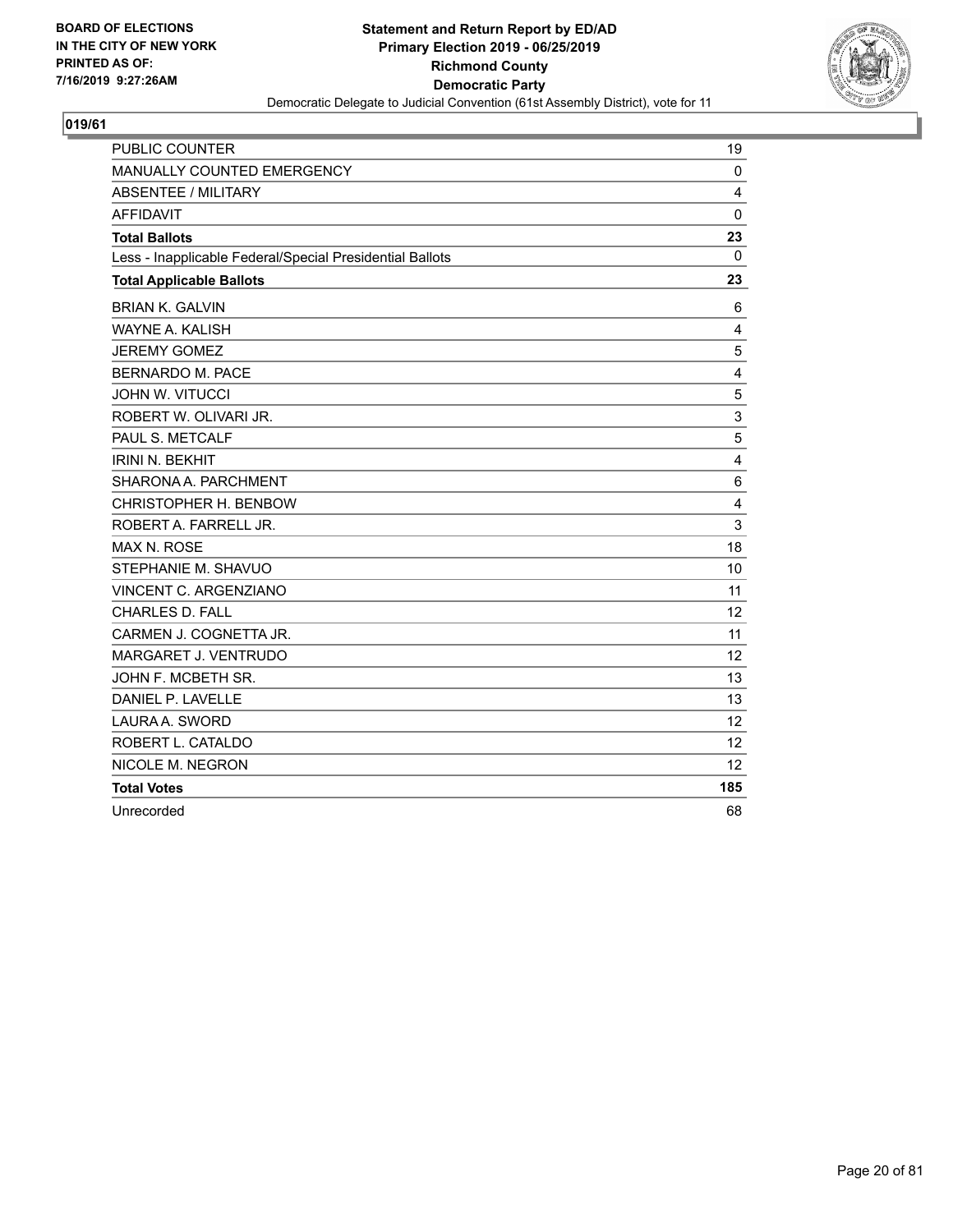BOARD OF ELECTIONS
IN THE CITY OF NEW YORK
PRINTED AS OF:
7/16/2019 9:27:26AM

**Statement and Return Report by ED/AD**
**Primary Election 2019 - 06/25/2019**
**Richmond County**
**Democratic Party**
Democratic Delegate to Judicial Convention (61st Assembly District), vote for 11

**019/61**

| | |
|---|---|
| PUBLIC COUNTER | 19 |
| MANUALLY COUNTED EMERGENCY | 0 |
| ABSENTEE / MILITARY | 4 |
| AFFIDAVIT | 0 |
| **Total Ballots** | **23** |
| Less - Inapplicable Federal/Special Presidential Ballots | 0 |
| **Total Applicable Ballots** | **23** |
| BRIAN K. GALVIN | 6 |
| WAYNE A. KALISH | 4 |
| JEREMY GOMEZ | 5 |
| BERNARDO M. PACE | 4 |
| JOHN W. VITUCCI | 5 |
| ROBERT W. OLIVARI JR. | 3 |
| PAUL S. METCALF | 5 |
| IRINI N. BEKHIT | 4 |
| SHARONA A. PARCHMENT | 6 |
| CHRISTOPHER H. BENBOW | 4 |
| ROBERT A. FARRELL JR. | 3 |
| MAX N. ROSE | 18 |
| STEPHANIE M. SHAVUO | 10 |
| VINCENT C. ARGENZIANO | 11 |
| CHARLES D. FALL | 12 |
| CARMEN J. COGNETTA JR. | 11 |
| MARGARET J. VENTRUDO | 12 |
| JOHN F. MCBETH SR. | 13 |
| DANIEL P. LAVELLE | 13 |
| LAURA A. SWORD | 12 |
| ROBERT L. CATALDO | 12 |
| NICOLE M. NEGRON | 12 |
| **Total Votes** | **185** |
| Unrecorded | 68 |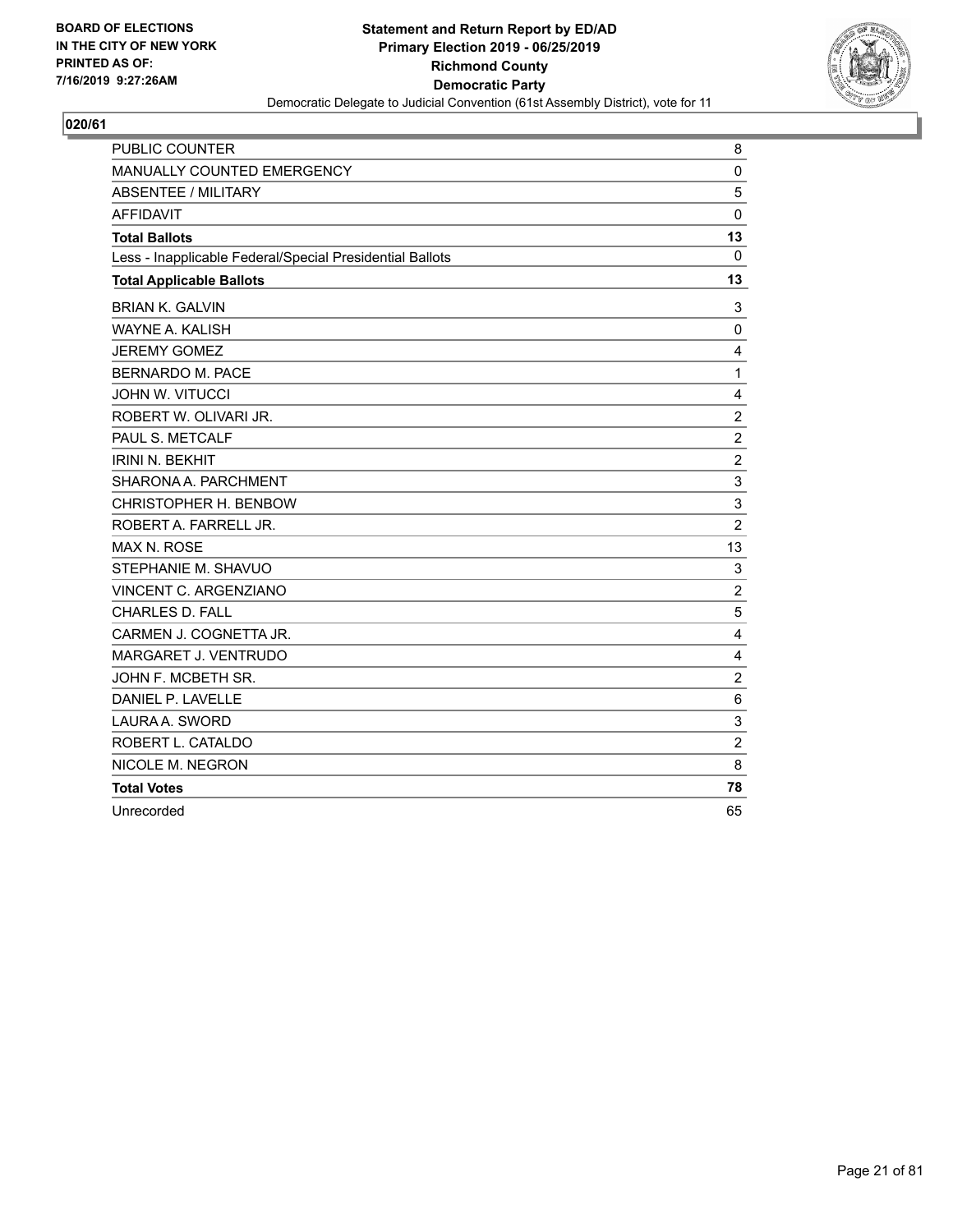BOARD OF ELECTIONS
IN THE CITY OF NEW YORK
PRINTED AS OF:
7/16/2019 9:27:26AM

**Statement and Return Report by ED/AD**
**Primary Election 2019 - 06/25/2019**
**Richmond County**
**Democratic Party**
Democratic Delegate to Judicial Convention (61st Assembly District), vote for 11

## 020/61

| | |
|---|---|
| PUBLIC COUNTER | 8 |
| MANUALLY COUNTED EMERGENCY | 0 |
| ABSENTEE / MILITARY | 5 |
| AFFIDAVIT | 0 |
| **Total Ballots** | **13** |
| Less - Inapplicable Federal/Special Presidential Ballots | 0 |
| **Total Applicable Ballots** | **13** |
| BRIAN K. GALVIN | 3 |
| WAYNE A. KALISH | 0 |
| JEREMY GOMEZ | 4 |
| BERNARDO M. PACE | 1 |
| JOHN W. VITUCCI | 4 |
| ROBERT W. OLIVARI JR. | 2 |
| PAUL S. METCALF | 2 |
| IRINI N. BEKHIT | 2 |
| SHARONA A. PARCHMENT | 3 |
| CHRISTOPHER H. BENBOW | 3 |
| ROBERT A. FARRELL JR. | 2 |
| MAX N. ROSE | 13 |
| STEPHANIE M. SHAVUO | 3 |
| VINCENT C. ARGENZIANO | 2 |
| CHARLES D. FALL | 5 |
| CARMEN J. COGNETTA JR. | 4 |
| MARGARET J. VENTRUDO | 4 |
| JOHN F. MCBETH SR. | 2 |
| DANIEL P. LAVELLE | 6 |
| LAURA A. SWORD | 3 |
| ROBERT L. CATALDO | 2 |
| NICOLE M. NEGRON | 8 |
| **Total Votes** | **78** |
| Unrecorded | 65 |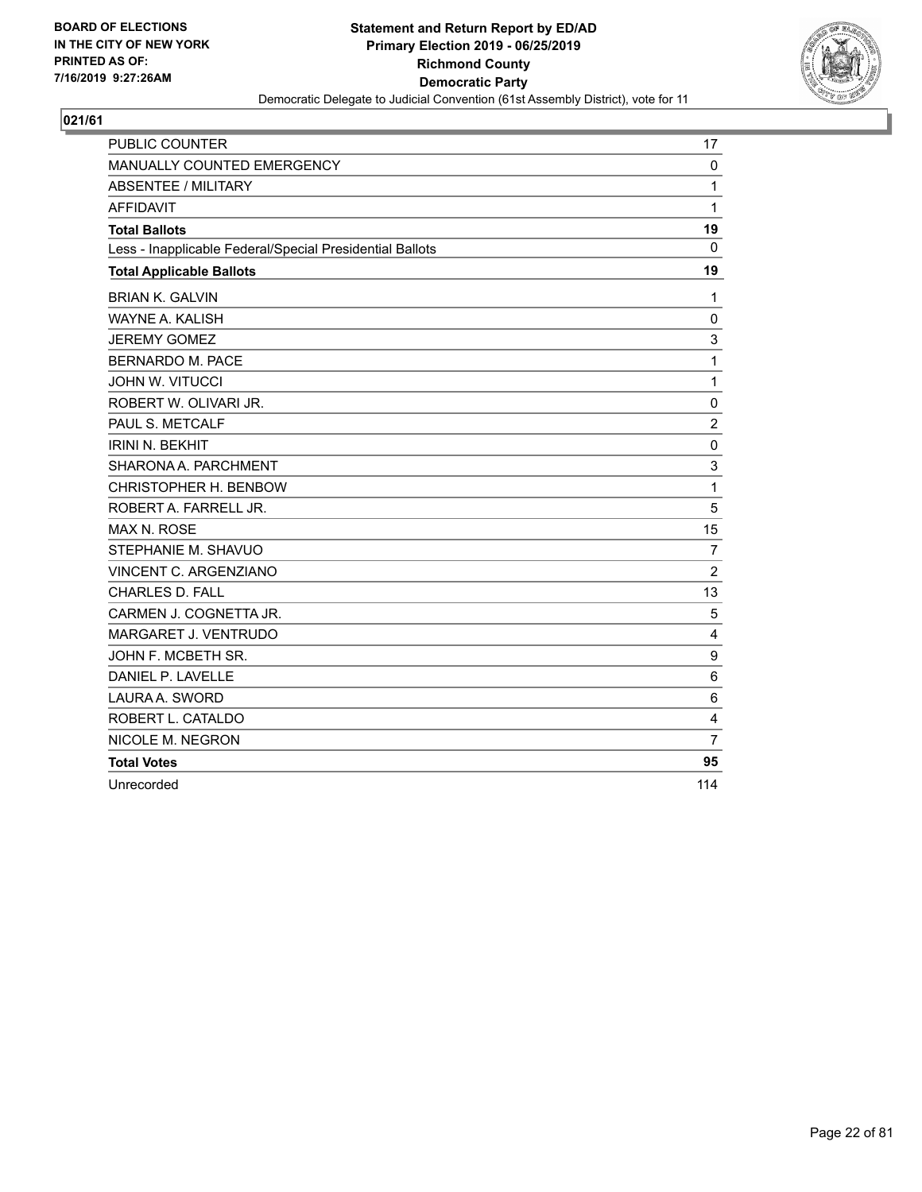BOARD OF ELECTIONS
IN THE CITY OF NEW YORK
PRINTED AS OF:
7/16/2019 9:27:26AM

**Statement and Return Report by ED/AD**
**Primary Election 2019 - 06/25/2019**
**Richmond County**
**Democratic Party**
Democratic Delegate to Judicial Convention (61st Assembly District), vote for 11

## 021/61

| | |
|---|---|
| PUBLIC COUNTER | 17 |
| MANUALLY COUNTED EMERGENCY | 0 |
| ABSENTEE / MILITARY | 1 |
| AFFIDAVIT | 1 |
| **Total Ballots** | **19** |
| Less - Inapplicable Federal/Special Presidential Ballots | 0 |
| **Total Applicable Ballots** | **19** |
| BRIAN K. GALVIN | 1 |
| WAYNE A. KALISH | 0 |
| JEREMY GOMEZ | 3 |
| BERNARDO M. PACE | 1 |
| JOHN W. VITUCCI | 1 |
| ROBERT W. OLIVARI JR. | 0 |
| PAUL S. METCALF | 2 |
| IRINI N. BEKHIT | 0 |
| SHARONA A. PARCHMENT | 3 |
| CHRISTOPHER H. BENBOW | 1 |
| ROBERT A. FARRELL JR. | 5 |
| MAX N. ROSE | 15 |
| STEPHANIE M. SHAVUO | 7 |
| VINCENT C. ARGENZIANO | 2 |
| CHARLES D. FALL | 13 |
| CARMEN J. COGNETTA JR. | 5 |
| MARGARET J. VENTRUDO | 4 |
| JOHN F. MCBETH SR. | 9 |
| DANIEL P. LAVELLE | 6 |
| LAURA A. SWORD | 6 |
| ROBERT L. CATALDO | 4 |
| NICOLE M. NEGRON | 7 |
| **Total Votes** | **95** |
| Unrecorded | 114 |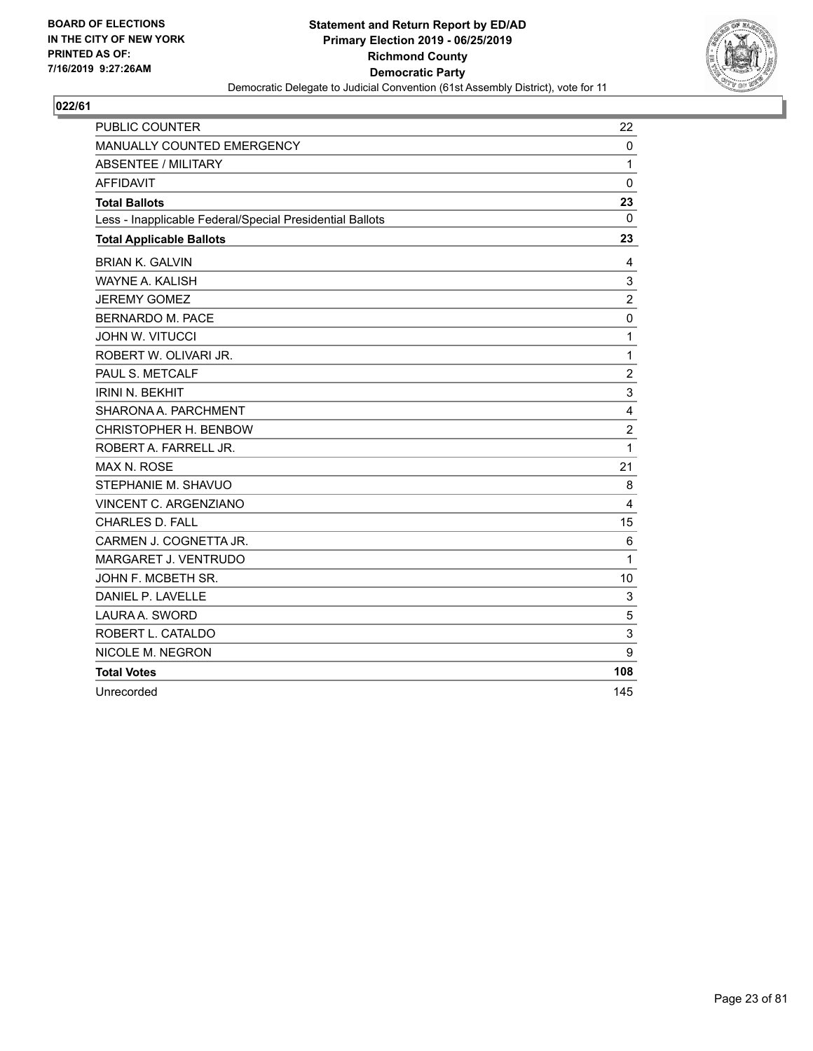BOARD OF ELECTIONS
IN THE CITY OF NEW YORK
PRINTED AS OF:
7/16/2019 9:27:26AM

**Statement and Return Report by ED/AD**
**Primary Election 2019 - 06/25/2019**
**Richmond County**
**Democratic Party**
Democratic Delegate to Judicial Convention (61st Assembly District), vote for 11

**022/61**

| | |
|---|---|
| PUBLIC COUNTER | 22 |
| MANUALLY COUNTED EMERGENCY | 0 |
| ABSENTEE / MILITARY | 1 |
| AFFIDAVIT | 0 |
| **Total Ballots** | **23** |
| Less - Inapplicable Federal/Special Presidential Ballots | 0 |
| **Total Applicable Ballots** | **23** |
| BRIAN K. GALVIN | 4 |
| WAYNE A. KALISH | 3 |
| JEREMY GOMEZ | 2 |
| BERNARDO M. PACE | 0 |
| JOHN W. VITUCCI | 1 |
| ROBERT W. OLIVARI JR. | 1 |
| PAUL S. METCALF | 2 |
| IRINI N. BEKHIT | 3 |
| SHARONA A. PARCHMENT | 4 |
| CHRISTOPHER H. BENBOW | 2 |
| ROBERT A. FARRELL JR. | 1 |
| MAX N. ROSE | 21 |
| STEPHANIE M. SHAVUO | 8 |
| VINCENT C. ARGENZIANO | 4 |
| CHARLES D. FALL | 15 |
| CARMEN J. COGNETTA JR. | 6 |
| MARGARET J. VENTRUDO | 1 |
| JOHN F. MCBETH SR. | 10 |
| DANIEL P. LAVELLE | 3 |
| LAURA A. SWORD | 5 |
| ROBERT L. CATALDO | 3 |
| NICOLE M. NEGRON | 9 |
| **Total Votes** | **108** |
| Unrecorded | 145 |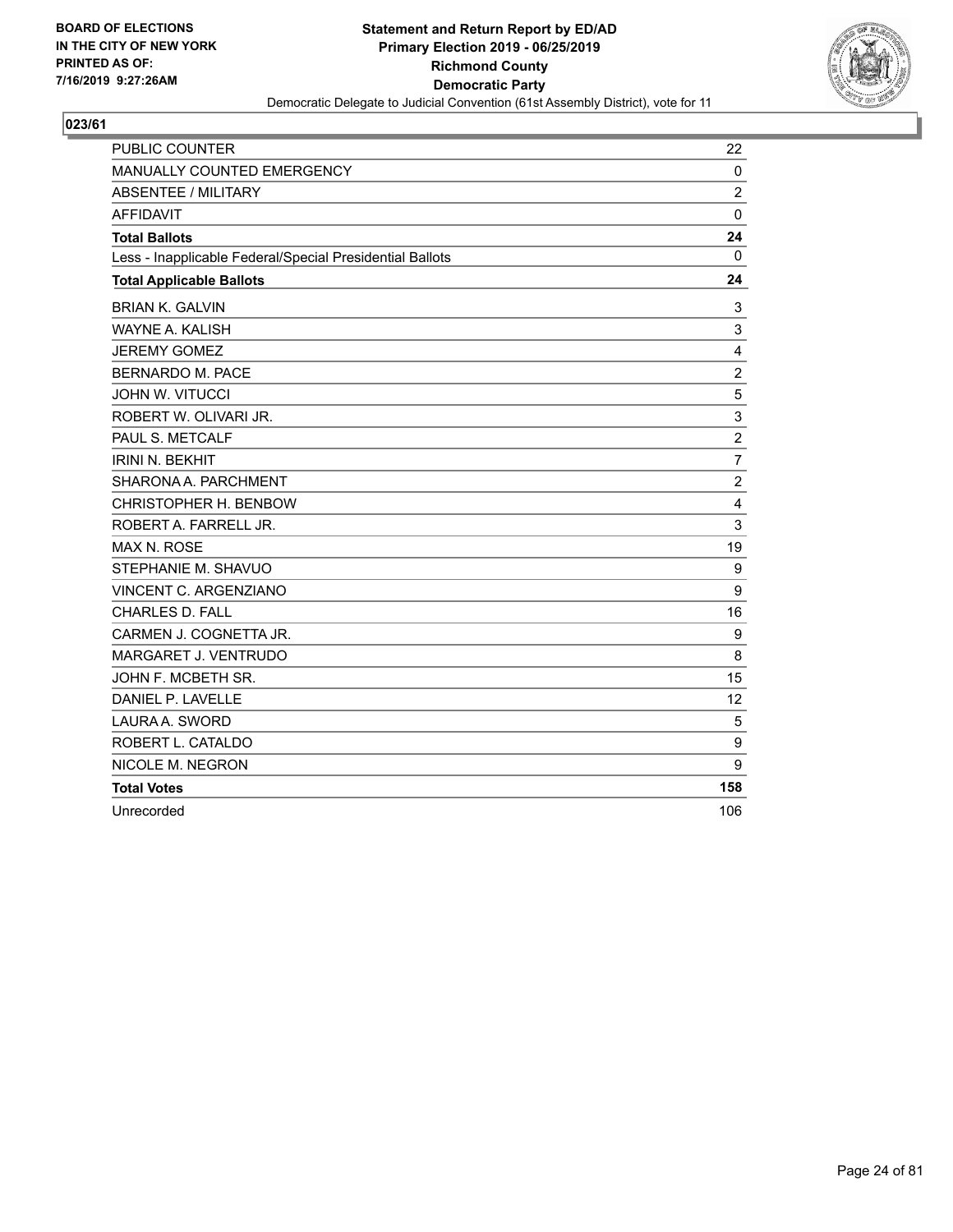**BOARD OF ELECTIONS IN THE CITY OF NEW YORK PRINTED AS OF: 7/16/2019 9:27:26AM**

**Statement and Return Report by ED/AD**
**Primary Election 2019 - 06/25/2019**
**Richmond County**
**Democratic Party**
Democratic Delegate to Judicial Convention (61st Assembly District), vote for 11

**023/61**

| | |
|---|---|
| PUBLIC COUNTER | 22 |
| MANUALLY COUNTED EMERGENCY | 0 |
| ABSENTEE / MILITARY | 2 |
| AFFIDAVIT | 0 |
| **Total Ballots** | **24** |
| Less - Inapplicable Federal/Special Presidential Ballots | 0 |
| **Total Applicable Ballots** | **24** |
| BRIAN K. GALVIN | 3 |
| WAYNE A. KALISH | 3 |
| JEREMY GOMEZ | 4 |
| BERNARDO M. PACE | 2 |
| JOHN W. VITUCCI | 5 |
| ROBERT W. OLIVARI JR. | 3 |
| PAUL S. METCALF | 2 |
| IRINI N. BEKHIT | 7 |
| SHARONA A. PARCHMENT | 2 |
| CHRISTOPHER H. BENBOW | 4 |
| ROBERT A. FARRELL JR. | 3 |
| MAX N. ROSE | 19 |
| STEPHANIE M. SHAVUO | 9 |
| VINCENT C. ARGENZIANO | 9 |
| CHARLES D. FALL | 16 |
| CARMEN J. COGNETTA JR. | 9 |
| MARGARET J. VENTRUDO | 8 |
| JOHN F. MCBETH SR. | 15 |
| DANIEL P. LAVELLE | 12 |
| LAURA A. SWORD | 5 |
| ROBERT L. CATALDO | 9 |
| NICOLE M. NEGRON | 9 |
| **Total Votes** | **158** |
| Unrecorded | 106 |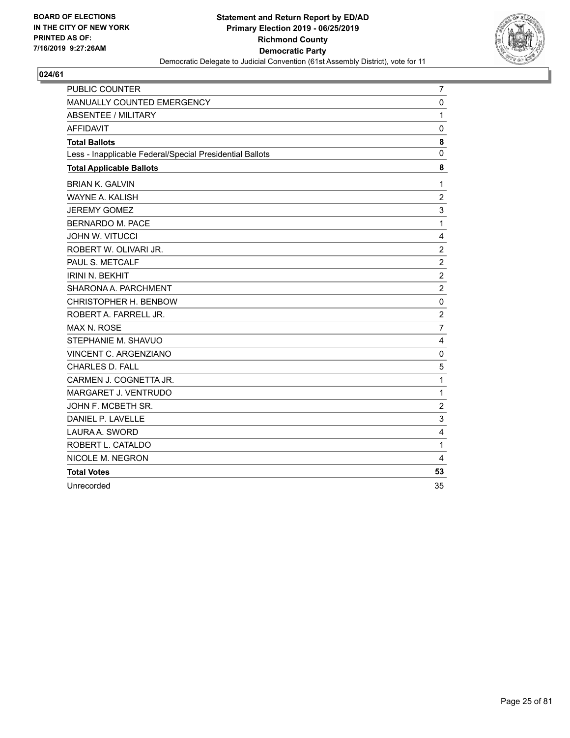**BOARD OF ELECTIONS IN THE CITY OF NEW YORK**
**PRINTED AS OF: 7/16/2019 9:27:26AM**

**Statement and Return Report by ED/AD**
**Primary Election 2019 - 06/25/2019**
**Richmond County**
**Democratic Party**
Democratic Delegate to Judicial Convention (61st Assembly District), vote for 11

**024/61**

| | |
|---|---|
| PUBLIC COUNTER | 7 |
| MANUALLY COUNTED EMERGENCY | 0 |
| ABSENTEE / MILITARY | 1 |
| AFFIDAVIT | 0 |
| **Total Ballots** | **8** |
| Less - Inapplicable Federal/Special Presidential Ballots | 0 |
| **Total Applicable Ballots** | **8** |
| BRIAN K. GALVIN | 1 |
| WAYNE A. KALISH | 2 |
| JEREMY GOMEZ | 3 |
| BERNARDO M. PACE | 1 |
| JOHN W. VITUCCI | 4 |
| ROBERT W. OLIVARI JR. | 2 |
| PAUL S. METCALF | 2 |
| IRINI N. BEKHIT | 2 |
| SHARONA A. PARCHMENT | 2 |
| CHRISTOPHER H. BENBOW | 0 |
| ROBERT A. FARRELL JR. | 2 |
| MAX N. ROSE | 7 |
| STEPHANIE M. SHAVUO | 4 |
| VINCENT C. ARGENZIANO | 0 |
| CHARLES D. FALL | 5 |
| CARMEN J. COGNETTA JR. | 1 |
| MARGARET J. VENTRUDO | 1 |
| JOHN F. MCBETH SR. | 2 |
| DANIEL P. LAVELLE | 3 |
| LAURA A. SWORD | 4 |
| ROBERT L. CATALDO | 1 |
| NICOLE M. NEGRON | 4 |
| **Total Votes** | **53** |
| Unrecorded | 35 |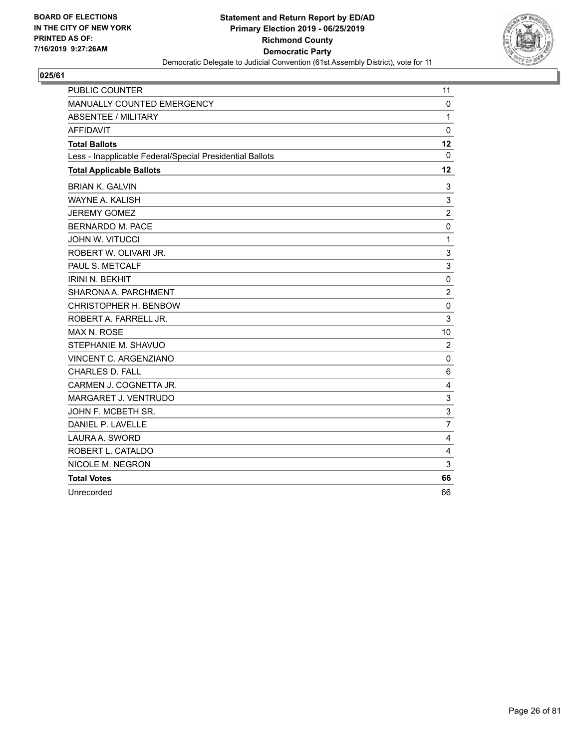**BOARD OF ELECTIONS IN THE CITY OF NEW YORK PRINTED AS OF: 7/16/2019 9:27:26AM**

**Statement and Return Report by ED/AD**
**Primary Election 2019 - 06/25/2019**
**Richmond County**
**Democratic Party**
Democratic Delegate to Judicial Convention (61st Assembly District), vote for 11

## 025/61

| | |
|---|---|
| PUBLIC COUNTER | 11 |
| MANUALLY COUNTED EMERGENCY | 0 |
| ABSENTEE / MILITARY | 1 |
| AFFIDAVIT | 0 |
| **Total Ballots** | **12** |
| Less - Inapplicable Federal/Special Presidential Ballots | 0 |
| **Total Applicable Ballots** | **12** |
| BRIAN K. GALVIN | 3 |
| WAYNE A. KALISH | 3 |
| JEREMY GOMEZ | 2 |
| BERNARDO M. PACE | 0 |
| JOHN W. VITUCCI | 1 |
| ROBERT W. OLIVARI JR. | 3 |
| PAUL S. METCALF | 3 |
| IRINI N. BEKHIT | 0 |
| SHARONA A. PARCHMENT | 2 |
| CHRISTOPHER H. BENBOW | 0 |
| ROBERT A. FARRELL JR. | 3 |
| MAX N. ROSE | 10 |
| STEPHANIE M. SHAVUO | 2 |
| VINCENT C. ARGENZIANO | 0 |
| CHARLES D. FALL | 6 |
| CARMEN J. COGNETTA JR. | 4 |
| MARGARET J. VENTRUDO | 3 |
| JOHN F. MCBETH SR. | 3 |
| DANIEL P. LAVELLE | 7 |
| LAURA A. SWORD | 4 |
| ROBERT L. CATALDO | 4 |
| NICOLE M. NEGRON | 3 |
| **Total Votes** | **66** |
| Unrecorded | 66 |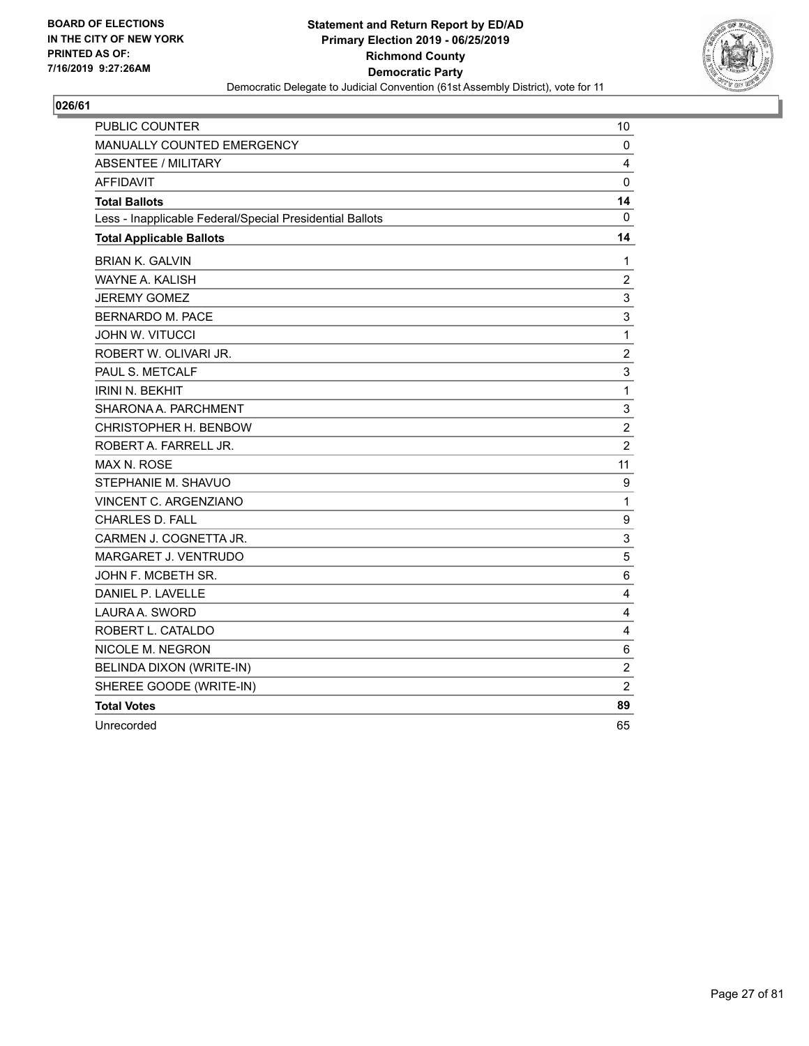BOARD OF ELECTIONS
IN THE CITY OF NEW YORK
PRINTED AS OF:
7/16/2019 9:27:26AM

**Statement and Return Report by ED/AD**
**Primary Election 2019 - 06/25/2019**
**Richmond County**
**Democratic Party**
Democratic Delegate to Judicial Convention (61st Assembly District), vote for 11

## 026/61

| | |
|---|---|
| PUBLIC COUNTER | 10 |
| MANUALLY COUNTED EMERGENCY | 0 |
| ABSENTEE / MILITARY | 4 |
| AFFIDAVIT | 0 |
| **Total Ballots** | **14** |
| Less - Inapplicable Federal/Special Presidential Ballots | 0 |
| **Total Applicable Ballots** | **14** |
| BRIAN K. GALVIN | 1 |
| WAYNE A. KALISH | 2 |
| JEREMY GOMEZ | 3 |
| BERNARDO M. PACE | 3 |
| JOHN W. VITUCCI | 1 |
| ROBERT W. OLIVARI JR. | 2 |
| PAUL S. METCALF | 3 |
| IRINI N. BEKHIT | 1 |
| SHARONA A. PARCHMENT | 3 |
| CHRISTOPHER H. BENBOW | 2 |
| ROBERT A. FARRELL JR. | 2 |
| MAX N. ROSE | 11 |
| STEPHANIE M. SHAVUO | 9 |
| VINCENT C. ARGENZIANO | 1 |
| CHARLES D. FALL | 9 |
| CARMEN J. COGNETTA JR. | 3 |
| MARGARET J. VENTRUDO | 5 |
| JOHN F. MCBETH SR. | 6 |
| DANIEL P. LAVELLE | 4 |
| LAURA A. SWORD | 4 |
| ROBERT L. CATALDO | 4 |
| NICOLE M. NEGRON | 6 |
| BELINDA DIXON (WRITE-IN) | 2 |
| SHEREE GOODE (WRITE-IN) | 2 |
| **Total Votes** | **89** |
| Unrecorded | 65 |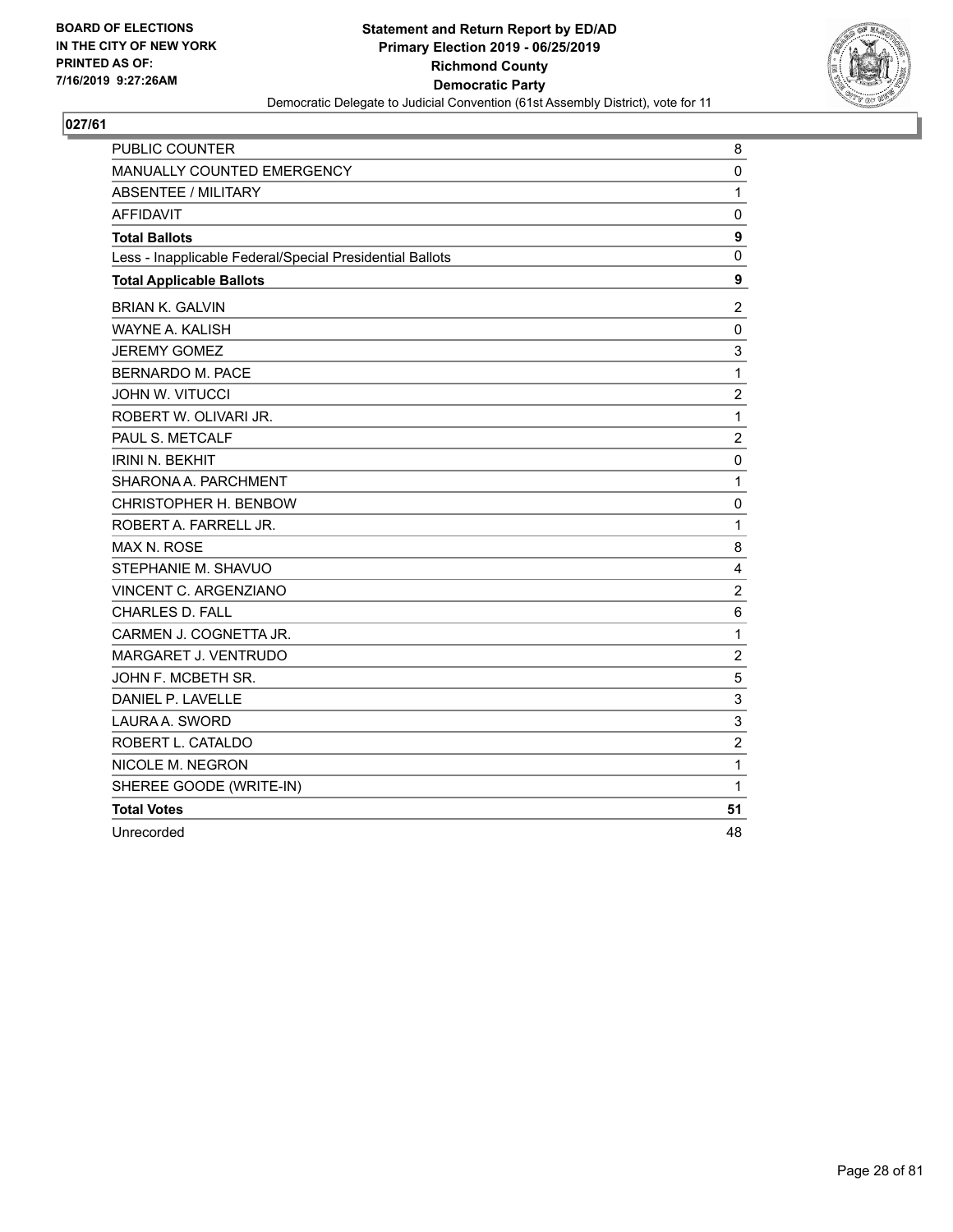BOARD OF ELECTIONS
IN THE CITY OF NEW YORK
PRINTED AS OF:
7/16/2019 9:27:26AM

**Statement and Return Report by ED/AD**
**Primary Election 2019 - 06/25/2019**
**Richmond County**
**Democratic Party**
Democratic Delegate to Judicial Convention (61st Assembly District), vote for 11

## 027/61

| | |
|---|---|
| PUBLIC COUNTER | 8 |
| MANUALLY COUNTED EMERGENCY | 0 |
| ABSENTEE / MILITARY | 1 |
| AFFIDAVIT | 0 |
| **Total Ballots** | **9** |
| Less - Inapplicable Federal/Special Presidential Ballots | 0 |
| **Total Applicable Ballots** | **9** |
| BRIAN K. GALVIN | 2 |
| WAYNE A. KALISH | 0 |
| JEREMY GOMEZ | 3 |
| BERNARDO M. PACE | 1 |
| JOHN W. VITUCCI | 2 |
| ROBERT W. OLIVARI JR. | 1 |
| PAUL S. METCALF | 2 |
| IRINI N. BEKHIT | 0 |
| SHARONA A. PARCHMENT | 1 |
| CHRISTOPHER H. BENBOW | 0 |
| ROBERT A. FARRELL JR. | 1 |
| MAX N. ROSE | 8 |
| STEPHANIE M. SHAVUO | 4 |
| VINCENT C. ARGENZIANO | 2 |
| CHARLES D. FALL | 6 |
| CARMEN J. COGNETTA JR. | 1 |
| MARGARET J. VENTRUDO | 2 |
| JOHN F. MCBETH SR. | 5 |
| DANIEL P. LAVELLE | 3 |
| LAURA A. SWORD | 3 |
| ROBERT L. CATALDO | 2 |
| NICOLE M. NEGRON | 1 |
| SHEREE GOODE (WRITE-IN) | 1 |
| **Total Votes** | **51** |
| Unrecorded | 48 |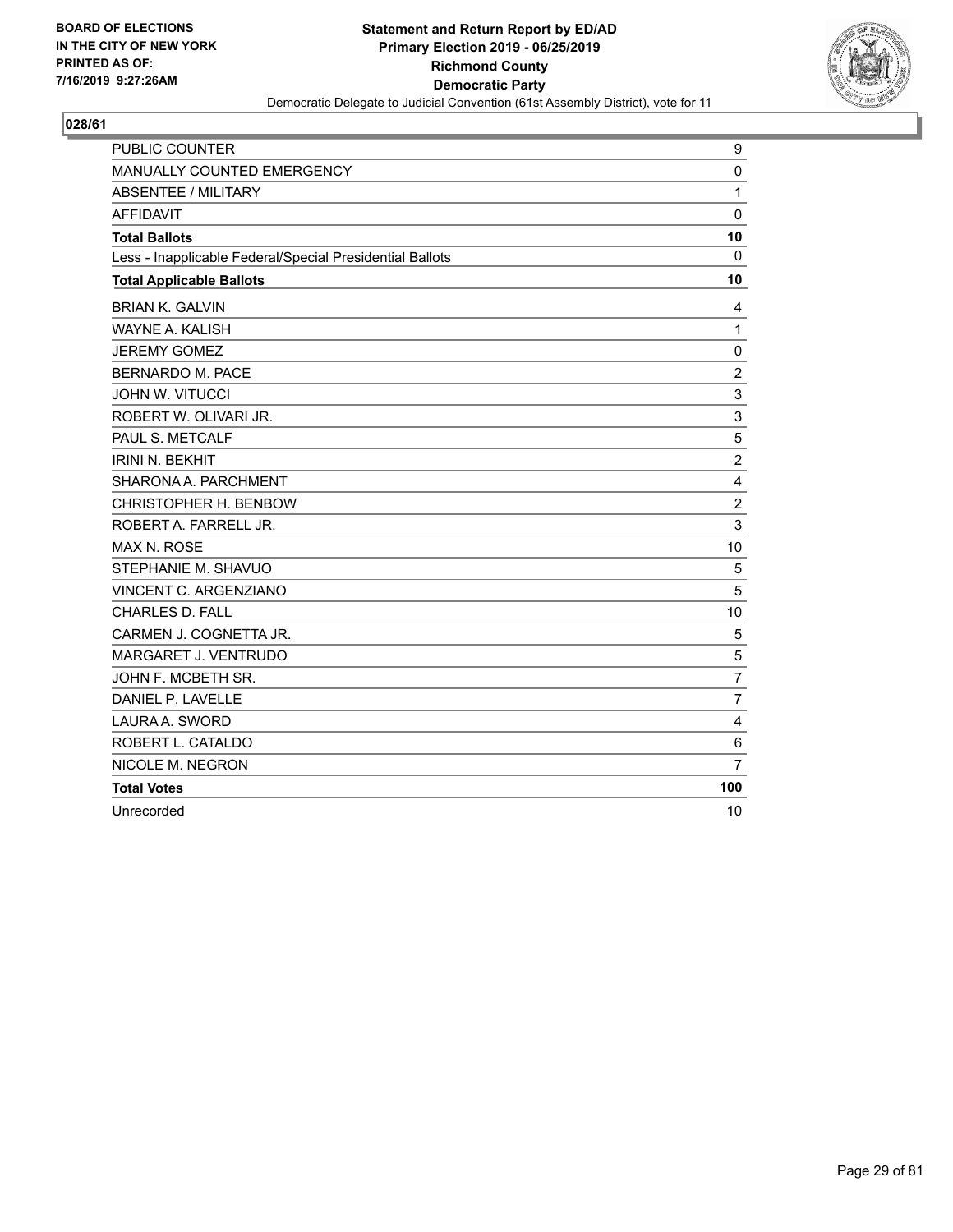**BOARD OF ELECTIONS IN THE CITY OF NEW YORK PRINTED AS OF: 7/16/2019 9:27:26AM**

**Statement and Return Report by ED/AD Primary Election 2019 - 06/25/2019 Richmond County Democratic Party**

Democratic Delegate to Judicial Convention (61st Assembly District), vote for 11

## 028/61

| | |
|---|---|
| PUBLIC COUNTER | 9 |
| MANUALLY COUNTED EMERGENCY | 0 |
| ABSENTEE / MILITARY | 1 |
| AFFIDAVIT | 0 |
| **Total Ballots** | **10** |
| Less - Inapplicable Federal/Special Presidential Ballots | 0 |
| **Total Applicable Ballots** | **10** |
| BRIAN K. GALVIN | 4 |
| WAYNE A. KALISH | 1 |
| JEREMY GOMEZ | 0 |
| BERNARDO M. PACE | 2 |
| JOHN W. VITUCCI | 3 |
| ROBERT W. OLIVARI JR. | 3 |
| PAUL S. METCALF | 5 |
| IRINI N. BEKHIT | 2 |
| SHARONA A. PARCHMENT | 4 |
| CHRISTOPHER H. BENBOW | 2 |
| ROBERT A. FARRELL JR. | 3 |
| MAX N. ROSE | 10 |
| STEPHANIE M. SHAVUO | 5 |
| VINCENT C. ARGENZIANO | 5 |
| CHARLES D. FALL | 10 |
| CARMEN J. COGNETTA JR. | 5 |
| MARGARET J. VENTRUDO | 5 |
| JOHN F. MCBETH SR. | 7 |
| DANIEL P. LAVELLE | 7 |
| LAURA A. SWORD | 4 |
| ROBERT L. CATALDO | 6 |
| NICOLE M. NEGRON | 7 |
| **Total Votes** | **100** |
| Unrecorded | 10 |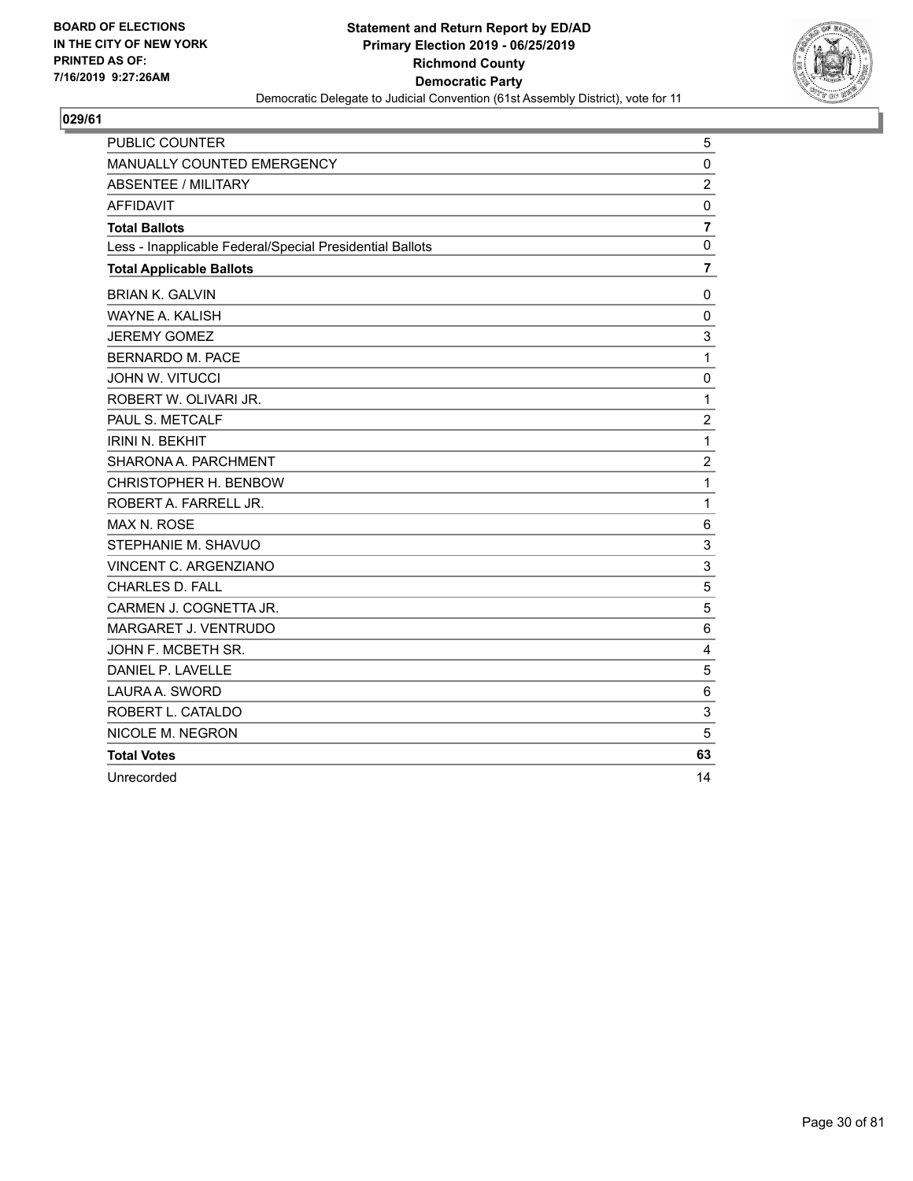BOARD OF ELECTIONS
IN THE CITY OF NEW YORK
PRINTED AS OF:
7/16/2019 9:27:26AM

**Statement and Return Report by ED/AD**
**Primary Election 2019 - 06/25/2019**
**Richmond County**
**Democratic Party**
Democratic Delegate to Judicial Convention (61st Assembly District), vote for 11

## 029/61

| | |
|---|---|
| PUBLIC COUNTER | 5 |
| MANUALLY COUNTED EMERGENCY | 0 |
| ABSENTEE / MILITARY | 2 |
| AFFIDAVIT | 0 |
| **Total Ballots** | **7** |
| Less - Inapplicable Federal/Special Presidential Ballots | 0 |
| **Total Applicable Ballots** | **7** |
| BRIAN K. GALVIN | 0 |
| WAYNE A. KALISH | 0 |
| JEREMY GOMEZ | 3 |
| BERNARDO M. PACE | 1 |
| JOHN W. VITUCCI | 0 |
| ROBERT W. OLIVARI JR. | 1 |
| PAUL S. METCALF | 2 |
| IRINI N. BEKHIT | 1 |
| SHARONA A. PARCHMENT | 2 |
| CHRISTOPHER H. BENBOW | 1 |
| ROBERT A. FARRELL JR. | 1 |
| MAX N. ROSE | 6 |
| STEPHANIE M. SHAVUO | 3 |
| VINCENT C. ARGENZIANO | 3 |
| CHARLES D. FALL | 5 |
| CARMEN J. COGNETTA JR. | 5 |
| MARGARET J. VENTRUDO | 6 |
| JOHN F. MCBETH SR. | 4 |
| DANIEL P. LAVELLE | 5 |
| LAURA A. SWORD | 6 |
| ROBERT L. CATALDO | 3 |
| NICOLE M. NEGRON | 5 |
| **Total Votes** | **63** |
| Unrecorded | 14 |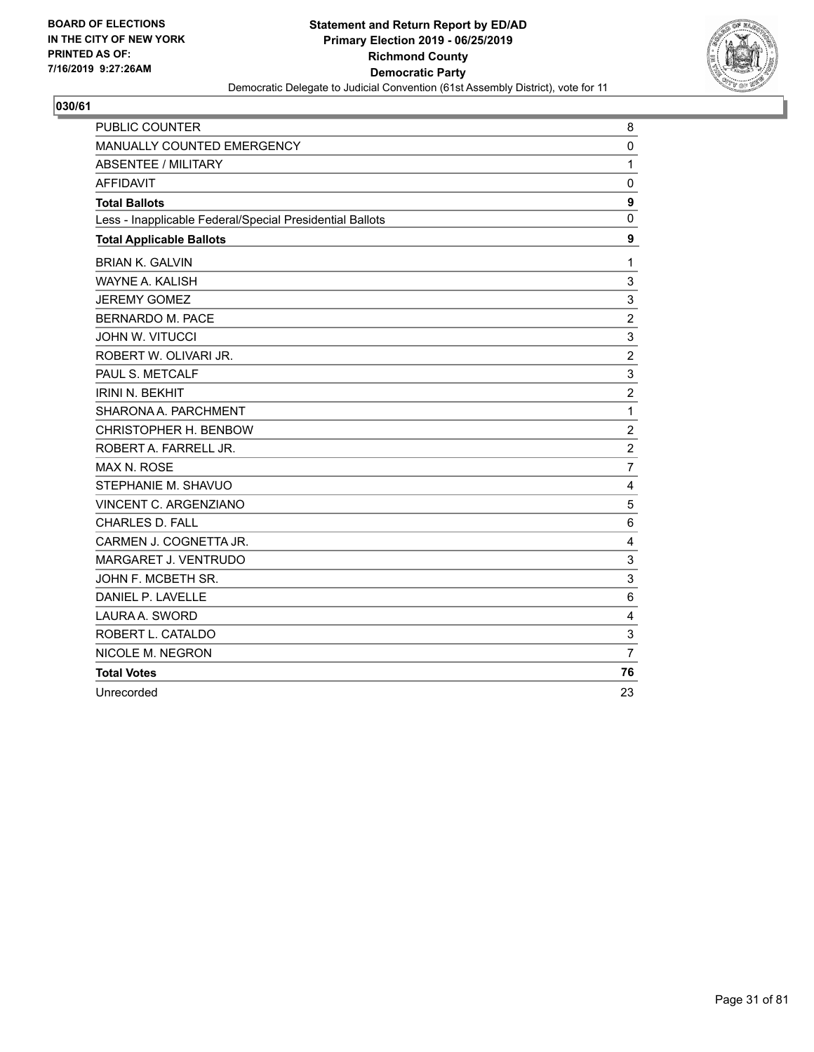**BOARD OF ELECTIONS IN THE CITY OF NEW YORK PRINTED AS OF: 7/16/2019 9:27:26AM**

**Statement and Return Report by ED/AD**
**Primary Election 2019 - 06/25/2019**
**Richmond County**
**Democratic Party**
Democratic Delegate to Judicial Convention (61st Assembly District), vote for 11

**030/61**

| | |
|---|---|
| PUBLIC COUNTER | 8 |
| MANUALLY COUNTED EMERGENCY | 0 |
| ABSENTEE / MILITARY | 1 |
| AFFIDAVIT | 0 |
| **Total Ballots** | **9** |
| Less - Inapplicable Federal/Special Presidential Ballots | 0 |
| **Total Applicable Ballots** | **9** |
| BRIAN K. GALVIN | 1 |
| WAYNE A. KALISH | 3 |
| JEREMY GOMEZ | 3 |
| BERNARDO M. PACE | 2 |
| JOHN W. VITUCCI | 3 |
| ROBERT W. OLIVARI JR. | 2 |
| PAUL S. METCALF | 3 |
| IRINI N. BEKHIT | 2 |
| SHARONA A. PARCHMENT | 1 |
| CHRISTOPHER H. BENBOW | 2 |
| ROBERT A. FARRELL JR. | 2 |
| MAX N. ROSE | 7 |
| STEPHANIE M. SHAVUO | 4 |
| VINCENT C. ARGENZIANO | 5 |
| CHARLES D. FALL | 6 |
| CARMEN J. COGNETTA JR. | 4 |
| MARGARET J. VENTRUDO | 3 |
| JOHN F. MCBETH SR. | 3 |
| DANIEL P. LAVELLE | 6 |
| LAURA A. SWORD | 4 |
| ROBERT L. CATALDO | 3 |
| NICOLE M. NEGRON | 7 |
| **Total Votes** | **76** |
| Unrecorded | 23 |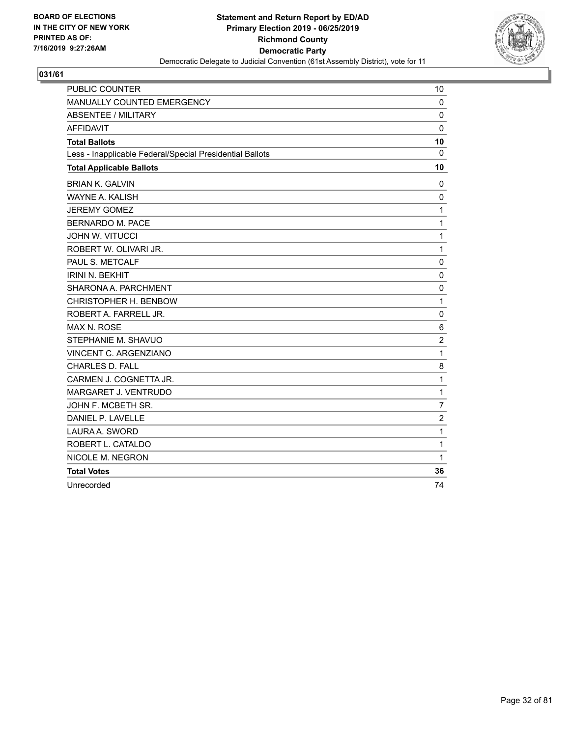BOARD OF ELECTIONS
IN THE CITY OF NEW YORK
PRINTED AS OF:
7/16/2019 9:27:26AM

**Statement and Return Report by ED/AD**
**Primary Election 2019 - 06/25/2019**
**Richmond County**
**Democratic Party**
Democratic Delegate to Judicial Convention (61st Assembly District), vote for 11

## 031/61

| | |
|---|---|
| PUBLIC COUNTER | 10 |
| MANUALLY COUNTED EMERGENCY | 0 |
| ABSENTEE / MILITARY | 0 |
| AFFIDAVIT | 0 |
| **Total Ballots** | **10** |
| Less - Inapplicable Federal/Special Presidential Ballots | 0 |
| **Total Applicable Ballots** | **10** |
| BRIAN K. GALVIN | 0 |
| WAYNE A. KALISH | 0 |
| JEREMY GOMEZ | 1 |
| BERNARDO M. PACE | 1 |
| JOHN W. VITUCCI | 1 |
| ROBERT W. OLIVARI JR. | 1 |
| PAUL S. METCALF | 0 |
| IRINI N. BEKHIT | 0 |
| SHARONA A. PARCHMENT | 0 |
| CHRISTOPHER H. BENBOW | 1 |
| ROBERT A. FARRELL JR. | 0 |
| MAX N. ROSE | 6 |
| STEPHANIE M. SHAVUO | 2 |
| VINCENT C. ARGENZIANO | 1 |
| CHARLES D. FALL | 8 |
| CARMEN J. COGNETTA JR. | 1 |
| MARGARET J. VENTRUDO | 1 |
| JOHN F. MCBETH SR. | 7 |
| DANIEL P. LAVELLE | 2 |
| LAURA A. SWORD | 1 |
| ROBERT L. CATALDO | 1 |
| NICOLE M. NEGRON | 1 |
| **Total Votes** | **36** |
| Unrecorded | 74 |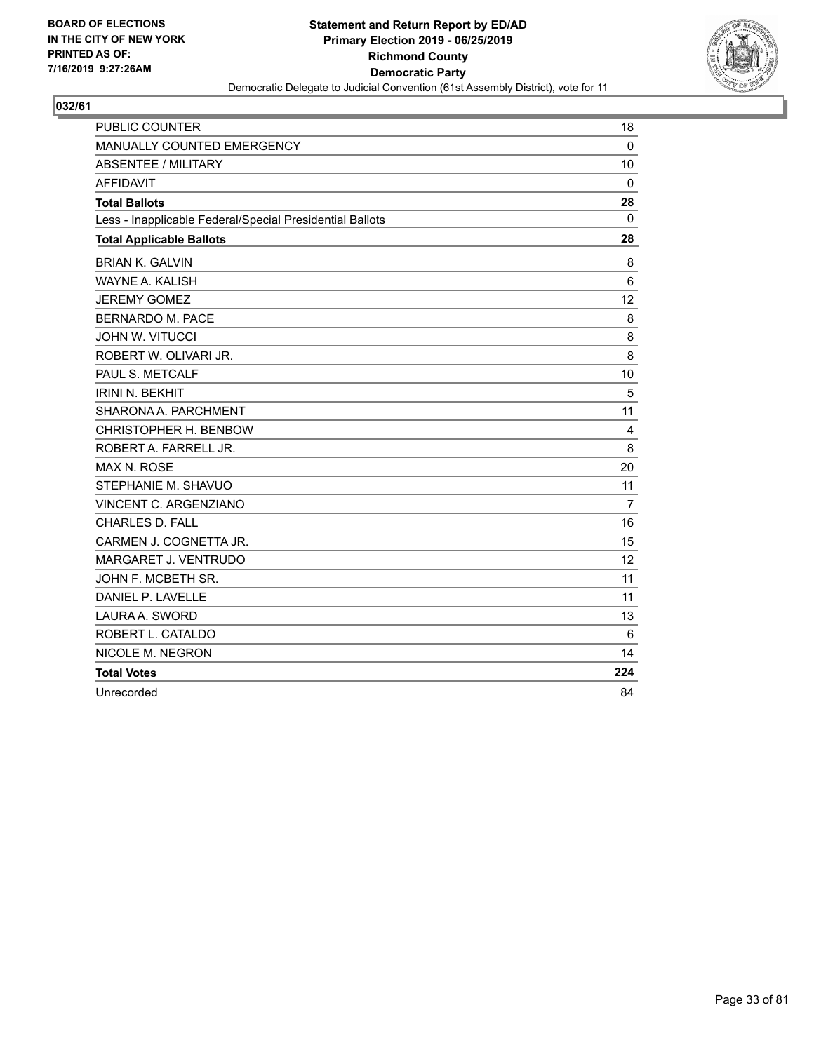BOARD OF ELECTIONS
IN THE CITY OF NEW YORK
PRINTED AS OF:
7/16/2019 9:27:26AM

**Statement and Return Report by ED/AD**
**Primary Election 2019 - 06/25/2019**
**Richmond County**
**Democratic Party**
Democratic Delegate to Judicial Convention (61st Assembly District), vote for 11

## 032/61

| | |
|---|---|
| PUBLIC COUNTER | 18 |
| MANUALLY COUNTED EMERGENCY | 0 |
| ABSENTEE / MILITARY | 10 |
| AFFIDAVIT | 0 |
| **Total Ballots** | **28** |
| Less - Inapplicable Federal/Special Presidential Ballots | 0 |
| **Total Applicable Ballots** | **28** |
| BRIAN K. GALVIN | 8 |
| WAYNE A. KALISH | 6 |
| JEREMY GOMEZ | 12 |
| BERNARDO M. PACE | 8 |
| JOHN W. VITUCCI | 8 |
| ROBERT W. OLIVARI JR. | 8 |
| PAUL S. METCALF | 10 |
| IRINI N. BEKHIT | 5 |
| SHARONA A. PARCHMENT | 11 |
| CHRISTOPHER H. BENBOW | 4 |
| ROBERT A. FARRELL JR. | 8 |
| MAX N. ROSE | 20 |
| STEPHANIE M. SHAVUO | 11 |
| VINCENT C. ARGENZIANO | 7 |
| CHARLES D. FALL | 16 |
| CARMEN J. COGNETTA JR. | 15 |
| MARGARET J. VENTRUDO | 12 |
| JOHN F. MCBETH SR. | 11 |
| DANIEL P. LAVELLE | 11 |
| LAURA A. SWORD | 13 |
| ROBERT L. CATALDO | 6 |
| NICOLE M. NEGRON | 14 |
| **Total Votes** | **224** |
| Unrecorded | 84 |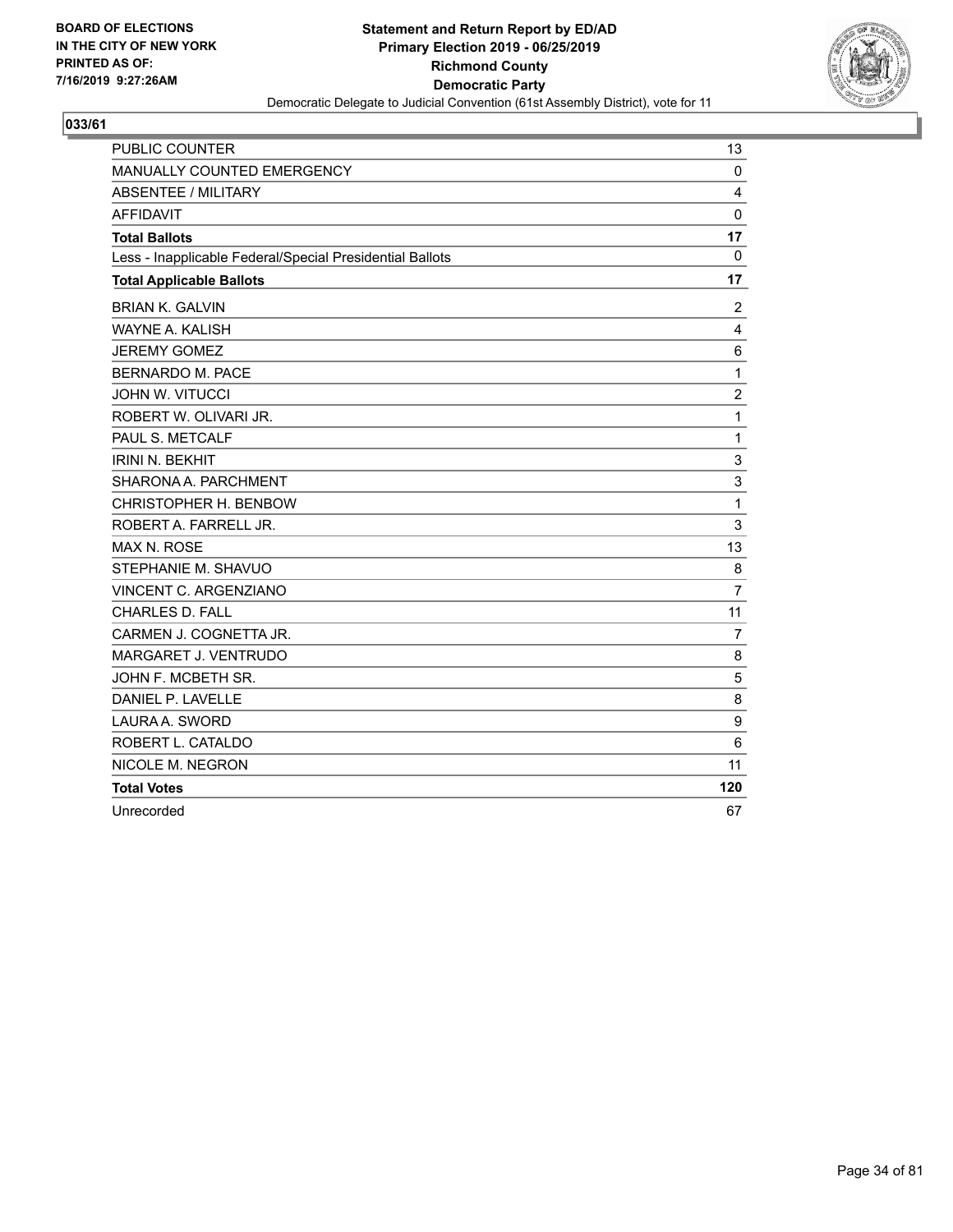**BOARD OF ELECTIONS IN THE CITY OF NEW YORK PRINTED AS OF: 7/16/2019 9:27:26AM**

**Statement and Return Report by ED/AD**
**Primary Election 2019 - 06/25/2019**
**Richmond County**
**Democratic Party**
Democratic Delegate to Judicial Convention (61st Assembly District), vote for 11

## 033/61

| | |
|---|---|
| PUBLIC COUNTER | 13 |
| MANUALLY COUNTED EMERGENCY | 0 |
| ABSENTEE / MILITARY | 4 |
| AFFIDAVIT | 0 |
| **Total Ballots** | **17** |
| Less - Inapplicable Federal/Special Presidential Ballots | 0 |
| **Total Applicable Ballots** | **17** |
| BRIAN K. GALVIN | 2 |
| WAYNE A. KALISH | 4 |
| JEREMY GOMEZ | 6 |
| BERNARDO M. PACE | 1 |
| JOHN W. VITUCCI | 2 |
| ROBERT W. OLIVARI JR. | 1 |
| PAUL S. METCALF | 1 |
| IRINI N. BEKHIT | 3 |
| SHARONA A. PARCHMENT | 3 |
| CHRISTOPHER H. BENBOW | 1 |
| ROBERT A. FARRELL JR. | 3 |
| MAX N. ROSE | 13 |
| STEPHANIE M. SHAVUO | 8 |
| VINCENT C. ARGENZIANO | 7 |
| CHARLES D. FALL | 11 |
| CARMEN J. COGNETTA JR. | 7 |
| MARGARET J. VENTRUDO | 8 |
| JOHN F. MCBETH SR. | 5 |
| DANIEL P. LAVELLE | 8 |
| LAURA A. SWORD | 9 |
| ROBERT L. CATALDO | 6 |
| NICOLE M. NEGRON | 11 |
| **Total Votes** | **120** |
| Unrecorded | 67 |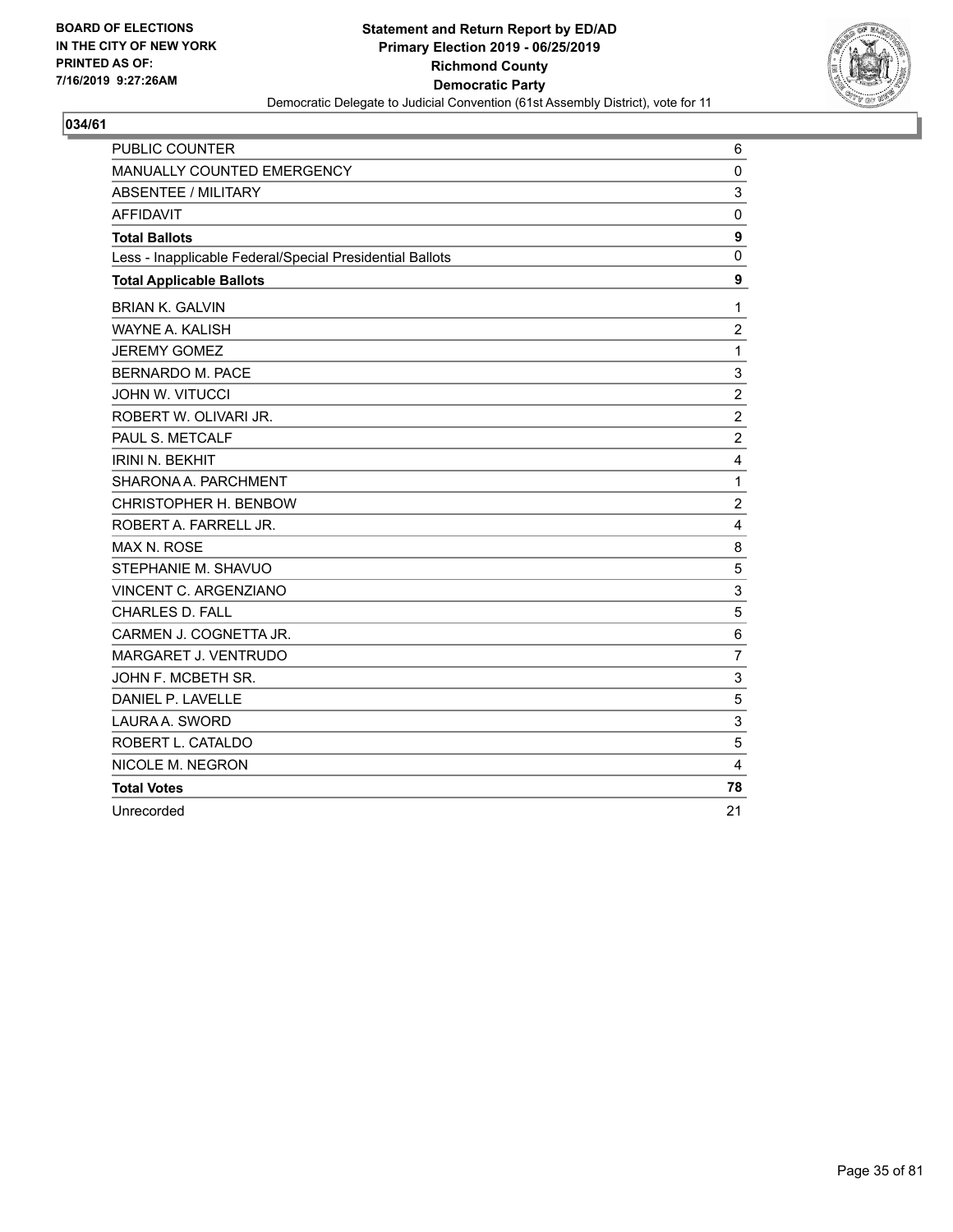BOARD OF ELECTIONS
IN THE CITY OF NEW YORK
PRINTED AS OF:
7/16/2019 9:27:26AM

**Statement and Return Report by ED/AD**
**Primary Election 2019 - 06/25/2019**
**Richmond County**
**Democratic Party**
Democratic Delegate to Judicial Convention (61st Assembly District), vote for 11

**034/61**

| | |
|---|---|
| PUBLIC COUNTER | 6 |
| MANUALLY COUNTED EMERGENCY | 0 |
| ABSENTEE / MILITARY | 3 |
| AFFIDAVIT | 0 |
| **Total Ballots** | **9** |
| Less - Inapplicable Federal/Special Presidential Ballots | 0 |
| **Total Applicable Ballots** | **9** |
| BRIAN K. GALVIN | 1 |
| WAYNE A. KALISH | 2 |
| JEREMY GOMEZ | 1 |
| BERNARDO M. PACE | 3 |
| JOHN W. VITUCCI | 2 |
| ROBERT W. OLIVARI JR. | 2 |
| PAUL S. METCALF | 2 |
| IRINI N. BEKHIT | 4 |
| SHARONA A. PARCHMENT | 1 |
| CHRISTOPHER H. BENBOW | 2 |
| ROBERT A. FARRELL JR. | 4 |
| MAX N. ROSE | 8 |
| STEPHANIE M. SHAVUO | 5 |
| VINCENT C. ARGENZIANO | 3 |
| CHARLES D. FALL | 5 |
| CARMEN J. COGNETTA JR. | 6 |
| MARGARET J. VENTRUDO | 7 |
| JOHN F. MCBETH SR. | 3 |
| DANIEL P. LAVELLE | 5 |
| LAURA A. SWORD | 3 |
| ROBERT L. CATALDO | 5 |
| NICOLE M. NEGRON | 4 |
| **Total Votes** | **78** |
| Unrecorded | 21 |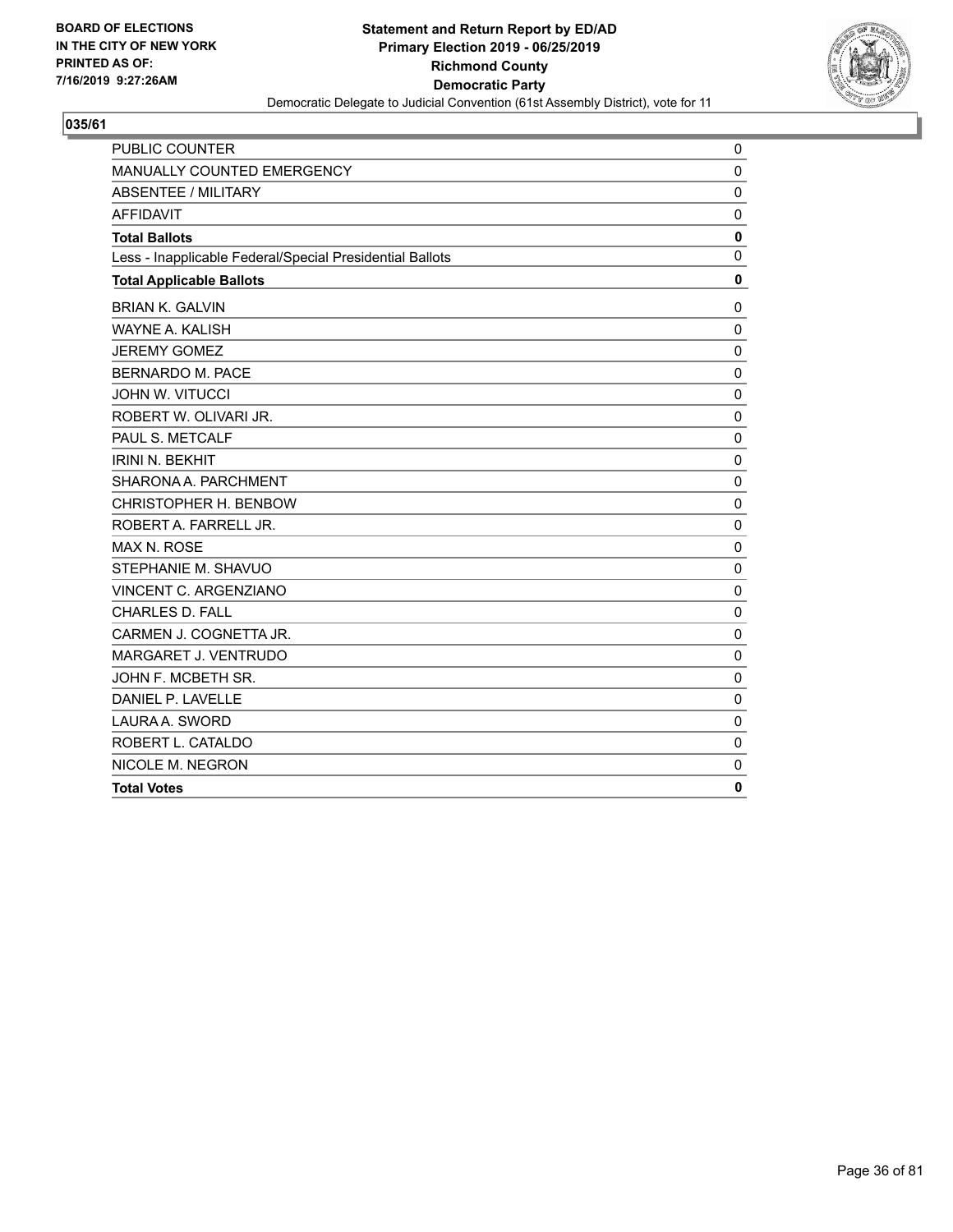**BOARD OF ELECTIONS IN THE CITY OF NEW YORK PRINTED AS OF: 7/16/2019 9:27:26AM**

**Statement and Return Report by ED/AD**
**Primary Election 2019 - 06/25/2019**
**Richmond County**
**Democratic Party**
Democratic Delegate to Judicial Convention (61st Assembly District), vote for 11

## 035/61

| | |
|---|---|
| PUBLIC COUNTER | 0 |
| MANUALLY COUNTED EMERGENCY | 0 |
| ABSENTEE / MILITARY | 0 |
| AFFIDAVIT | 0 |
| **Total Ballots** | **0** |
| Less - Inapplicable Federal/Special Presidential Ballots | 0 |
| **Total Applicable Ballots** | **0** |
| BRIAN K. GALVIN | 0 |
| WAYNE A. KALISH | 0 |
| JEREMY GOMEZ | 0 |
| BERNARDO M. PACE | 0 |
| JOHN W. VITUCCI | 0 |
| ROBERT W. OLIVARI JR. | 0 |
| PAUL S. METCALF | 0 |
| IRINI N. BEKHIT | 0 |
| SHARONA A. PARCHMENT | 0 |
| CHRISTOPHER H. BENBOW | 0 |
| ROBERT A. FARRELL JR. | 0 |
| MAX N. ROSE | 0 |
| STEPHANIE M. SHAVUO | 0 |
| VINCENT C. ARGENZIANO | 0 |
| CHARLES D. FALL | 0 |
| CARMEN J. COGNETTA JR. | 0 |
| MARGARET J. VENTRUDO | 0 |
| JOHN F. MCBETH SR. | 0 |
| DANIEL P. LAVELLE | 0 |
| LAURA A. SWORD | 0 |
| ROBERT L. CATALDO | 0 |
| NICOLE M. NEGRON | 0 |
| **Total Votes** | **0** |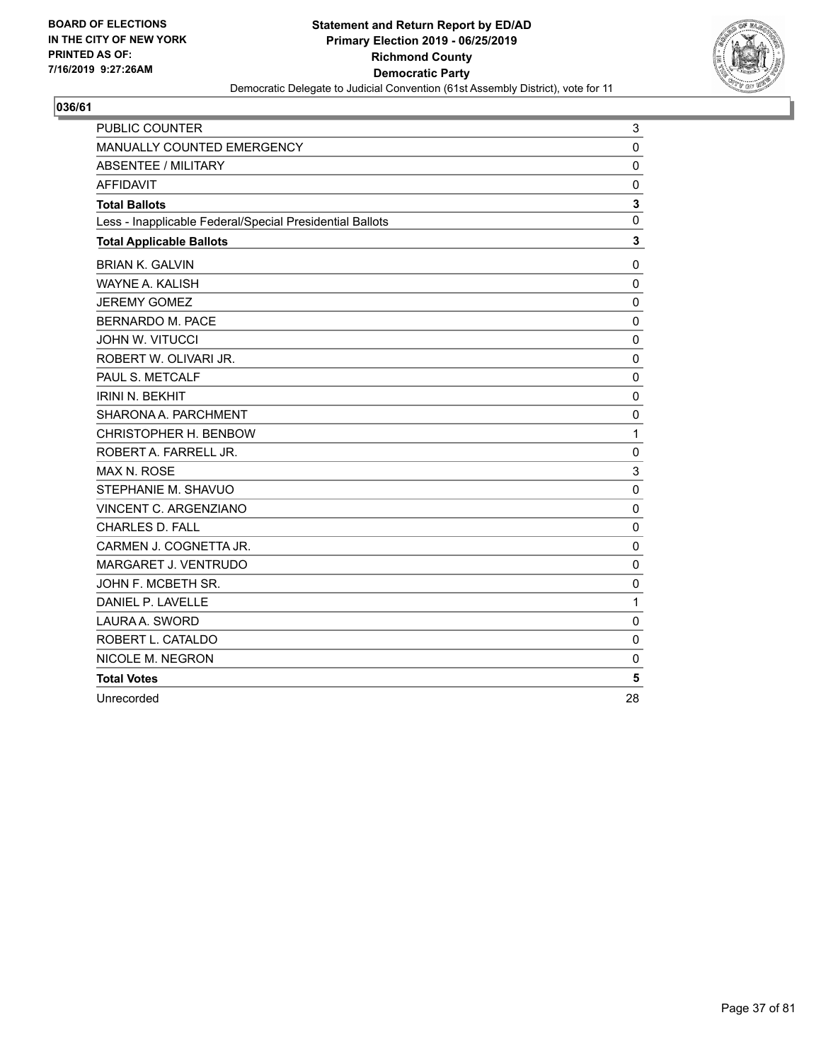**BOARD OF ELECTIONS IN THE CITY OF NEW YORK PRINTED AS OF: 7/16/2019 9:27:26AM**

**Statement and Return Report by ED/AD**
**Primary Election 2019 - 06/25/2019**
**Richmond County**
**Democratic Party**
Democratic Delegate to Judicial Convention (61st Assembly District), vote for 11

## 036/61

| | |
|---|---|
| PUBLIC COUNTER | 3 |
| MANUALLY COUNTED EMERGENCY | 0 |
| ABSENTEE / MILITARY | 0 |
| AFFIDAVIT | 0 |
| **Total Ballots** | **3** |
| Less - Inapplicable Federal/Special Presidential Ballots | 0 |
| **Total Applicable Ballots** | **3** |
| BRIAN K. GALVIN | 0 |
| WAYNE A. KALISH | 0 |
| JEREMY GOMEZ | 0 |
| BERNARDO M. PACE | 0 |
| JOHN W. VITUCCI | 0 |
| ROBERT W. OLIVARI JR. | 0 |
| PAUL S. METCALF | 0 |
| IRINI N. BEKHIT | 0 |
| SHARONA A. PARCHMENT | 0 |
| CHRISTOPHER H. BENBOW | 1 |
| ROBERT A. FARRELL JR. | 0 |
| MAX N. ROSE | 3 |
| STEPHANIE M. SHAVUO | 0 |
| VINCENT C. ARGENZIANO | 0 |
| CHARLES D. FALL | 0 |
| CARMEN J. COGNETTA JR. | 0 |
| MARGARET J. VENTRUDO | 0 |
| JOHN F. MCBETH SR. | 0 |
| DANIEL P. LAVELLE | 1 |
| LAURA A. SWORD | 0 |
| ROBERT L. CATALDO | 0 |
| NICOLE M. NEGRON | 0 |
| **Total Votes** | **5** |
| Unrecorded | 28 |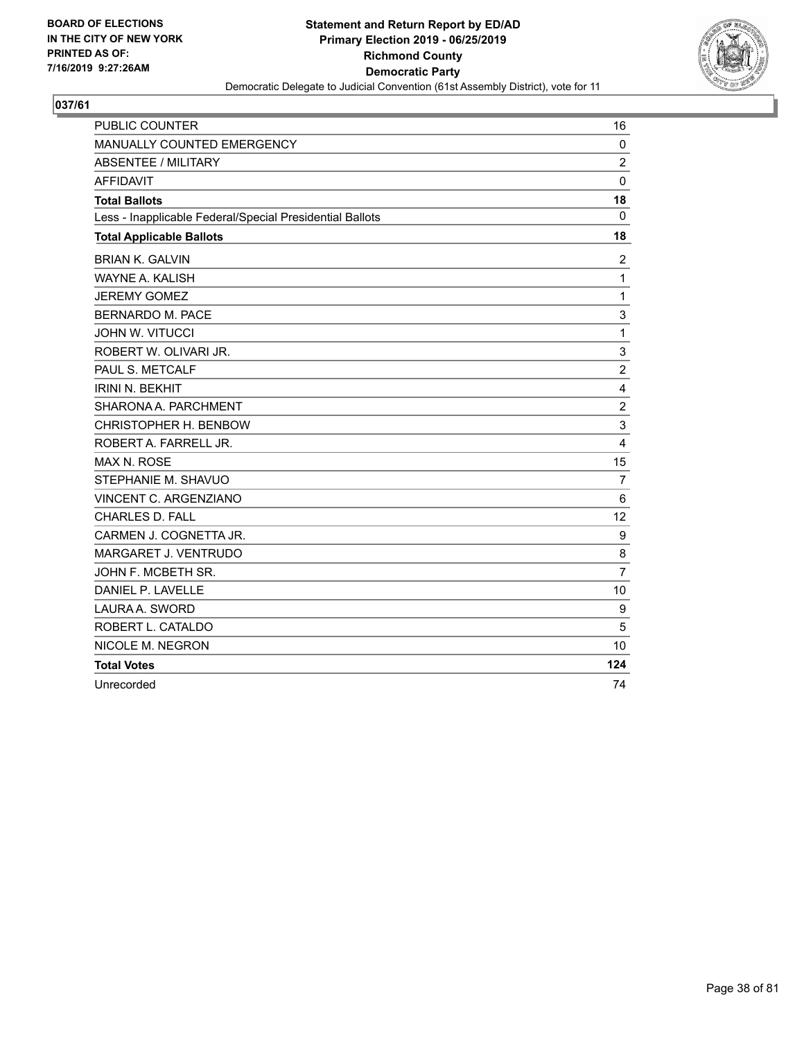BOARD OF ELECTIONS
IN THE CITY OF NEW YORK
PRINTED AS OF:
7/16/2019 9:27:26AM

**Statement and Return Report by ED/AD**
**Primary Election 2019 - 06/25/2019**
**Richmond County**
**Democratic Party**
Democratic Delegate to Judicial Convention (61st Assembly District), vote for 11

## 037/61

| | |
|---|---|
| PUBLIC COUNTER | 16 |
| MANUALLY COUNTED EMERGENCY | 0 |
| ABSENTEE / MILITARY | 2 |
| AFFIDAVIT | 0 |
| **Total Ballots** | **18** |
| Less - Inapplicable Federal/Special Presidential Ballots | 0 |
| **Total Applicable Ballots** | **18** |
| BRIAN K. GALVIN | 2 |
| WAYNE A. KALISH | 1 |
| JEREMY GOMEZ | 1 |
| BERNARDO M. PACE | 3 |
| JOHN W. VITUCCI | 1 |
| ROBERT W. OLIVARI JR. | 3 |
| PAUL S. METCALF | 2 |
| IRINI N. BEKHIT | 4 |
| SHARONA A. PARCHMENT | 2 |
| CHRISTOPHER H. BENBOW | 3 |
| ROBERT A. FARRELL JR. | 4 |
| MAX N. ROSE | 15 |
| STEPHANIE M. SHAVUO | 7 |
| VINCENT C. ARGENZIANO | 6 |
| CHARLES D. FALL | 12 |
| CARMEN J. COGNETTA JR. | 9 |
| MARGARET J. VENTRUDO | 8 |
| JOHN F. MCBETH SR. | 7 |
| DANIEL P. LAVELLE | 10 |
| LAURA A. SWORD | 9 |
| ROBERT L. CATALDO | 5 |
| NICOLE M. NEGRON | 10 |
| **Total Votes** | **124** |
| Unrecorded | 74 |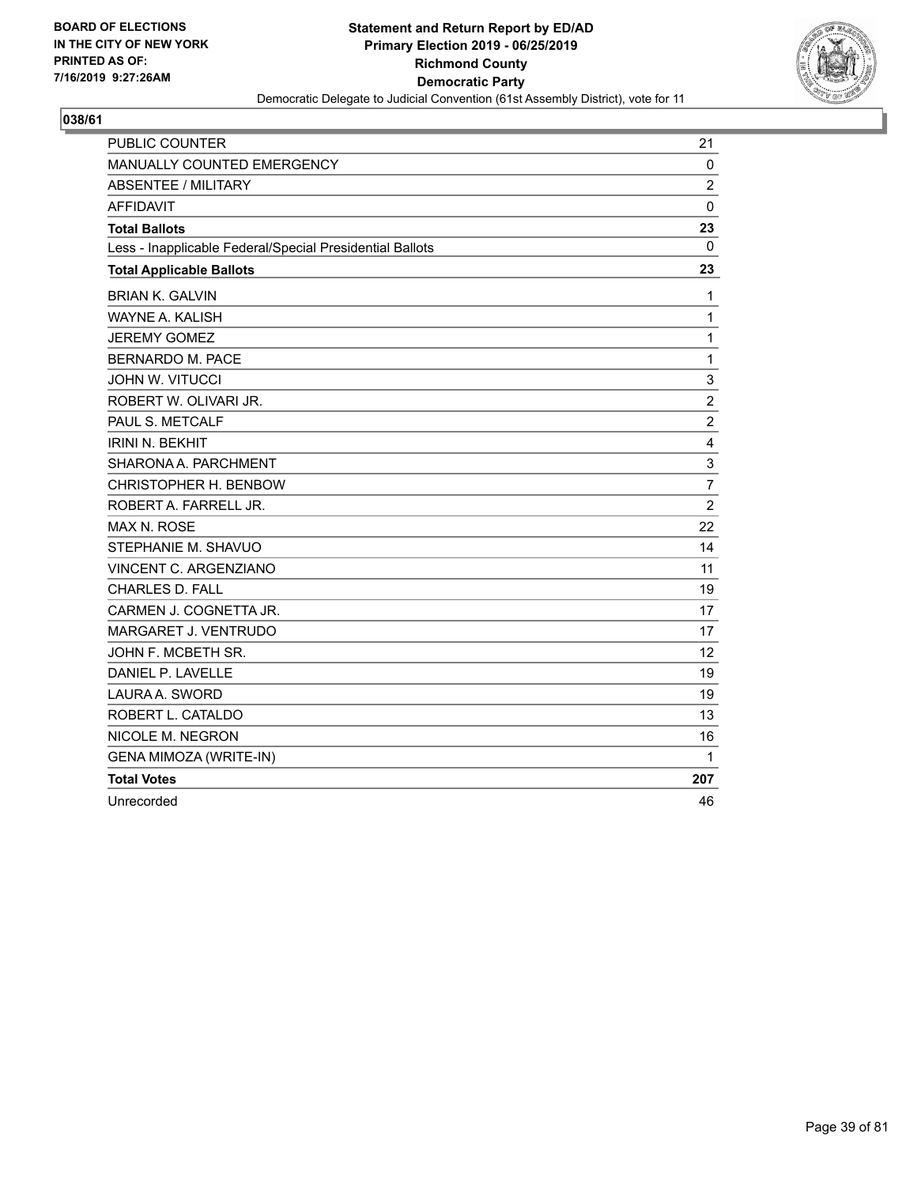BOARD OF ELECTIONS
IN THE CITY OF NEW YORK
PRINTED AS OF:
7/16/2019 9:27:26AM

**Statement and Return Report by ED/AD**
**Primary Election 2019 - 06/25/2019**
**Richmond County**
**Democratic Party**
Democratic Delegate to Judicial Convention (61st Assembly District), vote for 11

## 038/61

| | |
|---|---|
| PUBLIC COUNTER | 21 |
| MANUALLY COUNTED EMERGENCY | 0 |
| ABSENTEE / MILITARY | 2 |
| AFFIDAVIT | 0 |
| **Total Ballots** | **23** |
| Less - Inapplicable Federal/Special Presidential Ballots | 0 |
| **Total Applicable Ballots** | **23** |
| BRIAN K. GALVIN | 1 |
| WAYNE A. KALISH | 1 |
| JEREMY GOMEZ | 1 |
| BERNARDO M. PACE | 1 |
| JOHN W. VITUCCI | 3 |
| ROBERT W. OLIVARI JR. | 2 |
| PAUL S. METCALF | 2 |
| IRINI N. BEKHIT | 4 |
| SHARONA A. PARCHMENT | 3 |
| CHRISTOPHER H. BENBOW | 7 |
| ROBERT A. FARRELL JR. | 2 |
| MAX N. ROSE | 22 |
| STEPHANIE M. SHAVUO | 14 |
| VINCENT C. ARGENZIANO | 11 |
| CHARLES D. FALL | 19 |
| CARMEN J. COGNETTA JR. | 17 |
| MARGARET J. VENTRUDO | 17 |
| JOHN F. MCBETH SR. | 12 |
| DANIEL P. LAVELLE | 19 |
| LAURA A. SWORD | 19 |
| ROBERT L. CATALDO | 13 |
| NICOLE M. NEGRON | 16 |
| GENA MIMOZA (WRITE-IN) | 1 |
| **Total Votes** | **207** |
| Unrecorded | 46 |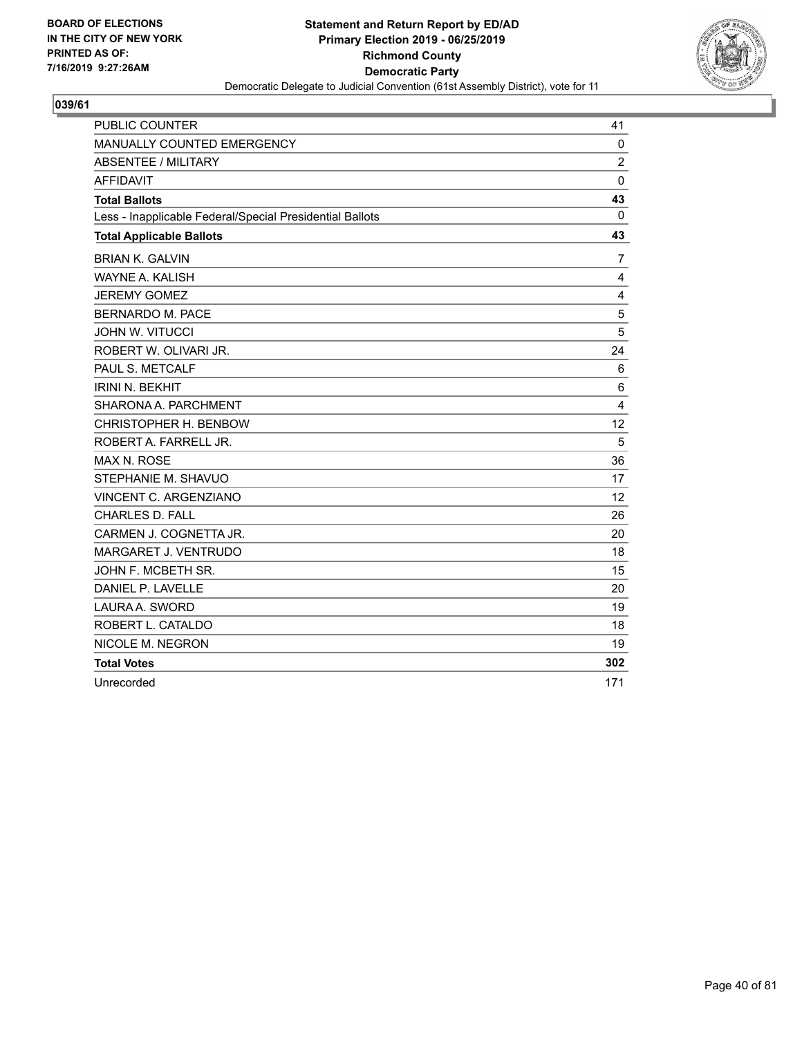BOARD OF ELECTIONS
IN THE CITY OF NEW YORK
PRINTED AS OF:
7/16/2019 9:27:26AM

**Statement and Return Report by ED/AD**
**Primary Election 2019 - 06/25/2019**
**Richmond County**
**Democratic Party**
Democratic Delegate to Judicial Convention (61st Assembly District), vote for 11

**039/61**

| | |
|---|---|
| PUBLIC COUNTER | 41 |
| MANUALLY COUNTED EMERGENCY | 0 |
| ABSENTEE / MILITARY | 2 |
| AFFIDAVIT | 0 |
| **Total Ballots** | **43** |
| Less - Inapplicable Federal/Special Presidential Ballots | 0 |
| **Total Applicable Ballots** | **43** |
| BRIAN K. GALVIN | 7 |
| WAYNE A. KALISH | 4 |
| JEREMY GOMEZ | 4 |
| BERNARDO M. PACE | 5 |
| JOHN W. VITUCCI | 5 |
| ROBERT W. OLIVARI JR. | 24 |
| PAUL S. METCALF | 6 |
| IRINI N. BEKHIT | 6 |
| SHARONA A. PARCHMENT | 4 |
| CHRISTOPHER H. BENBOW | 12 |
| ROBERT A. FARRELL JR. | 5 |
| MAX N. ROSE | 36 |
| STEPHANIE M. SHAVUO | 17 |
| VINCENT C. ARGENZIANO | 12 |
| CHARLES D. FALL | 26 |
| CARMEN J. COGNETTA JR. | 20 |
| MARGARET J. VENTRUDO | 18 |
| JOHN F. MCBETH SR. | 15 |
| DANIEL P. LAVELLE | 20 |
| LAURA A. SWORD | 19 |
| ROBERT L. CATALDO | 18 |
| NICOLE M. NEGRON | 19 |
| **Total Votes** | **302** |
| Unrecorded | 171 |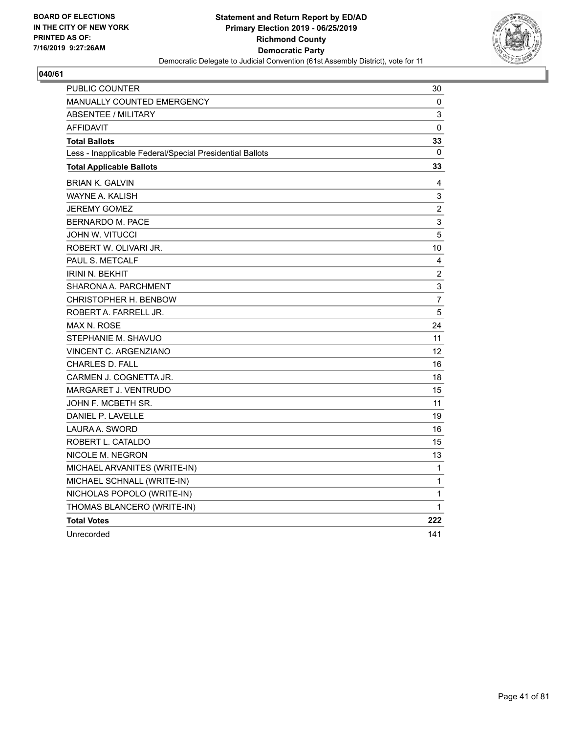BOARD OF ELECTIONS
IN THE CITY OF NEW YORK
PRINTED AS OF:
7/16/2019 9:27:26AM

**Statement and Return Report by ED/AD**
**Primary Election 2019 - 06/25/2019**
**Richmond County**
**Democratic Party**
Democratic Delegate to Judicial Convention (61st Assembly District), vote for 11

## 040/61

| | |
|---|---|
| PUBLIC COUNTER | 30 |
| MANUALLY COUNTED EMERGENCY | 0 |
| ABSENTEE / MILITARY | 3 |
| AFFIDAVIT | 0 |
| **Total Ballots** | **33** |
| Less - Inapplicable Federal/Special Presidential Ballots | 0 |
| **Total Applicable Ballots** | **33** |
| BRIAN K. GALVIN | 4 |
| WAYNE A. KALISH | 3 |
| JEREMY GOMEZ | 2 |
| BERNARDO M. PACE | 3 |
| JOHN W. VITUCCI | 5 |
| ROBERT W. OLIVARI JR. | 10 |
| PAUL S. METCALF | 4 |
| IRINI N. BEKHIT | 2 |
| SHARONA A. PARCHMENT | 3 |
| CHRISTOPHER H. BENBOW | 7 |
| ROBERT A. FARRELL JR. | 5 |
| MAX N. ROSE | 24 |
| STEPHANIE M. SHAVUO | 11 |
| VINCENT C. ARGENZIANO | 12 |
| CHARLES D. FALL | 16 |
| CARMEN J. COGNETTA JR. | 18 |
| MARGARET J. VENTRUDO | 15 |
| JOHN F. MCBETH SR. | 11 |
| DANIEL P. LAVELLE | 19 |
| LAURA A. SWORD | 16 |
| ROBERT L. CATALDO | 15 |
| NICOLE M. NEGRON | 13 |
| MICHAEL ARVANITES (WRITE-IN) | 1 |
| MICHAEL SCHNALL (WRITE-IN) | 1 |
| NICHOLAS POPOLO (WRITE-IN) | 1 |
| THOMAS BLANCERO (WRITE-IN) | 1 |
| **Total Votes** | **222** |
| Unrecorded | 141 |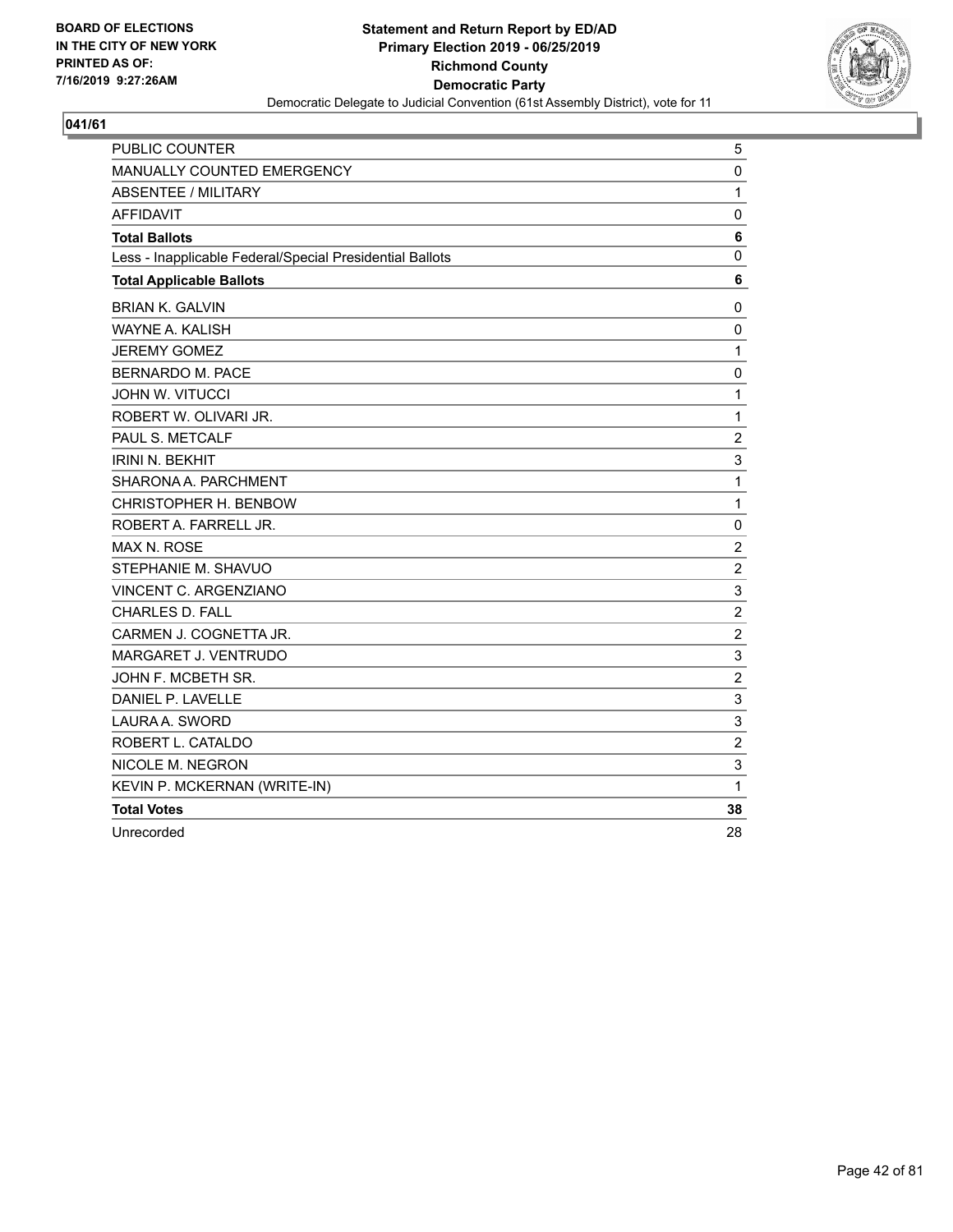BOARD OF ELECTIONS
IN THE CITY OF NEW YORK
PRINTED AS OF:
7/16/2019 9:27:26AM

**Statement and Return Report by ED/AD**
**Primary Election 2019 - 06/25/2019**
**Richmond County**
**Democratic Party**
Democratic Delegate to Judicial Convention (61st Assembly District), vote for 11

## 041/61

| | |
|---|---|
| PUBLIC COUNTER | 5 |
| MANUALLY COUNTED EMERGENCY | 0 |
| ABSENTEE / MILITARY | 1 |
| AFFIDAVIT | 0 |
| **Total Ballots** | **6** |
| Less - Inapplicable Federal/Special Presidential Ballots | 0 |
| **Total Applicable Ballots** | **6** |
| BRIAN K. GALVIN | 0 |
| WAYNE A. KALISH | 0 |
| JEREMY GOMEZ | 1 |
| BERNARDO M. PACE | 0 |
| JOHN W. VITUCCI | 1 |
| ROBERT W. OLIVARI JR. | 1 |
| PAUL S. METCALF | 2 |
| IRINI N. BEKHIT | 3 |
| SHARONA A. PARCHMENT | 1 |
| CHRISTOPHER H. BENBOW | 1 |
| ROBERT A. FARRELL JR. | 0 |
| MAX N. ROSE | 2 |
| STEPHANIE M. SHAVUO | 2 |
| VINCENT C. ARGENZIANO | 3 |
| CHARLES D. FALL | 2 |
| CARMEN J. COGNETTA JR. | 2 |
| MARGARET J. VENTRUDO | 3 |
| JOHN F. MCBETH SR. | 2 |
| DANIEL P. LAVELLE | 3 |
| LAURA A. SWORD | 3 |
| ROBERT L. CATALDO | 2 |
| NICOLE M. NEGRON | 3 |
| KEVIN P. MCKERNAN (WRITE-IN) | 1 |
| **Total Votes** | **38** |
| Unrecorded | 28 |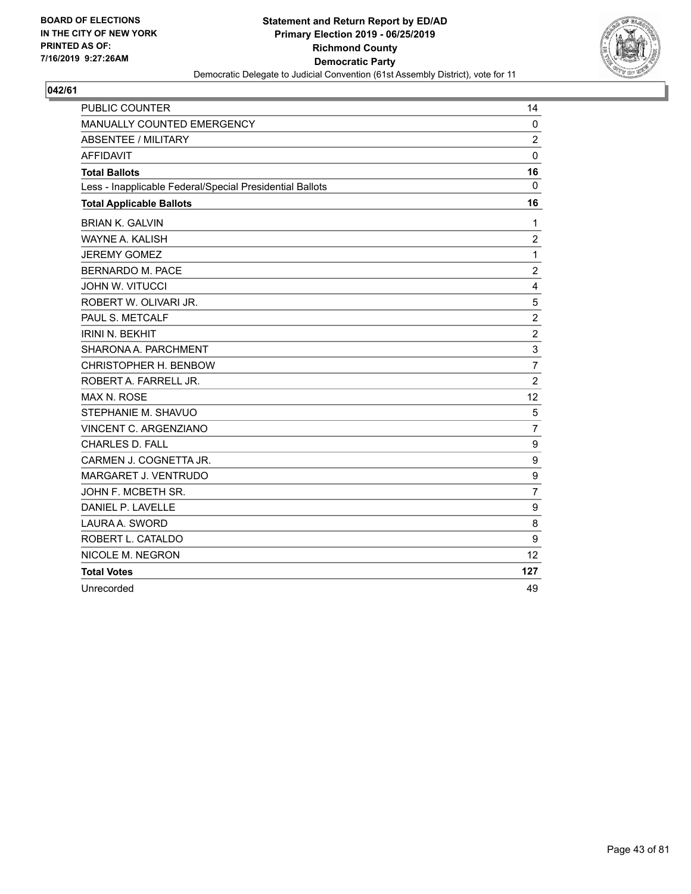BOARD OF ELECTIONS
IN THE CITY OF NEW YORK
PRINTED AS OF:
7/16/2019 9:27:26AM

**Statement and Return Report by ED/AD**
**Primary Election 2019 - 06/25/2019**
**Richmond County**
**Democratic Party**
Democratic Delegate to Judicial Convention (61st Assembly District), vote for 11

**042/61**

| | |
|---|---|
| PUBLIC COUNTER | 14 |
| MANUALLY COUNTED EMERGENCY | 0 |
| ABSENTEE / MILITARY | 2 |
| AFFIDAVIT | 0 |
| **Total Ballots** | **16** |
| Less - Inapplicable Federal/Special Presidential Ballots | 0 |
| **Total Applicable Ballots** | **16** |
| BRIAN K. GALVIN | 1 |
| WAYNE A. KALISH | 2 |
| JEREMY GOMEZ | 1 |
| BERNARDO M. PACE | 2 |
| JOHN W. VITUCCI | 4 |
| ROBERT W. OLIVARI JR. | 5 |
| PAUL S. METCALF | 2 |
| IRINI N. BEKHIT | 2 |
| SHARONA A. PARCHMENT | 3 |
| CHRISTOPHER H. BENBOW | 7 |
| ROBERT A. FARRELL JR. | 2 |
| MAX N. ROSE | 12 |
| STEPHANIE M. SHAVUO | 5 |
| VINCENT C. ARGENZIANO | 7 |
| CHARLES D. FALL | 9 |
| CARMEN J. COGNETTA JR. | 9 |
| MARGARET J. VENTRUDO | 9 |
| JOHN F. MCBETH SR. | 7 |
| DANIEL P. LAVELLE | 9 |
| LAURA A. SWORD | 8 |
| ROBERT L. CATALDO | 9 |
| NICOLE M. NEGRON | 12 |
| **Total Votes** | **127** |
| Unrecorded | 49 |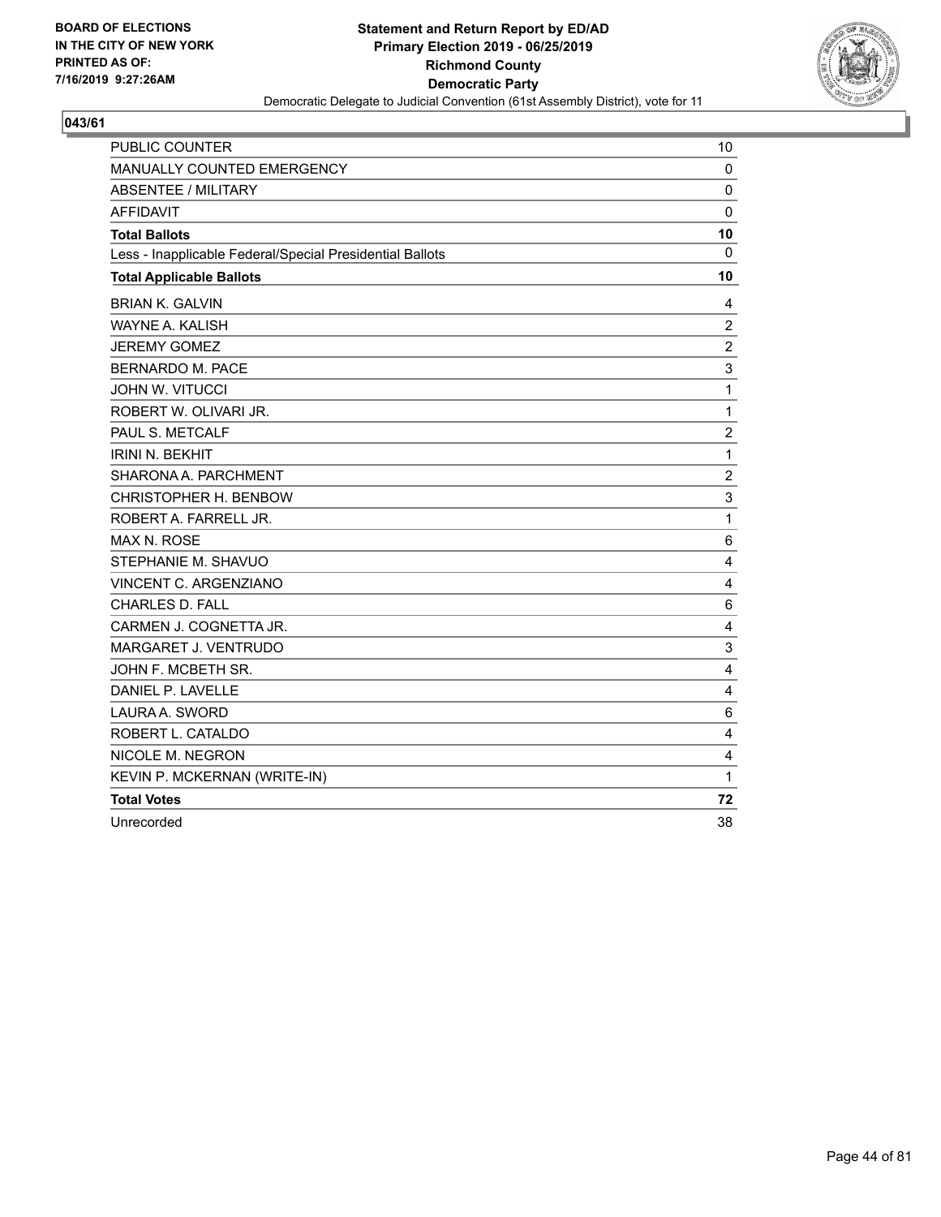BOARD OF ELECTIONS
IN THE CITY OF NEW YORK
PRINTED AS OF:
7/16/2019 9:27:26AM

**Statement and Return Report by ED/AD**
**Primary Election 2019 - 06/25/2019**
**Richmond County**
**Democratic Party**
Democratic Delegate to Judicial Convention (61st Assembly District), vote for 11

**043/61**

| | |
|---|---|
| PUBLIC COUNTER | 10 |
| MANUALLY COUNTED EMERGENCY | 0 |
| ABSENTEE / MILITARY | 0 |
| AFFIDAVIT | 0 |
| **Total Ballots** | **10** |
| Less - Inapplicable Federal/Special Presidential Ballots | 0 |
| **Total Applicable Ballots** | **10** |
| BRIAN K. GALVIN | 4 |
| WAYNE A. KALISH | 2 |
| JEREMY GOMEZ | 2 |
| BERNARDO M. PACE | 3 |
| JOHN W. VITUCCI | 1 |
| ROBERT W. OLIVARI JR. | 1 |
| PAUL S. METCALF | 2 |
| IRINI N. BEKHIT | 1 |
| SHARONA A. PARCHMENT | 2 |
| CHRISTOPHER H. BENBOW | 3 |
| ROBERT A. FARRELL JR. | 1 |
| MAX N. ROSE | 6 |
| STEPHANIE M. SHAVUO | 4 |
| VINCENT C. ARGENZIANO | 4 |
| CHARLES D. FALL | 6 |
| CARMEN J. COGNETTA JR. | 4 |
| MARGARET J. VENTRUDO | 3 |
| JOHN F. MCBETH SR. | 4 |
| DANIEL P. LAVELLE | 4 |
| LAURA A. SWORD | 6 |
| ROBERT L. CATALDO | 4 |
| NICOLE M. NEGRON | 4 |
| KEVIN P. MCKERNAN (WRITE-IN) | 1 |
| **Total Votes** | **72** |
| Unrecorded | 38 |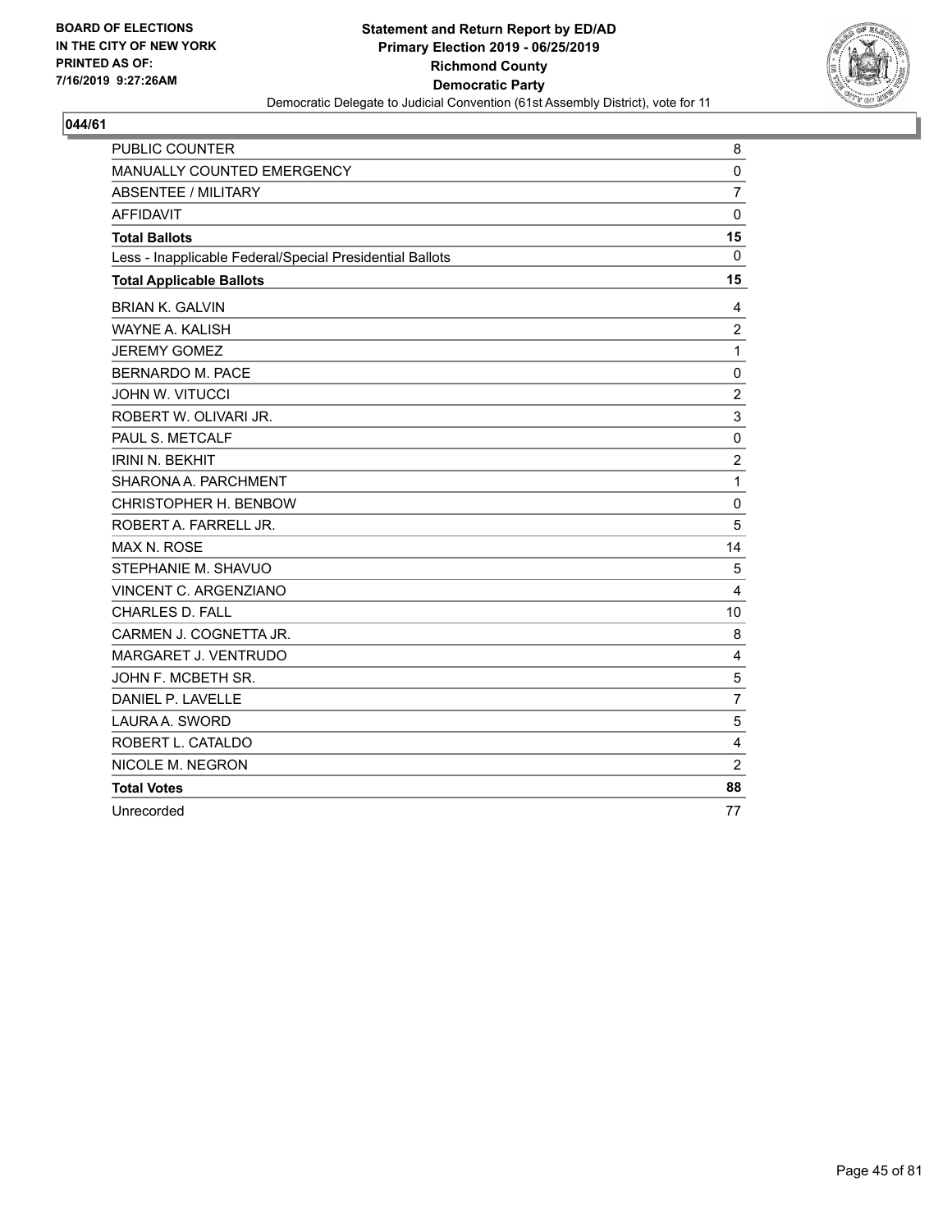**BOARD OF ELECTIONS IN THE CITY OF NEW YORK PRINTED AS OF: 7/16/2019 9:27:26AM**

**Statement and Return Report by ED/AD**
**Primary Election 2019 - 06/25/2019**
**Richmond County**
**Democratic Party**
Democratic Delegate to Judicial Convention (61st Assembly District), vote for 11

## 044/61

| | |
|---|---|
| PUBLIC COUNTER | 8 |
| MANUALLY COUNTED EMERGENCY | 0 |
| ABSENTEE / MILITARY | 7 |
| AFFIDAVIT | 0 |
| **Total Ballots** | **15** |
| Less - Inapplicable Federal/Special Presidential Ballots | 0 |
| **Total Applicable Ballots** | **15** |
| BRIAN K. GALVIN | 4 |
| WAYNE A. KALISH | 2 |
| JEREMY GOMEZ | 1 |
| BERNARDO M. PACE | 0 |
| JOHN W. VITUCCI | 2 |
| ROBERT W. OLIVARI JR. | 3 |
| PAUL S. METCALF | 0 |
| IRINI N. BEKHIT | 2 |
| SHARONA A. PARCHMENT | 1 |
| CHRISTOPHER H. BENBOW | 0 |
| ROBERT A. FARRELL JR. | 5 |
| MAX N. ROSE | 14 |
| STEPHANIE M. SHAVUO | 5 |
| VINCENT C. ARGENZIANO | 4 |
| CHARLES D. FALL | 10 |
| CARMEN J. COGNETTA JR. | 8 |
| MARGARET J. VENTRUDO | 4 |
| JOHN F. MCBETH SR. | 5 |
| DANIEL P. LAVELLE | 7 |
| LAURA A. SWORD | 5 |
| ROBERT L. CATALDO | 4 |
| NICOLE M. NEGRON | 2 |
| **Total Votes** | **88** |
| Unrecorded | 77 |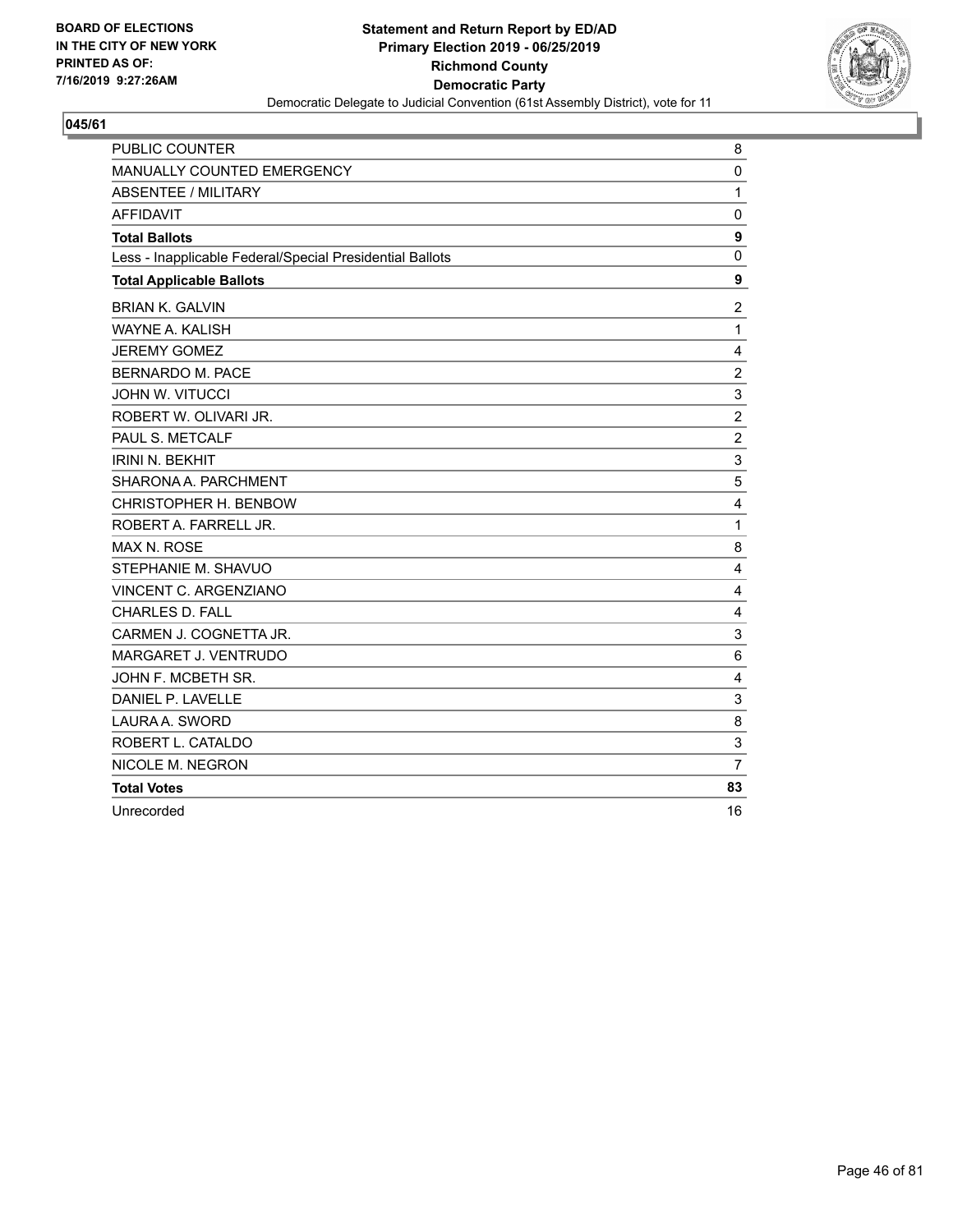BOARD OF ELECTIONS
IN THE CITY OF NEW YORK
PRINTED AS OF:
7/16/2019 9:27:26AM

**Statement and Return Report by ED/AD**
**Primary Election 2019 - 06/25/2019**
**Richmond County**
**Democratic Party**
Democratic Delegate to Judicial Convention (61st Assembly District), vote for 11

**045/61**

| | |
|---|---|
| PUBLIC COUNTER | 8 |
| MANUALLY COUNTED EMERGENCY | 0 |
| ABSENTEE / MILITARY | 1 |
| AFFIDAVIT | 0 |
| **Total Ballots** | **9** |
| Less - Inapplicable Federal/Special Presidential Ballots | 0 |
| **Total Applicable Ballots** | **9** |
| BRIAN K. GALVIN | 2 |
| WAYNE A. KALISH | 1 |
| JEREMY GOMEZ | 4 |
| BERNARDO M. PACE | 2 |
| JOHN W. VITUCCI | 3 |
| ROBERT W. OLIVARI JR. | 2 |
| PAUL S. METCALF | 2 |
| IRINI N. BEKHIT | 3 |
| SHARONA A. PARCHMENT | 5 |
| CHRISTOPHER H. BENBOW | 4 |
| ROBERT A. FARRELL JR. | 1 |
| MAX N. ROSE | 8 |
| STEPHANIE M. SHAVUO | 4 |
| VINCENT C. ARGENZIANO | 4 |
| CHARLES D. FALL | 4 |
| CARMEN J. COGNETTA JR. | 3 |
| MARGARET J. VENTRUDO | 6 |
| JOHN F. MCBETH SR. | 4 |
| DANIEL P. LAVELLE | 3 |
| LAURA A. SWORD | 8 |
| ROBERT L. CATALDO | 3 |
| NICOLE M. NEGRON | 7 |
| **Total Votes** | **83** |
| Unrecorded | 16 |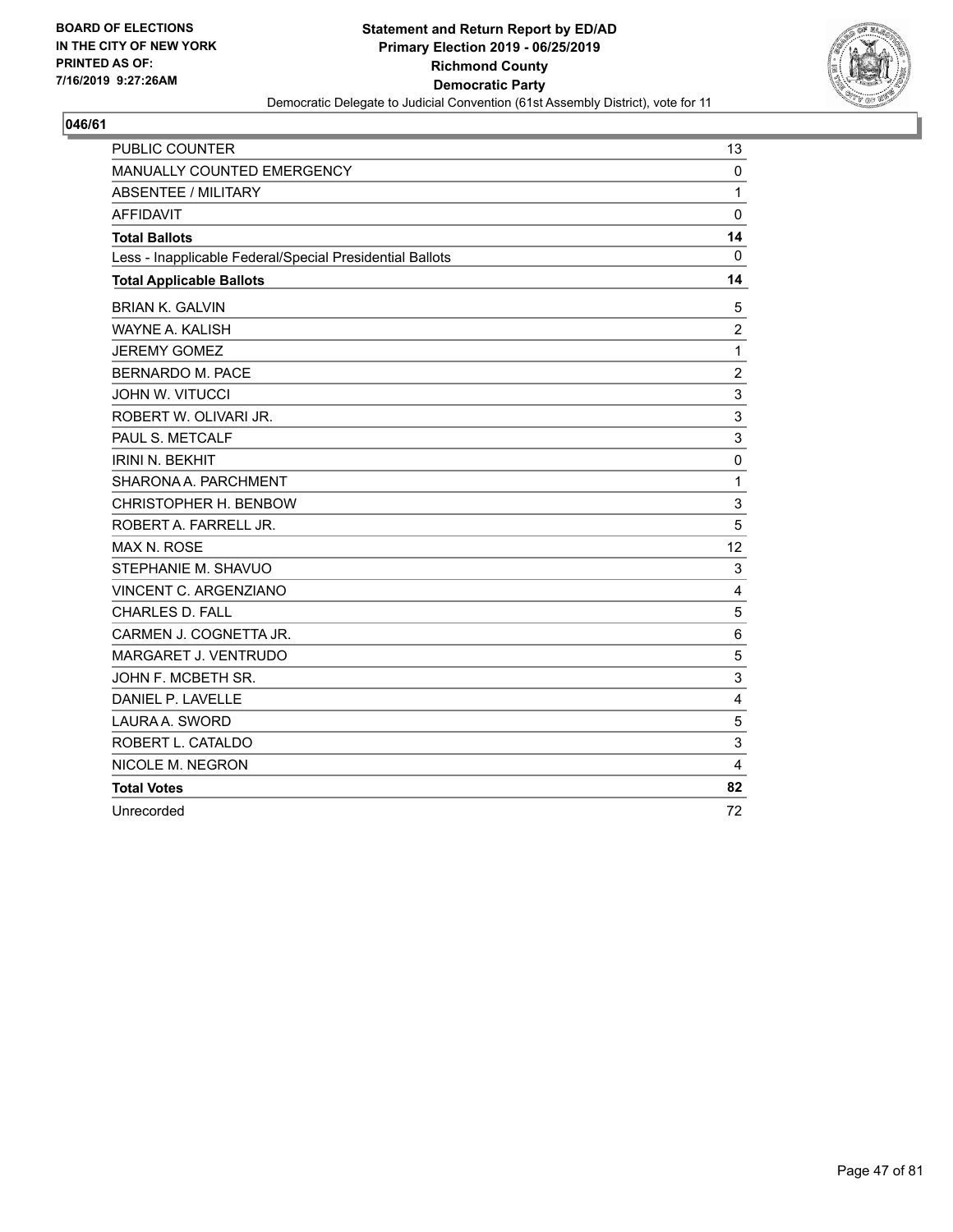BOARD OF ELECTIONS
IN THE CITY OF NEW YORK
PRINTED AS OF:
7/16/2019 9:27:26AM

**Statement and Return Report by ED/AD**
**Primary Election 2019 - 06/25/2019**
**Richmond County**
**Democratic Party**
Democratic Delegate to Judicial Convention (61st Assembly District), vote for 11

## 046/61

| | |
|---|---|
| PUBLIC COUNTER | 13 |
| MANUALLY COUNTED EMERGENCY | 0 |
| ABSENTEE / MILITARY | 1 |
| AFFIDAVIT | 0 |
| **Total Ballots** | **14** |
| Less - Inapplicable Federal/Special Presidential Ballots | 0 |
| **Total Applicable Ballots** | **14** |
| BRIAN K. GALVIN | 5 |
| WAYNE A. KALISH | 2 |
| JEREMY GOMEZ | 1 |
| BERNARDO M. PACE | 2 |
| JOHN W. VITUCCI | 3 |
| ROBERT W. OLIVARI JR. | 3 |
| PAUL S. METCALF | 3 |
| IRINI N. BEKHIT | 0 |
| SHARONA A. PARCHMENT | 1 |
| CHRISTOPHER H. BENBOW | 3 |
| ROBERT A. FARRELL JR. | 5 |
| MAX N. ROSE | 12 |
| STEPHANIE M. SHAVUO | 3 |
| VINCENT C. ARGENZIANO | 4 |
| CHARLES D. FALL | 5 |
| CARMEN J. COGNETTA JR. | 6 |
| MARGARET J. VENTRUDO | 5 |
| JOHN F. MCBETH SR. | 3 |
| DANIEL P. LAVELLE | 4 |
| LAURA A. SWORD | 5 |
| ROBERT L. CATALDO | 3 |
| NICOLE M. NEGRON | 4 |
| **Total Votes** | **82** |
| Unrecorded | 72 |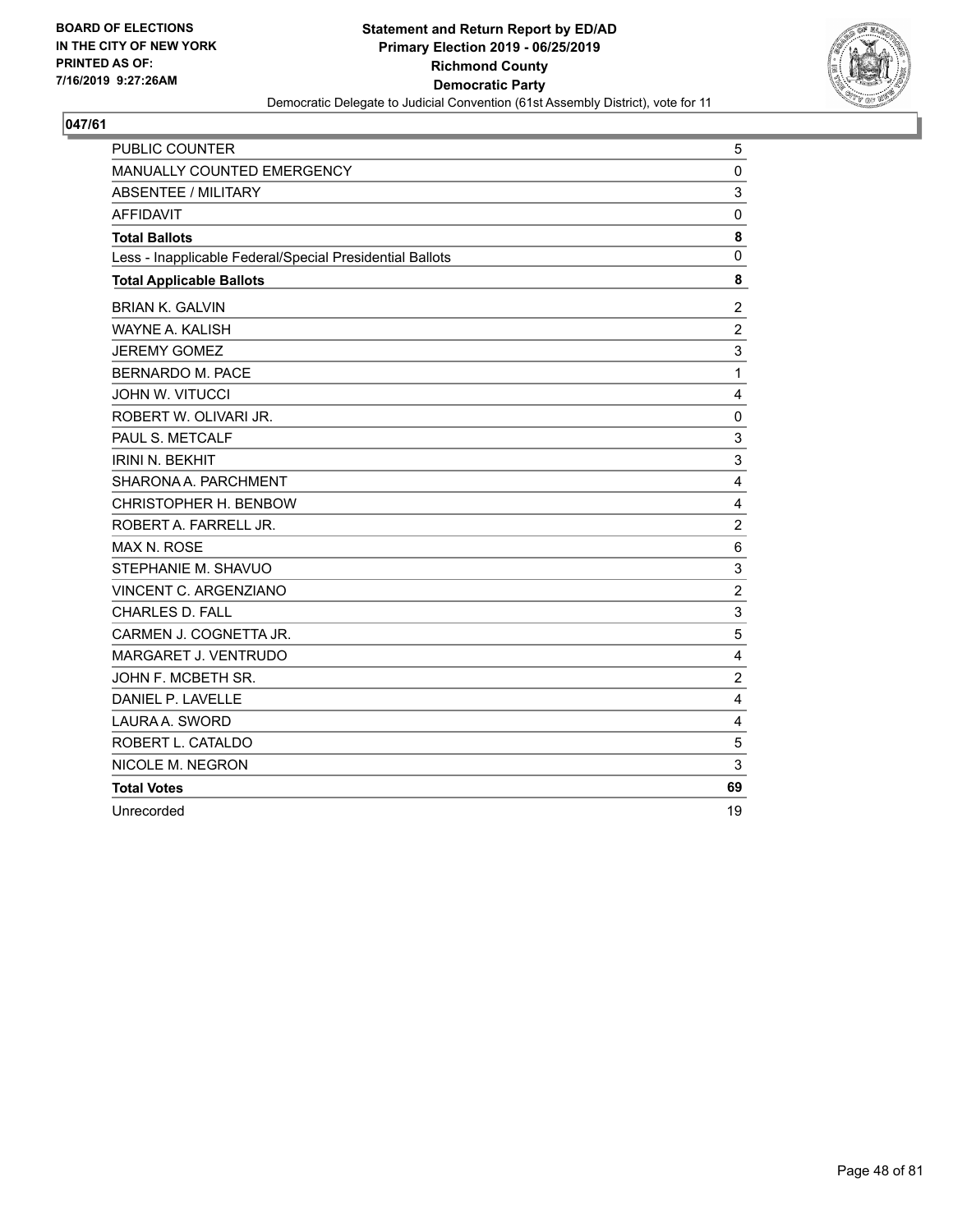BOARD OF ELECTIONS
IN THE CITY OF NEW YORK
PRINTED AS OF:
7/16/2019 9:27:26AM

**Statement and Return Report by ED/AD**
**Primary Election 2019 - 06/25/2019**
**Richmond County**
**Democratic Party**
Democratic Delegate to Judicial Convention (61st Assembly District), vote for 11

## 047/61

| | |
|---|---|
| PUBLIC COUNTER | 5 |
| MANUALLY COUNTED EMERGENCY | 0 |
| ABSENTEE / MILITARY | 3 |
| AFFIDAVIT | 0 |
| **Total Ballots** | **8** |
| Less - Inapplicable Federal/Special Presidential Ballots | 0 |
| **Total Applicable Ballots** | **8** |
| BRIAN K. GALVIN | 2 |
| WAYNE A. KALISH | 2 |
| JEREMY GOMEZ | 3 |
| BERNARDO M. PACE | 1 |
| JOHN W. VITUCCI | 4 |
| ROBERT W. OLIVARI JR. | 0 |
| PAUL S. METCALF | 3 |
| IRINI N. BEKHIT | 3 |
| SHARONA A. PARCHMENT | 4 |
| CHRISTOPHER H. BENBOW | 4 |
| ROBERT A. FARRELL JR. | 2 |
| MAX N. ROSE | 6 |
| STEPHANIE M. SHAVUO | 3 |
| VINCENT C. ARGENZIANO | 2 |
| CHARLES D. FALL | 3 |
| CARMEN J. COGNETTA JR. | 5 |
| MARGARET J. VENTRUDO | 4 |
| JOHN F. MCBETH SR. | 2 |
| DANIEL P. LAVELLE | 4 |
| LAURA A. SWORD | 4 |
| ROBERT L. CATALDO | 5 |
| NICOLE M. NEGRON | 3 |
| **Total Votes** | **69** |
| Unrecorded | 19 |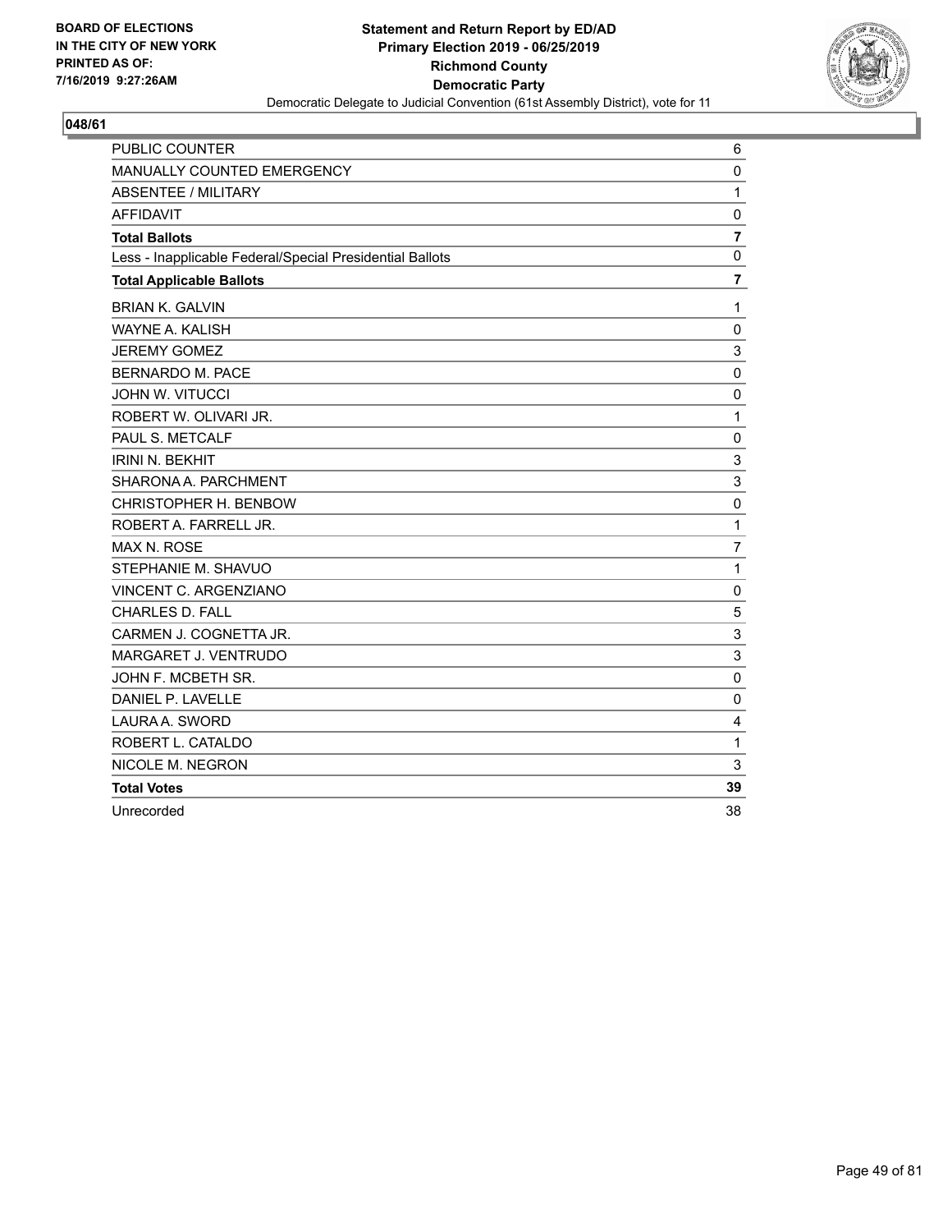BOARD OF ELECTIONS
IN THE CITY OF NEW YORK
PRINTED AS OF:
7/16/2019 9:27:26AM

**Statement and Return Report by ED/AD**
**Primary Election 2019 - 06/25/2019**
**Richmond County**
**Democratic Party**
Democratic Delegate to Judicial Convention (61st Assembly District), vote for 11

## 048/61

| | |
|---|---|
| PUBLIC COUNTER | 6 |
| MANUALLY COUNTED EMERGENCY | 0 |
| ABSENTEE / MILITARY | 1 |
| AFFIDAVIT | 0 |
| **Total Ballots** | **7** |
| Less - Inapplicable Federal/Special Presidential Ballots | 0 |
| **Total Applicable Ballots** | **7** |
| BRIAN K. GALVIN | 1 |
| WAYNE A. KALISH | 0 |
| JEREMY GOMEZ | 3 |
| BERNARDO M. PACE | 0 |
| JOHN W. VITUCCI | 0 |
| ROBERT W. OLIVARI JR. | 1 |
| PAUL S. METCALF | 0 |
| IRINI N. BEKHIT | 3 |
| SHARONA A. PARCHMENT | 3 |
| CHRISTOPHER H. BENBOW | 0 |
| ROBERT A. FARRELL JR. | 1 |
| MAX N. ROSE | 7 |
| STEPHANIE M. SHAVUO | 1 |
| VINCENT C. ARGENZIANO | 0 |
| CHARLES D. FALL | 5 |
| CARMEN J. COGNETTA JR. | 3 |
| MARGARET J. VENTRUDO | 3 |
| JOHN F. MCBETH SR. | 0 |
| DANIEL P. LAVELLE | 0 |
| LAURA A. SWORD | 4 |
| ROBERT L. CATALDO | 1 |
| NICOLE M. NEGRON | 3 |
| **Total Votes** | **39** |
| Unrecorded | 38 |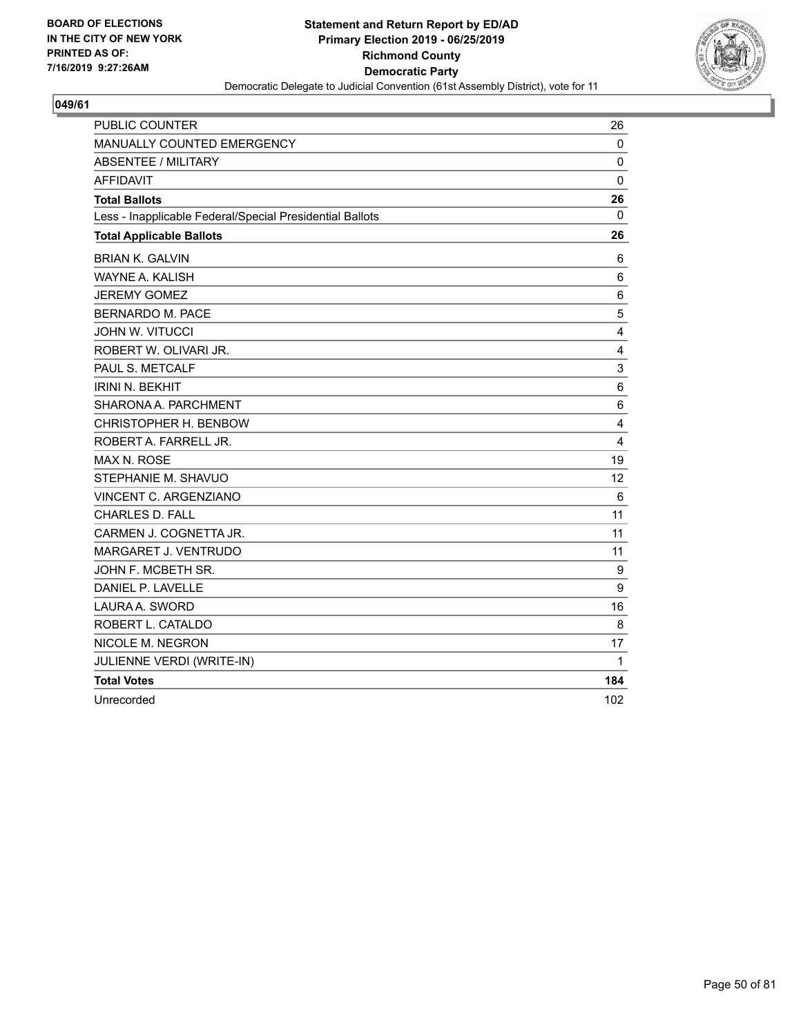BOARD OF ELECTIONS
IN THE CITY OF NEW YORK
PRINTED AS OF:
7/16/2019 9:27:26AM

**Statement and Return Report by ED/AD**
**Primary Election 2019 - 06/25/2019**
**Richmond County**
**Democratic Party**
Democratic Delegate to Judicial Convention (61st Assembly District), vote for 11

**049/61**

| | |
|---|---|
| PUBLIC COUNTER | 26 |
| MANUALLY COUNTED EMERGENCY | 0 |
| ABSENTEE / MILITARY | 0 |
| AFFIDAVIT | 0 |
| **Total Ballots** | **26** |
| Less - Inapplicable Federal/Special Presidential Ballots | 0 |
| **Total Applicable Ballots** | **26** |
| BRIAN K. GALVIN | 6 |
| WAYNE A. KALISH | 6 |
| JEREMY GOMEZ | 6 |
| BERNARDO M. PACE | 5 |
| JOHN W. VITUCCI | 4 |
| ROBERT W. OLIVARI JR. | 4 |
| PAUL S. METCALF | 3 |
| IRINI N. BEKHIT | 6 |
| SHARONA A. PARCHMENT | 6 |
| CHRISTOPHER H. BENBOW | 4 |
| ROBERT A. FARRELL JR. | 4 |
| MAX N. ROSE | 19 |
| STEPHANIE M. SHAVUO | 12 |
| VINCENT C. ARGENZIANO | 6 |
| CHARLES D. FALL | 11 |
| CARMEN J. COGNETTA JR. | 11 |
| MARGARET J. VENTRUDO | 11 |
| JOHN F. MCBETH SR. | 9 |
| DANIEL P. LAVELLE | 9 |
| LAURA A. SWORD | 16 |
| ROBERT L. CATALDO | 8 |
| NICOLE M. NEGRON | 17 |
| JULIENNE VERDI (WRITE-IN) | 1 |
| **Total Votes** | **184** |
| Unrecorded | 102 |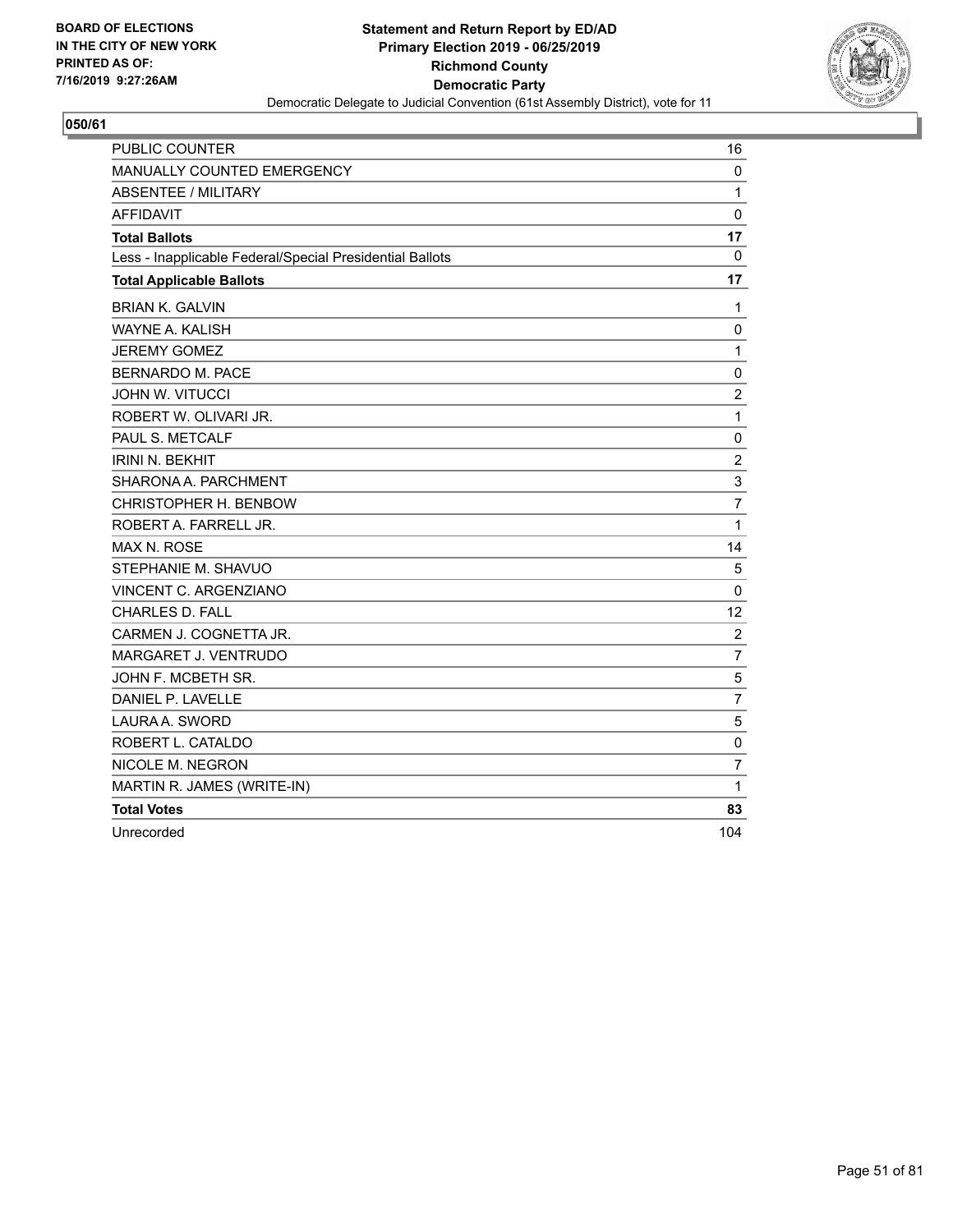BOARD OF ELECTIONS
IN THE CITY OF NEW YORK
PRINTED AS OF:
7/16/2019 9:27:26AM

**Statement and Return Report by ED/AD**
**Primary Election 2019 - 06/25/2019**
**Richmond County**
**Democratic Party**
Democratic Delegate to Judicial Convention (61st Assembly District), vote for 11

**050/61**

| | |
|---|---|
| PUBLIC COUNTER | 16 |
| MANUALLY COUNTED EMERGENCY | 0 |
| ABSENTEE / MILITARY | 1 |
| AFFIDAVIT | 0 |
| **Total Ballots** | **17** |
| Less - Inapplicable Federal/Special Presidential Ballots | 0 |
| **Total Applicable Ballots** | **17** |
| BRIAN K. GALVIN | 1 |
| WAYNE A. KALISH | 0 |
| JEREMY GOMEZ | 1 |
| BERNARDO M. PACE | 0 |
| JOHN W. VITUCCI | 2 |
| ROBERT W. OLIVARI JR. | 1 |
| PAUL S. METCALF | 0 |
| IRINI N. BEKHIT | 2 |
| SHARONA A. PARCHMENT | 3 |
| CHRISTOPHER H. BENBOW | 7 |
| ROBERT A. FARRELL JR. | 1 |
| MAX N. ROSE | 14 |
| STEPHANIE M. SHAVUO | 5 |
| VINCENT C. ARGENZIANO | 0 |
| CHARLES D. FALL | 12 |
| CARMEN J. COGNETTA JR. | 2 |
| MARGARET J. VENTRUDO | 7 |
| JOHN F. MCBETH SR. | 5 |
| DANIEL P. LAVELLE | 7 |
| LAURA A. SWORD | 5 |
| ROBERT L. CATALDO | 0 |
| NICOLE M. NEGRON | 7 |
| MARTIN R. JAMES (WRITE-IN) | 1 |
| **Total Votes** | **83** |
| Unrecorded | 104 |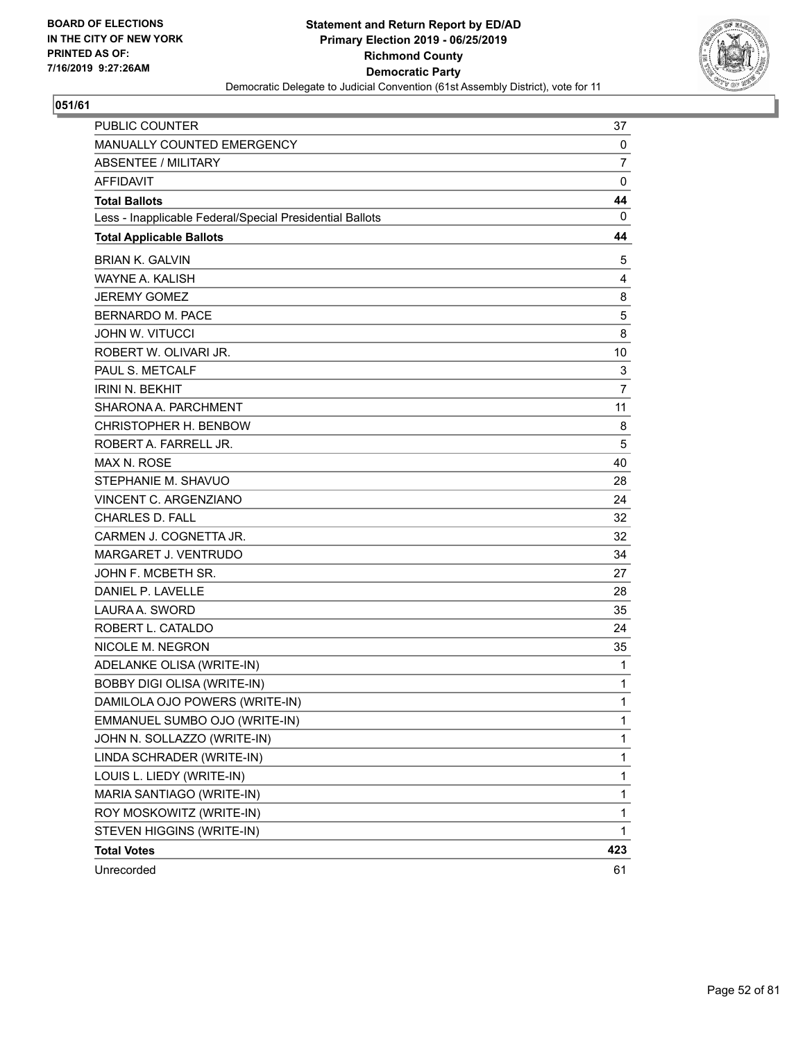**BOARD OF ELECTIONS IN THE CITY OF NEW YORK PRINTED AS OF: 7/16/2019 9:27:26AM**

**Statement and Return Report by ED/AD**
**Primary Election 2019 - 06/25/2019**
**Richmond County**
**Democratic Party**
Democratic Delegate to Judicial Convention (61st Assembly District), vote for 11

## 051/61

| | |
|---|---|
| PUBLIC COUNTER | 37 |
| MANUALLY COUNTED EMERGENCY | 0 |
| ABSENTEE / MILITARY | 7 |
| AFFIDAVIT | 0 |
| **Total Ballots** | **44** |
| Less - Inapplicable Federal/Special Presidential Ballots | 0 |
| **Total Applicable Ballots** | **44** |
| BRIAN K. GALVIN | 5 |
| WAYNE A. KALISH | 4 |
| JEREMY GOMEZ | 8 |
| BERNARDO M. PACE | 5 |
| JOHN W. VITUCCI | 8 |
| ROBERT W. OLIVARI JR. | 10 |
| PAUL S. METCALF | 3 |
| IRINI N. BEKHIT | 7 |
| SHARONA A. PARCHMENT | 11 |
| CHRISTOPHER H. BENBOW | 8 |
| ROBERT A. FARRELL JR. | 5 |
| MAX N. ROSE | 40 |
| STEPHANIE M. SHAVUO | 28 |
| VINCENT C. ARGENZIANO | 24 |
| CHARLES D. FALL | 32 |
| CARMEN J. COGNETTA JR. | 32 |
| MARGARET J. VENTRUDO | 34 |
| JOHN F. MCBETH SR. | 27 |
| DANIEL P. LAVELLE | 28 |
| LAURA A. SWORD | 35 |
| ROBERT L. CATALDO | 24 |
| NICOLE M. NEGRON | 35 |
| ADELANKE OLISA (WRITE-IN) | 1 |
| BOBBY DIGI OLISA (WRITE-IN) | 1 |
| DAMILOLA OJO POWERS (WRITE-IN) | 1 |
| EMMANUEL SUMBO OJO (WRITE-IN) | 1 |
| JOHN N. SOLLAZZO (WRITE-IN) | 1 |
| LINDA SCHRADER (WRITE-IN) | 1 |
| LOUIS L. LIEDY (WRITE-IN) | 1 |
| MARIA SANTIAGO (WRITE-IN) | 1 |
| ROY MOSKOWITZ (WRITE-IN) | 1 |
| STEVEN HIGGINS (WRITE-IN) | 1 |
| **Total Votes** | **423** |
| Unrecorded | 61 |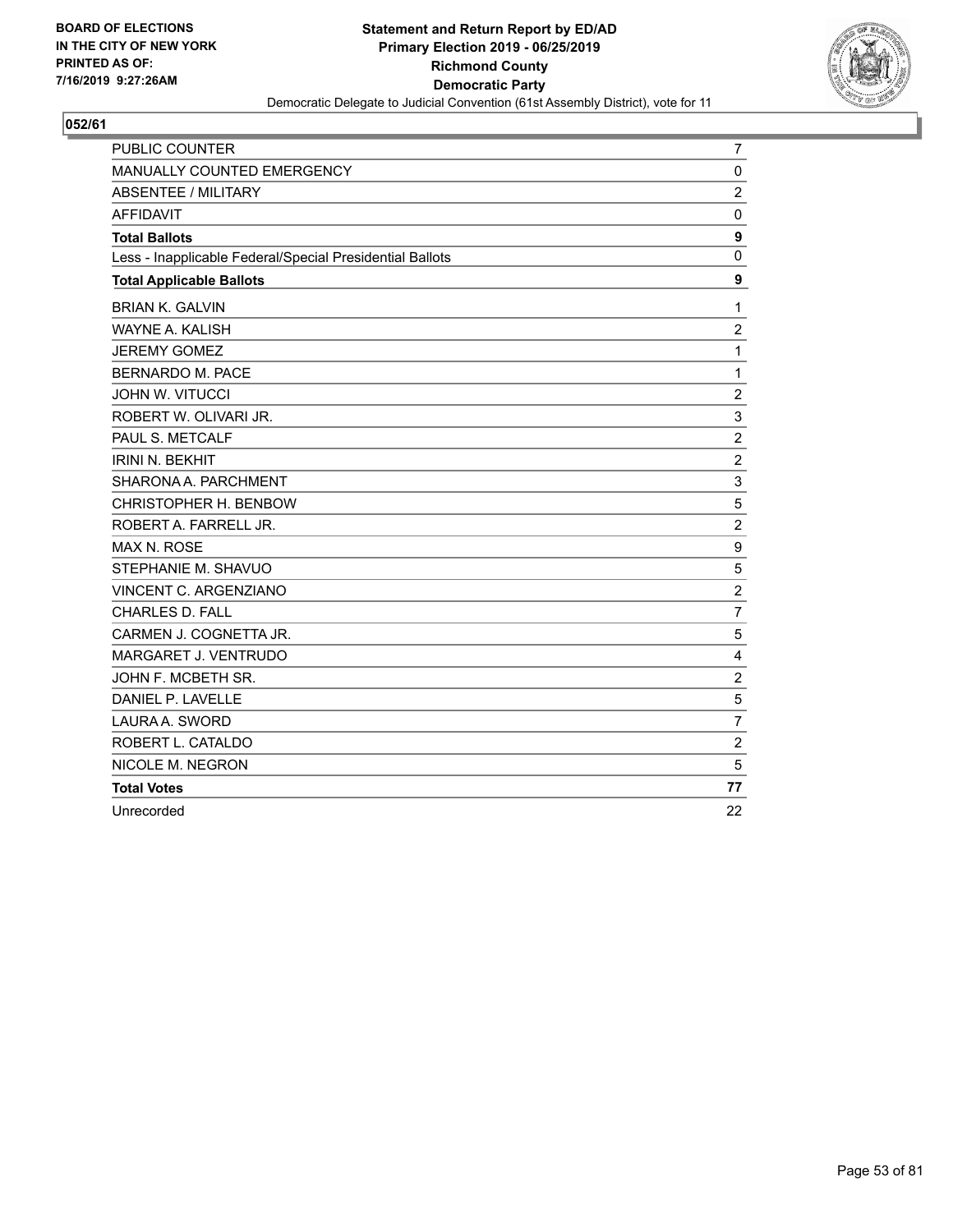BOARD OF ELECTIONS
IN THE CITY OF NEW YORK
PRINTED AS OF:
7/16/2019 9:27:26AM

**Statement and Return Report by ED/AD**
**Primary Election 2019 - 06/25/2019**
**Richmond County**
**Democratic Party**
Democratic Delegate to Judicial Convention (61st Assembly District), vote for 11

**052/61**

| | |
|---|---|
| PUBLIC COUNTER | 7 |
| MANUALLY COUNTED EMERGENCY | 0 |
| ABSENTEE / MILITARY | 2 |
| AFFIDAVIT | 0 |
| **Total Ballots** | **9** |
| Less - Inapplicable Federal/Special Presidential Ballots | 0 |
| **Total Applicable Ballots** | **9** |
| BRIAN K. GALVIN | 1 |
| WAYNE A. KALISH | 2 |
| JEREMY GOMEZ | 1 |
| BERNARDO M. PACE | 1 |
| JOHN W. VITUCCI | 2 |
| ROBERT W. OLIVARI JR. | 3 |
| PAUL S. METCALF | 2 |
| IRINI N. BEKHIT | 2 |
| SHARONA A. PARCHMENT | 3 |
| CHRISTOPHER H. BENBOW | 5 |
| ROBERT A. FARRELL JR. | 2 |
| MAX N. ROSE | 9 |
| STEPHANIE M. SHAVUO | 5 |
| VINCENT C. ARGENZIANO | 2 |
| CHARLES D. FALL | 7 |
| CARMEN J. COGNETTA JR. | 5 |
| MARGARET J. VENTRUDO | 4 |
| JOHN F. MCBETH SR. | 2 |
| DANIEL P. LAVELLE | 5 |
| LAURA A. SWORD | 7 |
| ROBERT L. CATALDO | 2 |
| NICOLE M. NEGRON | 5 |
| **Total Votes** | **77** |
| Unrecorded | 22 |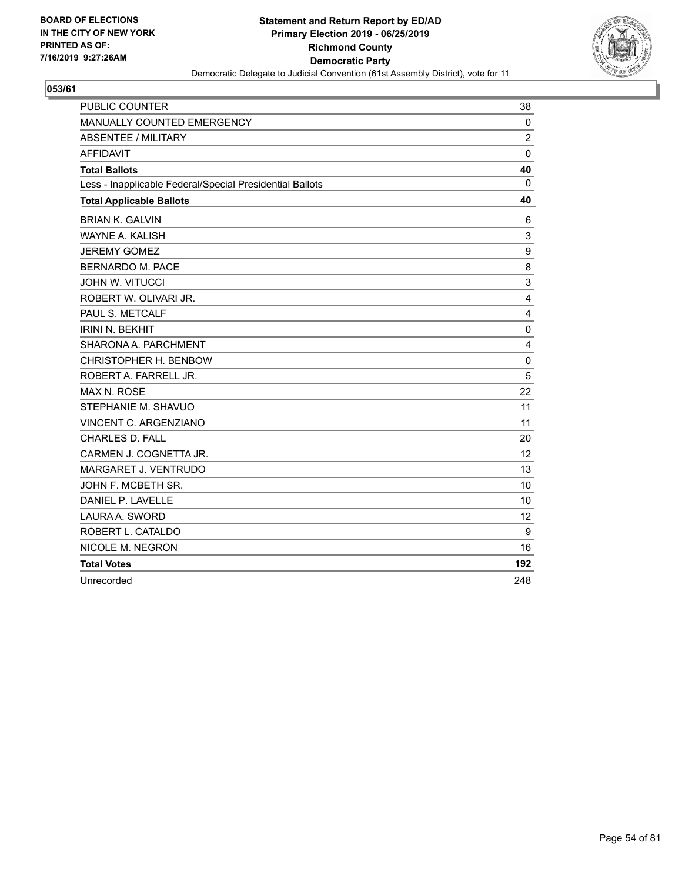**BOARD OF ELECTIONS IN THE CITY OF NEW YORK PRINTED AS OF: 7/16/2019 9:27:26AM**

**Statement and Return Report by ED/AD**
**Primary Election 2019 - 06/25/2019**
**Richmond County**
**Democratic Party**
Democratic Delegate to Judicial Convention (61st Assembly District), vote for 11

**053/61**

| | |
|---|---|
| PUBLIC COUNTER | 38 |
| MANUALLY COUNTED EMERGENCY | 0 |
| ABSENTEE / MILITARY | 2 |
| AFFIDAVIT | 0 |
| **Total Ballots** | **40** |
| Less - Inapplicable Federal/Special Presidential Ballots | 0 |
| **Total Applicable Ballots** | **40** |
| BRIAN K. GALVIN | 6 |
| WAYNE A. KALISH | 3 |
| JEREMY GOMEZ | 9 |
| BERNARDO M. PACE | 8 |
| JOHN W. VITUCCI | 3 |
| ROBERT W. OLIVARI JR. | 4 |
| PAUL S. METCALF | 4 |
| IRINI N. BEKHIT | 0 |
| SHARONA A. PARCHMENT | 4 |
| CHRISTOPHER H. BENBOW | 0 |
| ROBERT A. FARRELL JR. | 5 |
| MAX N. ROSE | 22 |
| STEPHANIE M. SHAVUO | 11 |
| VINCENT C. ARGENZIANO | 11 |
| CHARLES D. FALL | 20 |
| CARMEN J. COGNETTA JR. | 12 |
| MARGARET J. VENTRUDO | 13 |
| JOHN F. MCBETH SR. | 10 |
| DANIEL P. LAVELLE | 10 |
| LAURA A. SWORD | 12 |
| ROBERT L. CATALDO | 9 |
| NICOLE M. NEGRON | 16 |
| **Total Votes** | **192** |
| Unrecorded | 248 |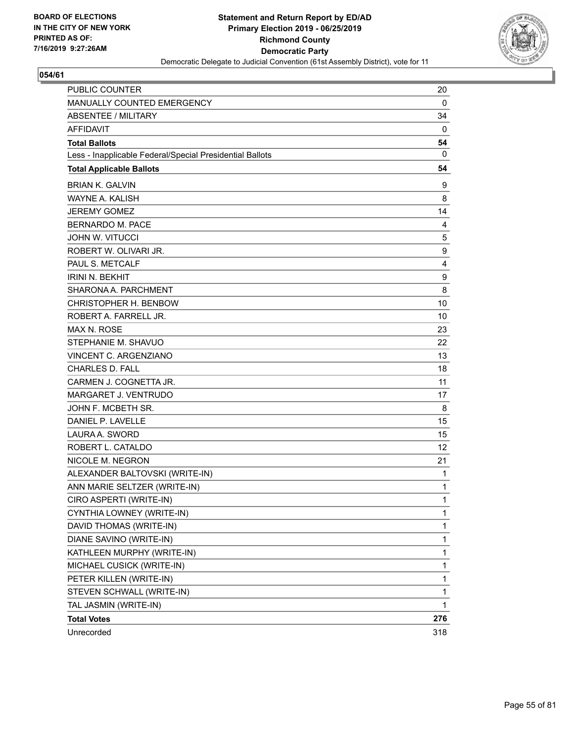BOARD OF ELECTIONS
IN THE CITY OF NEW YORK
PRINTED AS OF:
7/16/2019 9:27:26AM

**Statement and Return Report by ED/AD**
**Primary Election 2019 - 06/25/2019**
**Richmond County**
**Democratic Party**
Democratic Delegate to Judicial Convention (61st Assembly District), vote for 11

**054/61**

| | |
|---|---|
| PUBLIC COUNTER | 20 |
| MANUALLY COUNTED EMERGENCY | 0 |
| ABSENTEE / MILITARY | 34 |
| AFFIDAVIT | 0 |
| **Total Ballots** | **54** |
| Less - Inapplicable Federal/Special Presidential Ballots | 0 |
| **Total Applicable Ballots** | **54** |
| BRIAN K. GALVIN | 9 |
| WAYNE A. KALISH | 8 |
| JEREMY GOMEZ | 14 |
| BERNARDO M. PACE | 4 |
| JOHN W. VITUCCI | 5 |
| ROBERT W. OLIVARI JR. | 9 |
| PAUL S. METCALF | 4 |
| IRINI N. BEKHIT | 9 |
| SHARONA A. PARCHMENT | 8 |
| CHRISTOPHER H. BENBOW | 10 |
| ROBERT A. FARRELL JR. | 10 |
| MAX N. ROSE | 23 |
| STEPHANIE M. SHAVUO | 22 |
| VINCENT C. ARGENZIANO | 13 |
| CHARLES D. FALL | 18 |
| CARMEN J. COGNETTA JR. | 11 |
| MARGARET J. VENTRUDO | 17 |
| JOHN F. MCBETH SR. | 8 |
| DANIEL P. LAVELLE | 15 |
| LAURA A. SWORD | 15 |
| ROBERT L. CATALDO | 12 |
| NICOLE M. NEGRON | 21 |
| ALEXANDER BALTOVSKI (WRITE-IN) | 1 |
| ANN MARIE SELTZER (WRITE-IN) | 1 |
| CIRO ASPERTI (WRITE-IN) | 1 |
| CYNTHIA LOWNEY (WRITE-IN) | 1 |
| DAVID THOMAS (WRITE-IN) | 1 |
| DIANE SAVINO (WRITE-IN) | 1 |
| KATHLEEN MURPHY (WRITE-IN) | 1 |
| MICHAEL CUSICK (WRITE-IN) | 1 |
| PETER KILLEN (WRITE-IN) | 1 |
| STEVEN SCHWALL (WRITE-IN) | 1 |
| TAL JASMIN (WRITE-IN) | 1 |
| **Total Votes** | **276** |
| Unrecorded | 318 |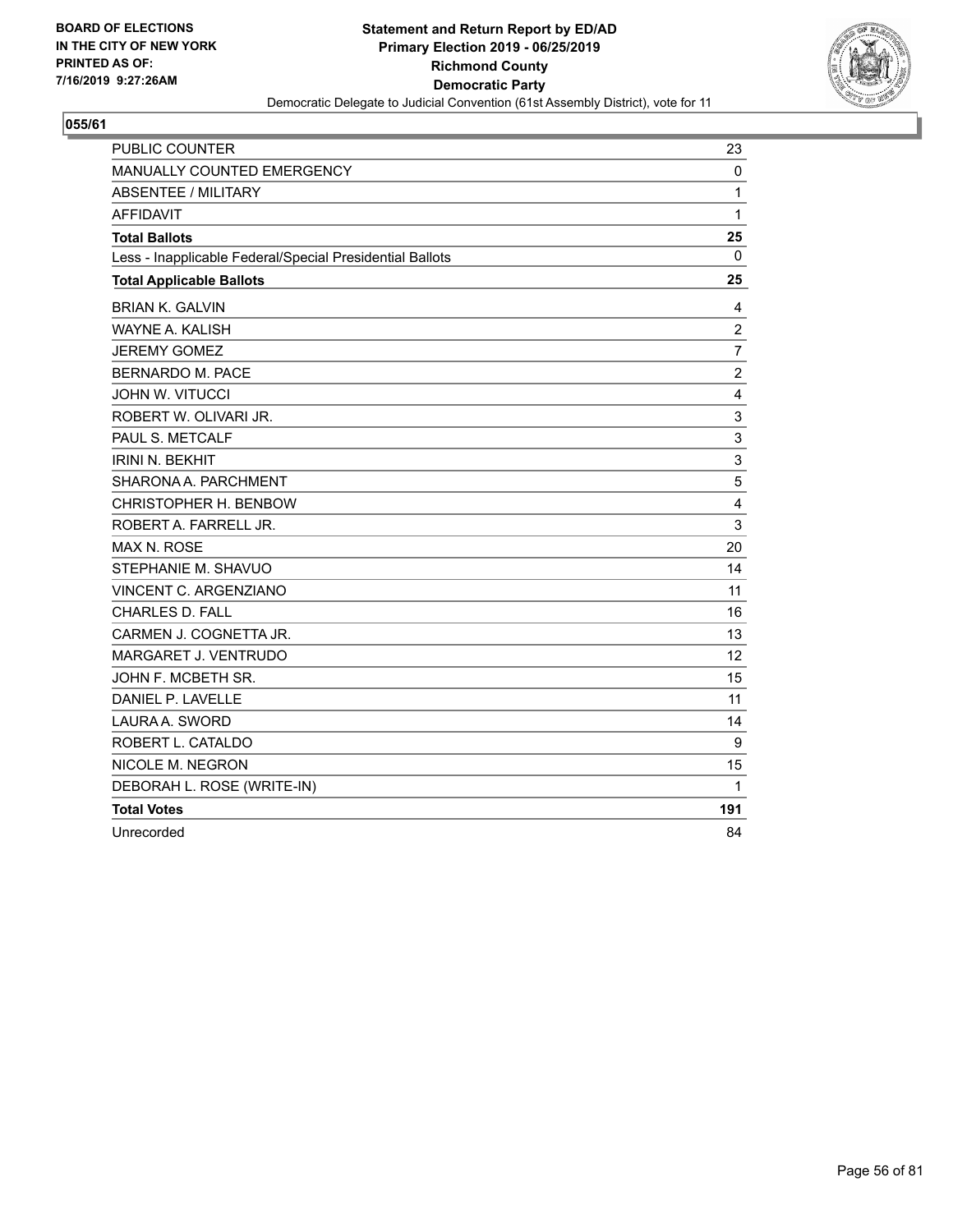BOARD OF ELECTIONS
IN THE CITY OF NEW YORK
PRINTED AS OF:
7/16/2019 9:27:26AM

**Statement and Return Report by ED/AD**
**Primary Election 2019 - 06/25/2019**
**Richmond County**
**Democratic Party**
Democratic Delegate to Judicial Convention (61st Assembly District), vote for 11

## 055/61

| | |
|---|---|
| PUBLIC COUNTER | 23 |
| MANUALLY COUNTED EMERGENCY | 0 |
| ABSENTEE / MILITARY | 1 |
| AFFIDAVIT | 1 |
| **Total Ballots** | **25** |
| Less - Inapplicable Federal/Special Presidential Ballots | 0 |
| **Total Applicable Ballots** | **25** |
| BRIAN K. GALVIN | 4 |
| WAYNE A. KALISH | 2 |
| JEREMY GOMEZ | 7 |
| BERNARDO M. PACE | 2 |
| JOHN W. VITUCCI | 4 |
| ROBERT W. OLIVARI JR. | 3 |
| PAUL S. METCALF | 3 |
| IRINI N. BEKHIT | 3 |
| SHARONA A. PARCHMENT | 5 |
| CHRISTOPHER H. BENBOW | 4 |
| ROBERT A. FARRELL JR. | 3 |
| MAX N. ROSE | 20 |
| STEPHANIE M. SHAVUO | 14 |
| VINCENT C. ARGENZIANO | 11 |
| CHARLES D. FALL | 16 |
| CARMEN J. COGNETTA JR. | 13 |
| MARGARET J. VENTRUDO | 12 |
| JOHN F. MCBETH SR. | 15 |
| DANIEL P. LAVELLE | 11 |
| LAURA A. SWORD | 14 |
| ROBERT L. CATALDO | 9 |
| NICOLE M. NEGRON | 15 |
| DEBORAH L. ROSE (WRITE-IN) | 1 |
| **Total Votes** | **191** |
| Unrecorded | 84 |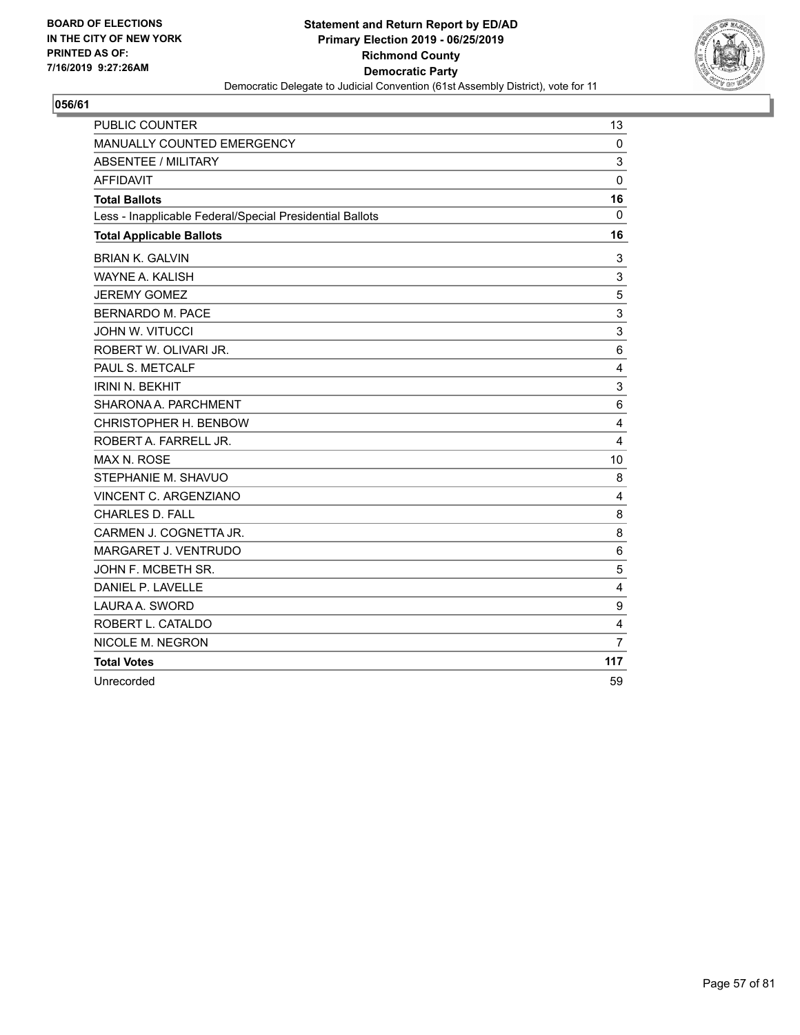BOARD OF ELECTIONS
IN THE CITY OF NEW YORK
PRINTED AS OF:
7/16/2019 9:27:26AM

**Statement and Return Report by ED/AD**
**Primary Election 2019 - 06/25/2019**
**Richmond County**
**Democratic Party**
Democratic Delegate to Judicial Convention (61st Assembly District), vote for 11

## 056/61

| | |
|---|---|
| PUBLIC COUNTER | 13 |
| MANUALLY COUNTED EMERGENCY | 0 |
| ABSENTEE / MILITARY | 3 |
| AFFIDAVIT | 0 |
| **Total Ballots** | **16** |
| Less - Inapplicable Federal/Special Presidential Ballots | 0 |
| **Total Applicable Ballots** | **16** |
| BRIAN K. GALVIN | 3 |
| WAYNE A. KALISH | 3 |
| JEREMY GOMEZ | 5 |
| BERNARDO M. PACE | 3 |
| JOHN W. VITUCCI | 3 |
| ROBERT W. OLIVARI JR. | 6 |
| PAUL S. METCALF | 4 |
| IRINI N. BEKHIT | 3 |
| SHARONA A. PARCHMENT | 6 |
| CHRISTOPHER H. BENBOW | 4 |
| ROBERT A. FARRELL JR. | 4 |
| MAX N. ROSE | 10 |
| STEPHANIE M. SHAVUO | 8 |
| VINCENT C. ARGENZIANO | 4 |
| CHARLES D. FALL | 8 |
| CARMEN J. COGNETTA JR. | 8 |
| MARGARET J. VENTRUDO | 6 |
| JOHN F. MCBETH SR. | 5 |
| DANIEL P. LAVELLE | 4 |
| LAURA A. SWORD | 9 |
| ROBERT L. CATALDO | 4 |
| NICOLE M. NEGRON | 7 |
| **Total Votes** | **117** |
| Unrecorded | 59 |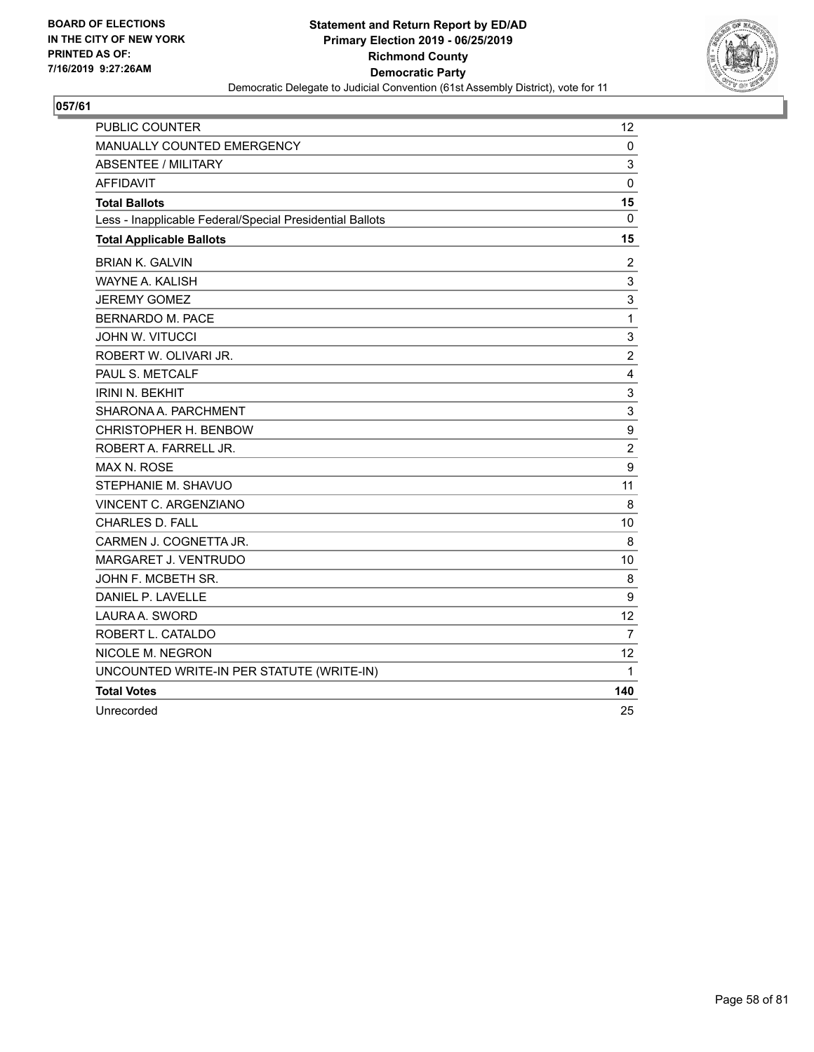BOARD OF ELECTIONS
IN THE CITY OF NEW YORK
PRINTED AS OF:
7/16/2019 9:27:26AM

**Statement and Return Report by ED/AD**
**Primary Election 2019 - 06/25/2019**
**Richmond County**
**Democratic Party**
Democratic Delegate to Judicial Convention (61st Assembly District), vote for 11

**057/61**

| | |
|---|---|
| PUBLIC COUNTER | 12 |
| MANUALLY COUNTED EMERGENCY | 0 |
| ABSENTEE / MILITARY | 3 |
| AFFIDAVIT | 0 |
| **Total Ballots** | **15** |
| Less - Inapplicable Federal/Special Presidential Ballots | 0 |
| **Total Applicable Ballots** | **15** |
| BRIAN K. GALVIN | 2 |
| WAYNE A. KALISH | 3 |
| JEREMY GOMEZ | 3 |
| BERNARDO M. PACE | 1 |
| JOHN W. VITUCCI | 3 |
| ROBERT W. OLIVARI JR. | 2 |
| PAUL S. METCALF | 4 |
| IRINI N. BEKHIT | 3 |
| SHARONA A. PARCHMENT | 3 |
| CHRISTOPHER H. BENBOW | 9 |
| ROBERT A. FARRELL JR. | 2 |
| MAX N. ROSE | 9 |
| STEPHANIE M. SHAVUO | 11 |
| VINCENT C. ARGENZIANO | 8 |
| CHARLES D. FALL | 10 |
| CARMEN J. COGNETTA JR. | 8 |
| MARGARET J. VENTRUDO | 10 |
| JOHN F. MCBETH SR. | 8 |
| DANIEL P. LAVELLE | 9 |
| LAURA A. SWORD | 12 |
| ROBERT L. CATALDO | 7 |
| NICOLE M. NEGRON | 12 |
| UNCOUNTED WRITE-IN PER STATUTE (WRITE-IN) | 1 |
| **Total Votes** | **140** |
| Unrecorded | 25 |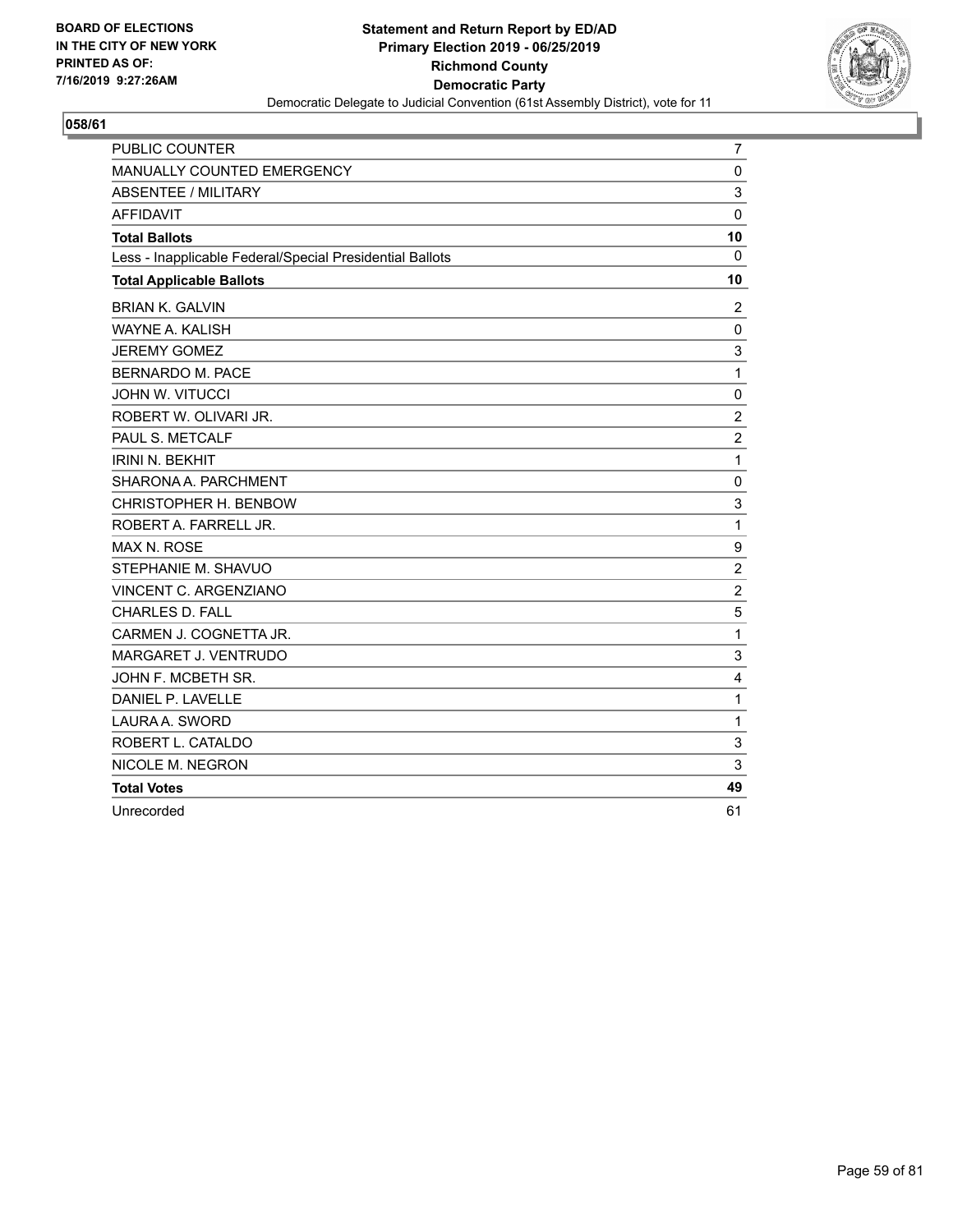BOARD OF ELECTIONS
IN THE CITY OF NEW YORK
PRINTED AS OF:
7/16/2019 9:27:26AM

**Statement and Return Report by ED/AD**
**Primary Election 2019 - 06/25/2019**
**Richmond County**
**Democratic Party**
Democratic Delegate to Judicial Convention (61st Assembly District), vote for 11

## 058/61

| | |
|---|---|
| PUBLIC COUNTER | 7 |
| MANUALLY COUNTED EMERGENCY | 0 |
| ABSENTEE / MILITARY | 3 |
| AFFIDAVIT | 0 |
| **Total Ballots** | **10** |
| Less - Inapplicable Federal/Special Presidential Ballots | 0 |
| **Total Applicable Ballots** | **10** |
| BRIAN K. GALVIN | 2 |
| WAYNE A. KALISH | 0 |
| JEREMY GOMEZ | 3 |
| BERNARDO M. PACE | 1 |
| JOHN W. VITUCCI | 0 |
| ROBERT W. OLIVARI JR. | 2 |
| PAUL S. METCALF | 2 |
| IRINI N. BEKHIT | 1 |
| SHARONA A. PARCHMENT | 0 |
| CHRISTOPHER H. BENBOW | 3 |
| ROBERT A. FARRELL JR. | 1 |
| MAX N. ROSE | 9 |
| STEPHANIE M. SHAVUO | 2 |
| VINCENT C. ARGENZIANO | 2 |
| CHARLES D. FALL | 5 |
| CARMEN J. COGNETTA JR. | 1 |
| MARGARET J. VENTRUDO | 3 |
| JOHN F. MCBETH SR. | 4 |
| DANIEL P. LAVELLE | 1 |
| LAURA A. SWORD | 1 |
| ROBERT L. CATALDO | 3 |
| NICOLE M. NEGRON | 3 |
| **Total Votes** | **49** |
| Unrecorded | 61 |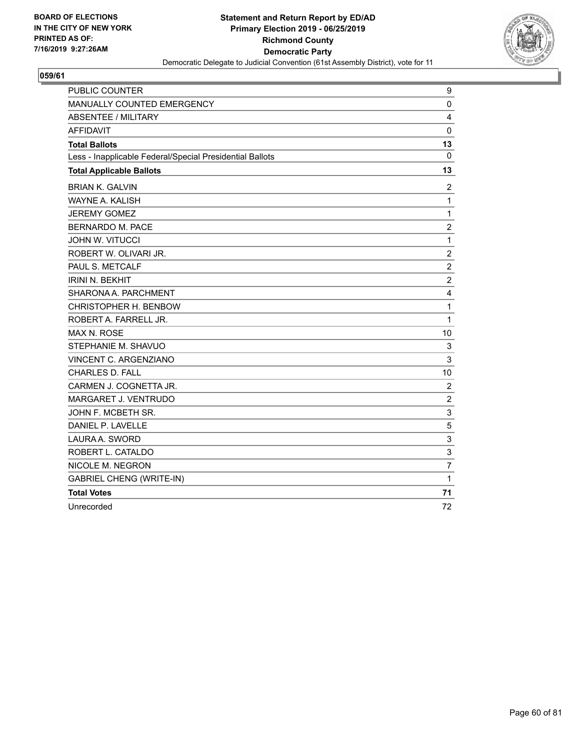BOARD OF ELECTIONS
IN THE CITY OF NEW YORK
PRINTED AS OF:
7/16/2019 9:27:26AM

**Statement and Return Report by ED/AD**
**Primary Election 2019 - 06/25/2019**
**Richmond County**
**Democratic Party**
Democratic Delegate to Judicial Convention (61st Assembly District), vote for 11

**059/61**

| | |
|---|---|
| PUBLIC COUNTER | 9 |
| MANUALLY COUNTED EMERGENCY | 0 |
| ABSENTEE / MILITARY | 4 |
| AFFIDAVIT | 0 |
| **Total Ballots** | **13** |
| Less - Inapplicable Federal/Special Presidential Ballots | 0 |
| **Total Applicable Ballots** | **13** |
| BRIAN K. GALVIN | 2 |
| WAYNE A. KALISH | 1 |
| JEREMY GOMEZ | 1 |
| BERNARDO M. PACE | 2 |
| JOHN W. VITUCCI | 1 |
| ROBERT W. OLIVARI JR. | 2 |
| PAUL S. METCALF | 2 |
| IRINI N. BEKHIT | 2 |
| SHARONA A. PARCHMENT | 4 |
| CHRISTOPHER H. BENBOW | 1 |
| ROBERT A. FARRELL JR. | 1 |
| MAX N. ROSE | 10 |
| STEPHANIE M. SHAVUO | 3 |
| VINCENT C. ARGENZIANO | 3 |
| CHARLES D. FALL | 10 |
| CARMEN J. COGNETTA JR. | 2 |
| MARGARET J. VENTRUDO | 2 |
| JOHN F. MCBETH SR. | 3 |
| DANIEL P. LAVELLE | 5 |
| LAURA A. SWORD | 3 |
| ROBERT L. CATALDO | 3 |
| NICOLE M. NEGRON | 7 |
| GABRIEL CHENG (WRITE-IN) | 1 |
| **Total Votes** | **71** |
| Unrecorded | 72 |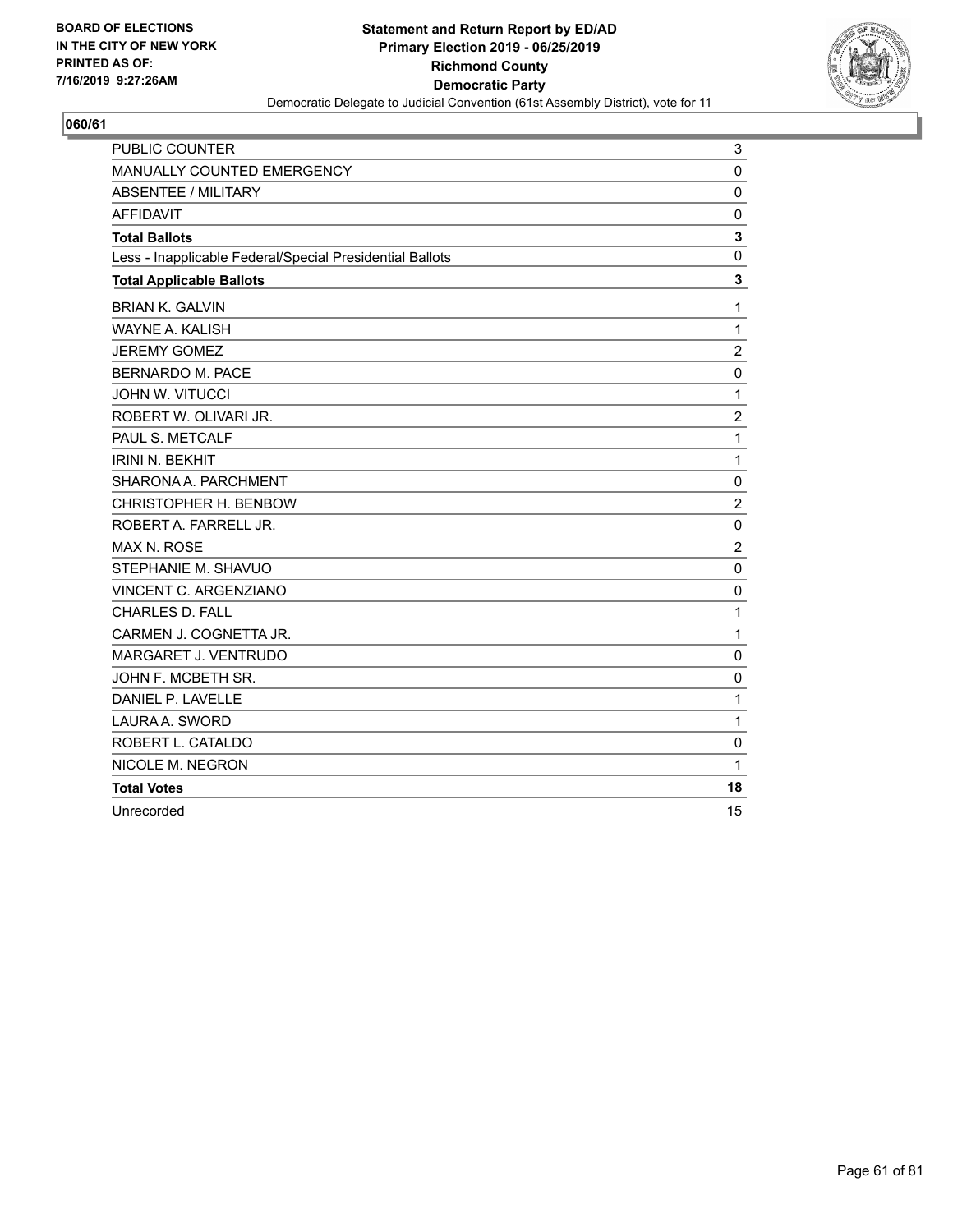BOARD OF ELECTIONS
IN THE CITY OF NEW YORK
PRINTED AS OF:
7/16/2019 9:27:26AM

**Statement and Return Report by ED/AD**
**Primary Election 2019 - 06/25/2019**
**Richmond County**
**Democratic Party**
Democratic Delegate to Judicial Convention (61st Assembly District), vote for 11

## 060/61

| | |
|---|---|
| PUBLIC COUNTER | 3 |
| MANUALLY COUNTED EMERGENCY | 0 |
| ABSENTEE / MILITARY | 0 |
| AFFIDAVIT | 0 |
| **Total Ballots** | **3** |
| Less - Inapplicable Federal/Special Presidential Ballots | 0 |
| **Total Applicable Ballots** | **3** |
| BRIAN K. GALVIN | 1 |
| WAYNE A. KALISH | 1 |
| JEREMY GOMEZ | 2 |
| BERNARDO M. PACE | 0 |
| JOHN W. VITUCCI | 1 |
| ROBERT W. OLIVARI JR. | 2 |
| PAUL S. METCALF | 1 |
| IRINI N. BEKHIT | 1 |
| SHARONA A. PARCHMENT | 0 |
| CHRISTOPHER H. BENBOW | 2 |
| ROBERT A. FARRELL JR. | 0 |
| MAX N. ROSE | 2 |
| STEPHANIE M. SHAVUO | 0 |
| VINCENT C. ARGENZIANO | 0 |
| CHARLES D. FALL | 1 |
| CARMEN J. COGNETTA JR. | 1 |
| MARGARET J. VENTRUDO | 0 |
| JOHN F. MCBETH SR. | 0 |
| DANIEL P. LAVELLE | 1 |
| LAURA A. SWORD | 1 |
| ROBERT L. CATALDO | 0 |
| NICOLE M. NEGRON | 1 |
| **Total Votes** | **18** |
| Unrecorded | 15 |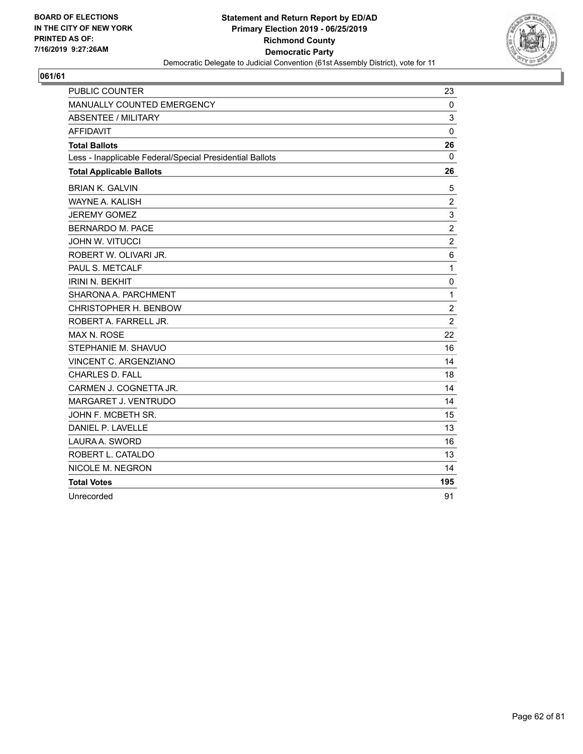BOARD OF ELECTIONS
IN THE CITY OF NEW YORK
PRINTED AS OF:
7/16/2019 9:27:26AM

**Statement and Return Report by ED/AD**
**Primary Election 2019 - 06/25/2019**
**Richmond County**
**Democratic Party**
Democratic Delegate to Judicial Convention (61st Assembly District), vote for 11

**061/61**

| | |
|---|---|
| PUBLIC COUNTER | 23 |
| MANUALLY COUNTED EMERGENCY | 0 |
| ABSENTEE / MILITARY | 3 |
| AFFIDAVIT | 0 |
| **Total Ballots** | **26** |
| Less - Inapplicable Federal/Special Presidential Ballots | 0 |
| **Total Applicable Ballots** | **26** |
| BRIAN K. GALVIN | 5 |
| WAYNE A. KALISH | 2 |
| JEREMY GOMEZ | 3 |
| BERNARDO M. PACE | 2 |
| JOHN W. VITUCCI | 2 |
| ROBERT W. OLIVARI JR. | 6 |
| PAUL S. METCALF | 1 |
| IRINI N. BEKHIT | 0 |
| SHARONA A. PARCHMENT | 1 |
| CHRISTOPHER H. BENBOW | 2 |
| ROBERT A. FARRELL JR. | 2 |
| MAX N. ROSE | 22 |
| STEPHANIE M. SHAVUO | 16 |
| VINCENT C. ARGENZIANO | 14 |
| CHARLES D. FALL | 18 |
| CARMEN J. COGNETTA JR. | 14 |
| MARGARET J. VENTRUDO | 14 |
| JOHN F. MCBETH SR. | 15 |
| DANIEL P. LAVELLE | 13 |
| LAURA A. SWORD | 16 |
| ROBERT L. CATALDO | 13 |
| NICOLE M. NEGRON | 14 |
| **Total Votes** | **195** |
| Unrecorded | 91 |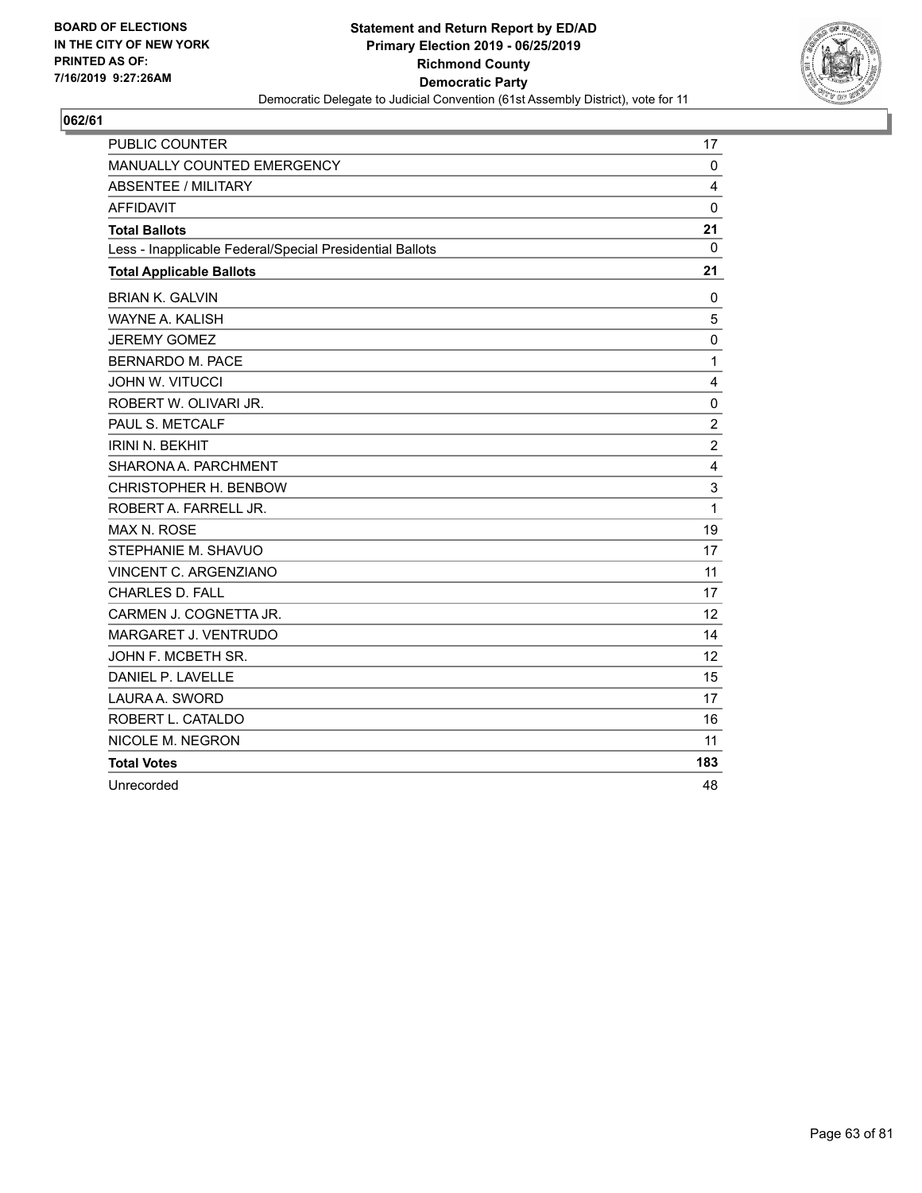**BOARD OF ELECTIONS IN THE CITY OF NEW YORK PRINTED AS OF: 7/16/2019 9:27:26AM**

**Statement and Return Report by ED/AD**
**Primary Election 2019 - 06/25/2019**
**Richmond County**
**Democratic Party**
Democratic Delegate to Judicial Convention (61st Assembly District), vote for 11

## 062/61

| | |
|---|---|
| PUBLIC COUNTER | 17 |
| MANUALLY COUNTED EMERGENCY | 0 |
| ABSENTEE / MILITARY | 4 |
| AFFIDAVIT | 0 |
| **Total Ballots** | **21** |
| Less - Inapplicable Federal/Special Presidential Ballots | 0 |
| **Total Applicable Ballots** | **21** |
| BRIAN K. GALVIN | 0 |
| WAYNE A. KALISH | 5 |
| JEREMY GOMEZ | 0 |
| BERNARDO M. PACE | 1 |
| JOHN W. VITUCCI | 4 |
| ROBERT W. OLIVARI JR. | 0 |
| PAUL S. METCALF | 2 |
| IRINI N. BEKHIT | 2 |
| SHARONA A. PARCHMENT | 4 |
| CHRISTOPHER H. BENBOW | 3 |
| ROBERT A. FARRELL JR. | 1 |
| MAX N. ROSE | 19 |
| STEPHANIE M. SHAVUO | 17 |
| VINCENT C. ARGENZIANO | 11 |
| CHARLES D. FALL | 17 |
| CARMEN J. COGNETTA JR. | 12 |
| MARGARET J. VENTRUDO | 14 |
| JOHN F. MCBETH SR. | 12 |
| DANIEL P. LAVELLE | 15 |
| LAURA A. SWORD | 17 |
| ROBERT L. CATALDO | 16 |
| NICOLE M. NEGRON | 11 |
| **Total Votes** | **183** |
| Unrecorded | 48 |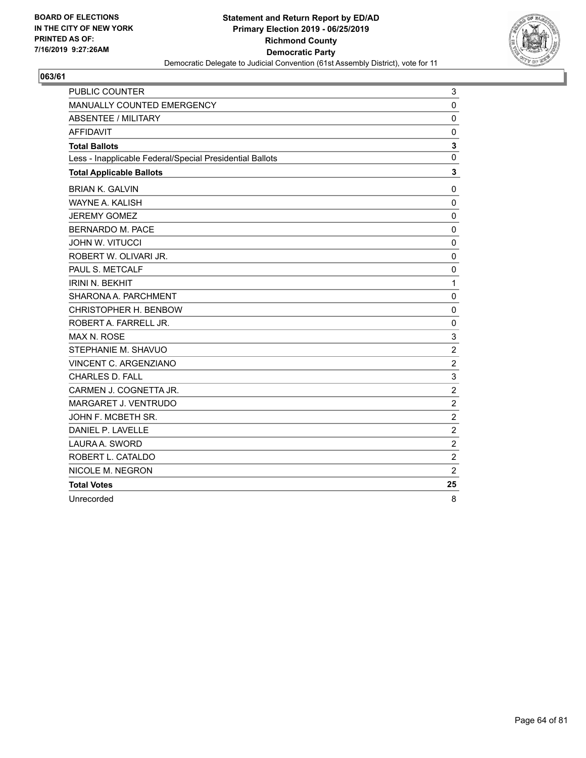**BOARD OF ELECTIONS IN THE CITY OF NEW YORK PRINTED AS OF: 7/16/2019 9:27:26AM**

**Statement and Return Report by ED/AD**
**Primary Election 2019 - 06/25/2019**
**Richmond County**
**Democratic Party**
Democratic Delegate to Judicial Convention (61st Assembly District), vote for 11

**063/61**

| | |
|---|---|
| PUBLIC COUNTER | 3 |
| MANUALLY COUNTED EMERGENCY | 0 |
| ABSENTEE / MILITARY | 0 |
| AFFIDAVIT | 0 |
| **Total Ballots** | **3** |
| Less - Inapplicable Federal/Special Presidential Ballots | 0 |
| **Total Applicable Ballots** | **3** |
| BRIAN K. GALVIN | 0 |
| WAYNE A. KALISH | 0 |
| JEREMY GOMEZ | 0 |
| BERNARDO M. PACE | 0 |
| JOHN W. VITUCCI | 0 |
| ROBERT W. OLIVARI JR. | 0 |
| PAUL S. METCALF | 0 |
| IRINI N. BEKHIT | 1 |
| SHARONA A. PARCHMENT | 0 |
| CHRISTOPHER H. BENBOW | 0 |
| ROBERT A. FARRELL JR. | 0 |
| MAX N. ROSE | 3 |
| STEPHANIE M. SHAVUO | 2 |
| VINCENT C. ARGENZIANO | 2 |
| CHARLES D. FALL | 3 |
| CARMEN J. COGNETTA JR. | 2 |
| MARGARET J. VENTRUDO | 2 |
| JOHN F. MCBETH SR. | 2 |
| DANIEL P. LAVELLE | 2 |
| LAURA A. SWORD | 2 |
| ROBERT L. CATALDO | 2 |
| NICOLE M. NEGRON | 2 |
| **Total Votes** | **25** |
| Unrecorded | 8 |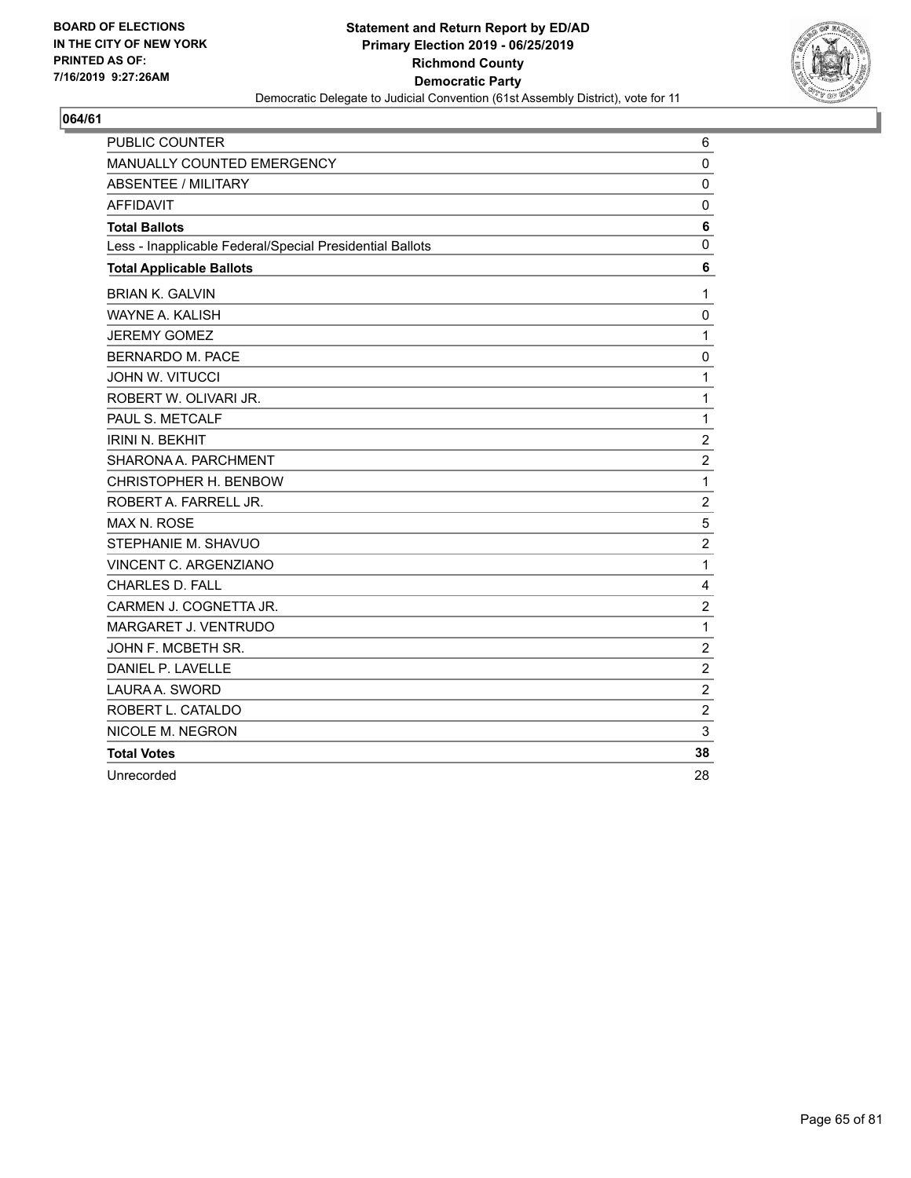BOARD OF ELECTIONS
IN THE CITY OF NEW YORK
PRINTED AS OF:
7/16/2019 9:27:26AM

**Statement and Return Report by ED/AD**
**Primary Election 2019 - 06/25/2019**
**Richmond County**
**Democratic Party**
Democratic Delegate to Judicial Convention (61st Assembly District), vote for 11

## 064/61

| | |
|---|---|
| PUBLIC COUNTER | 6 |
| MANUALLY COUNTED EMERGENCY | 0 |
| ABSENTEE / MILITARY | 0 |
| AFFIDAVIT | 0 |
| **Total Ballots** | **6** |
| Less - Inapplicable Federal/Special Presidential Ballots | 0 |
| **Total Applicable Ballots** | **6** |
| BRIAN K. GALVIN | 1 |
| WAYNE A. KALISH | 0 |
| JEREMY GOMEZ | 1 |
| BERNARDO M. PACE | 0 |
| JOHN W. VITUCCI | 1 |
| ROBERT W. OLIVARI JR. | 1 |
| PAUL S. METCALF | 1 |
| IRINI N. BEKHIT | 2 |
| SHARONA A. PARCHMENT | 2 |
| CHRISTOPHER H. BENBOW | 1 |
| ROBERT A. FARRELL JR. | 2 |
| MAX N. ROSE | 5 |
| STEPHANIE M. SHAVUO | 2 |
| VINCENT C. ARGENZIANO | 1 |
| CHARLES D. FALL | 4 |
| CARMEN J. COGNETTA JR. | 2 |
| MARGARET J. VENTRUDO | 1 |
| JOHN F. MCBETH SR. | 2 |
| DANIEL P. LAVELLE | 2 |
| LAURA A. SWORD | 2 |
| ROBERT L. CATALDO | 2 |
| NICOLE M. NEGRON | 3 |
| **Total Votes** | **38** |
| Unrecorded | 28 |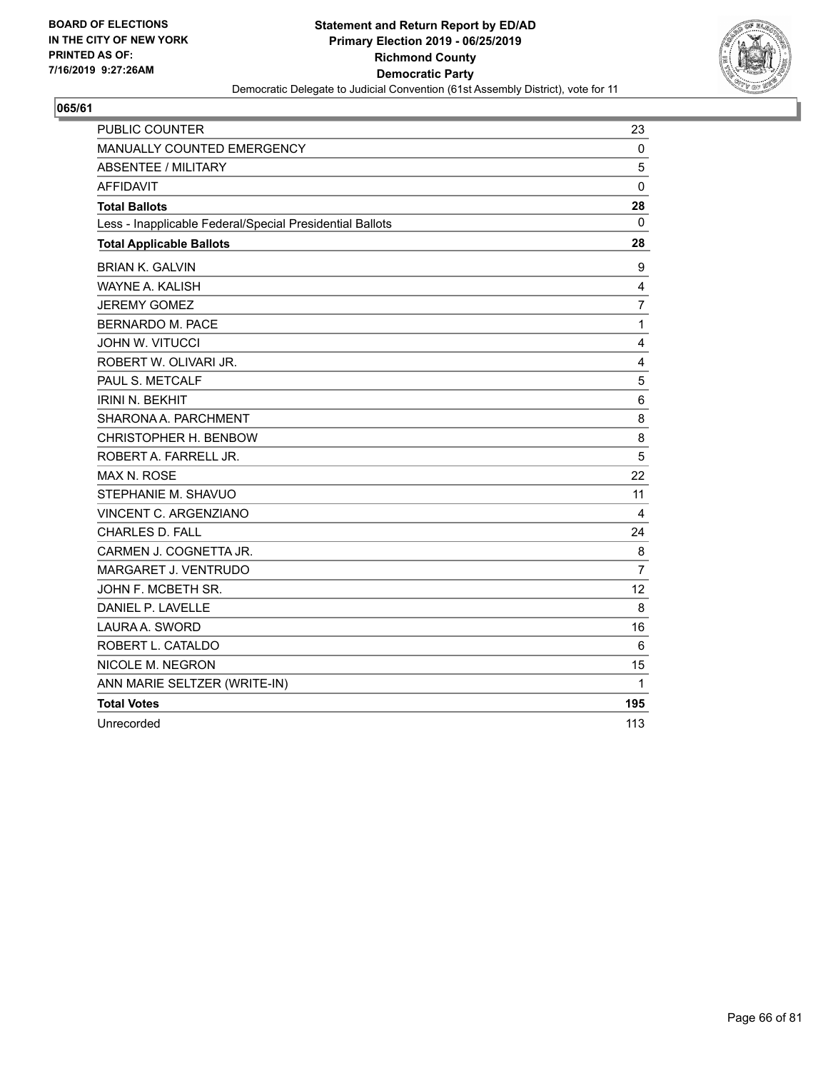BOARD OF ELECTIONS
IN THE CITY OF NEW YORK
PRINTED AS OF:
7/16/2019 9:27:26AM

**Statement and Return Report by ED/AD**
**Primary Election 2019 - 06/25/2019**
**Richmond County**
**Democratic Party**
Democratic Delegate to Judicial Convention (61st Assembly District), vote for 11

## 065/61

| | |
|---|---|
| PUBLIC COUNTER | 23 |
| MANUALLY COUNTED EMERGENCY | 0 |
| ABSENTEE / MILITARY | 5 |
| AFFIDAVIT | 0 |
| **Total Ballots** | **28** |
| Less - Inapplicable Federal/Special Presidential Ballots | 0 |
| **Total Applicable Ballots** | **28** |
| BRIAN K. GALVIN | 9 |
| WAYNE A. KALISH | 4 |
| JEREMY GOMEZ | 7 |
| BERNARDO M. PACE | 1 |
| JOHN W. VITUCCI | 4 |
| ROBERT W. OLIVARI JR. | 4 |
| PAUL S. METCALF | 5 |
| IRINI N. BEKHIT | 6 |
| SHARONA A. PARCHMENT | 8 |
| CHRISTOPHER H. BENBOW | 8 |
| ROBERT A. FARRELL JR. | 5 |
| MAX N. ROSE | 22 |
| STEPHANIE M. SHAVUO | 11 |
| VINCENT C. ARGENZIANO | 4 |
| CHARLES D. FALL | 24 |
| CARMEN J. COGNETTA JR. | 8 |
| MARGARET J. VENTRUDO | 7 |
| JOHN F. MCBETH SR. | 12 |
| DANIEL P. LAVELLE | 8 |
| LAURA A. SWORD | 16 |
| ROBERT L. CATALDO | 6 |
| NICOLE M. NEGRON | 15 |
| ANN MARIE SELTZER (WRITE-IN) | 1 |
| **Total Votes** | **195** |
| Unrecorded | 113 |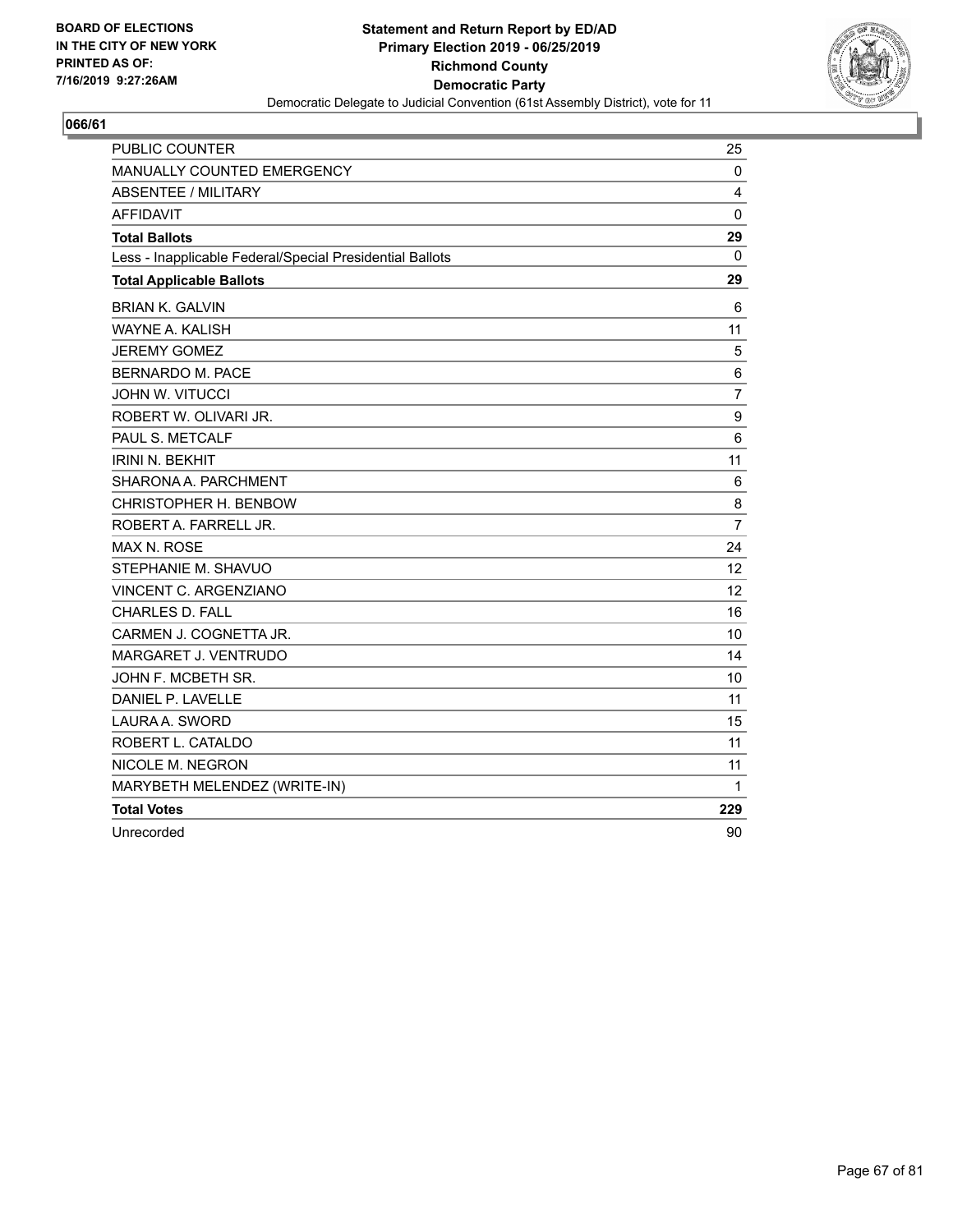**BOARD OF ELECTIONS IN THE CITY OF NEW YORK PRINTED AS OF: 7/16/2019 9:27:26AM**

**Statement and Return Report by ED/AD**
**Primary Election 2019 - 06/25/2019**
**Richmond County**
**Democratic Party**
Democratic Delegate to Judicial Convention (61st Assembly District), vote for 11

## 066/61

| | |
|---|---|
| PUBLIC COUNTER | 25 |
| MANUALLY COUNTED EMERGENCY | 0 |
| ABSENTEE / MILITARY | 4 |
| AFFIDAVIT | 0 |
| **Total Ballots** | **29** |
| Less - Inapplicable Federal/Special Presidential Ballots | 0 |
| **Total Applicable Ballots** | **29** |
| BRIAN K. GALVIN | 6 |
| WAYNE A. KALISH | 11 |
| JEREMY GOMEZ | 5 |
| BERNARDO M. PACE | 6 |
| JOHN W. VITUCCI | 7 |
| ROBERT W. OLIVARI JR. | 9 |
| PAUL S. METCALF | 6 |
| IRINI N. BEKHIT | 11 |
| SHARONA A. PARCHMENT | 6 |
| CHRISTOPHER H. BENBOW | 8 |
| ROBERT A. FARRELL JR. | 7 |
| MAX N. ROSE | 24 |
| STEPHANIE M. SHAVUO | 12 |
| VINCENT C. ARGENZIANO | 12 |
| CHARLES D. FALL | 16 |
| CARMEN J. COGNETTA JR. | 10 |
| MARGARET J. VENTRUDO | 14 |
| JOHN F. MCBETH SR. | 10 |
| DANIEL P. LAVELLE | 11 |
| LAURA A. SWORD | 15 |
| ROBERT L. CATALDO | 11 |
| NICOLE M. NEGRON | 11 |
| MARYBETH MELENDEZ (WRITE-IN) | 1 |
| **Total Votes** | **229** |
| Unrecorded | 90 |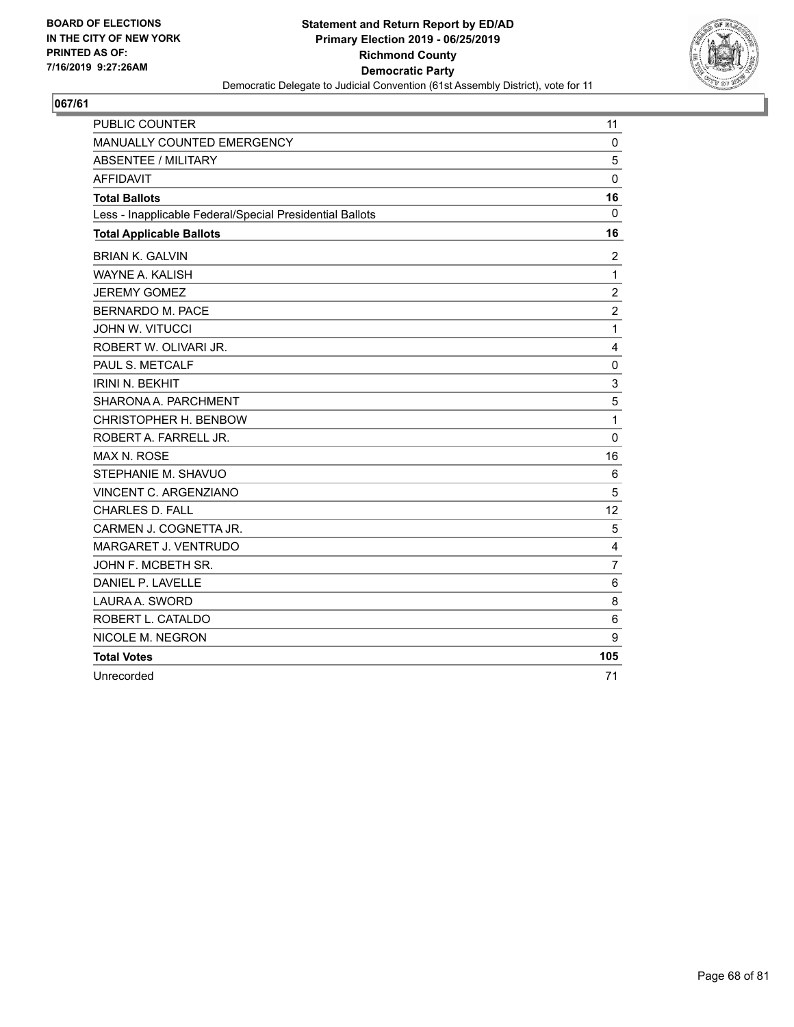BOARD OF ELECTIONS
IN THE CITY OF NEW YORK
PRINTED AS OF:
7/16/2019 9:27:26AM

**Statement and Return Report by ED/AD**
**Primary Election 2019 - 06/25/2019**
**Richmond County**
**Democratic Party**
Democratic Delegate to Judicial Convention (61st Assembly District), vote for 11

## 067/61

| | |
|---|---|
| PUBLIC COUNTER | 11 |
| MANUALLY COUNTED EMERGENCY | 0 |
| ABSENTEE / MILITARY | 5 |
| AFFIDAVIT | 0 |
| **Total Ballots** | **16** |
| Less - Inapplicable Federal/Special Presidential Ballots | 0 |
| **Total Applicable Ballots** | **16** |
| BRIAN K. GALVIN | 2 |
| WAYNE A. KALISH | 1 |
| JEREMY GOMEZ | 2 |
| BERNARDO M. PACE | 2 |
| JOHN W. VITUCCI | 1 |
| ROBERT W. OLIVARI JR. | 4 |
| PAUL S. METCALF | 0 |
| IRINI N. BEKHIT | 3 |
| SHARONA A. PARCHMENT | 5 |
| CHRISTOPHER H. BENBOW | 1 |
| ROBERT A. FARRELL JR. | 0 |
| MAX N. ROSE | 16 |
| STEPHANIE M. SHAVUO | 6 |
| VINCENT C. ARGENZIANO | 5 |
| CHARLES D. FALL | 12 |
| CARMEN J. COGNETTA JR. | 5 |
| MARGARET J. VENTRUDO | 4 |
| JOHN F. MCBETH SR. | 7 |
| DANIEL P. LAVELLE | 6 |
| LAURA A. SWORD | 8 |
| ROBERT L. CATALDO | 6 |
| NICOLE M. NEGRON | 9 |
| **Total Votes** | **105** |
| Unrecorded | 71 |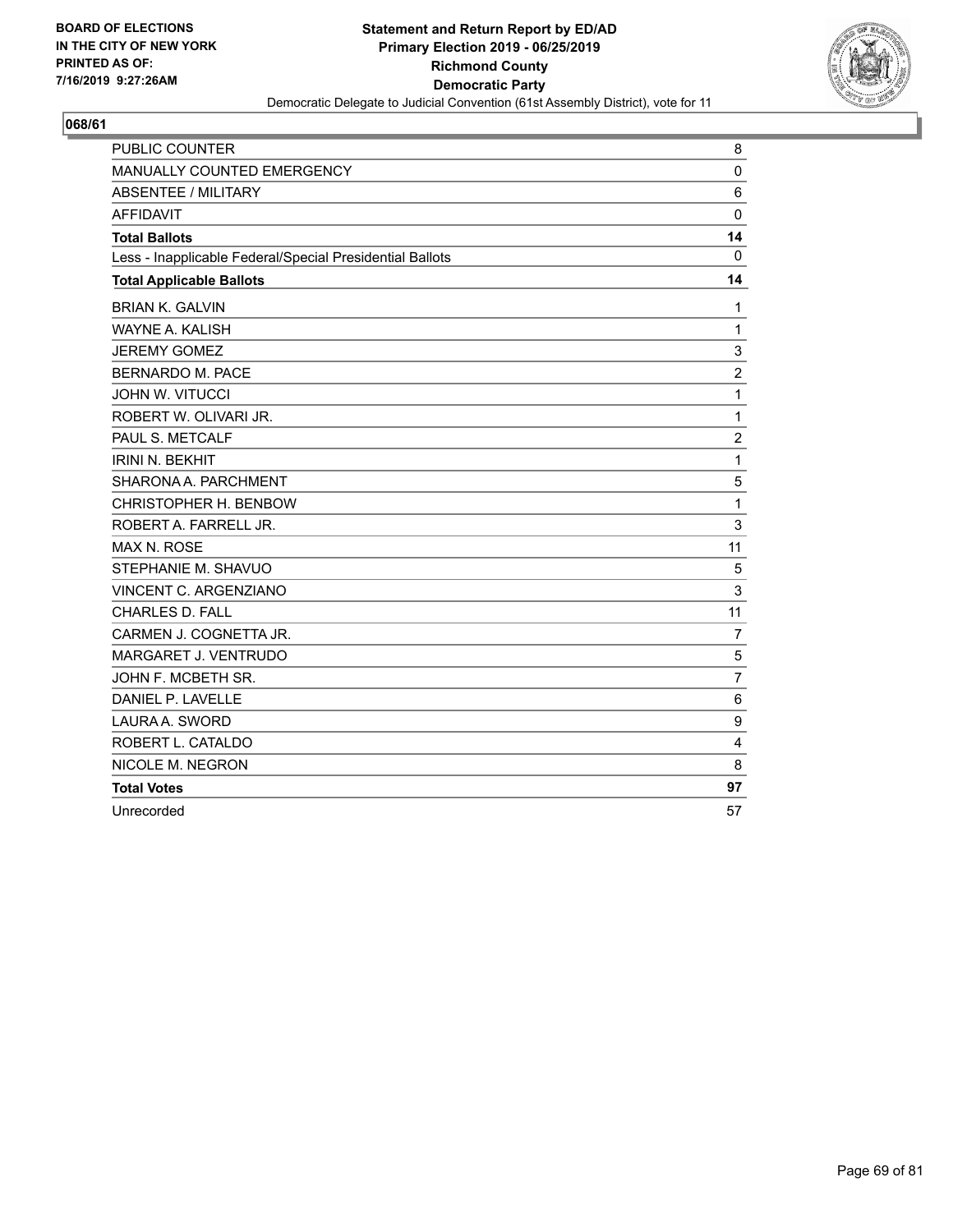BOARD OF ELECTIONS
IN THE CITY OF NEW YORK
PRINTED AS OF:
7/16/2019 9:27:26AM

**Statement and Return Report by ED/AD**
**Primary Election 2019 - 06/25/2019**
**Richmond County**
**Democratic Party**
Democratic Delegate to Judicial Convention (61st Assembly District), vote for 11

## 068/61

| | |
|---|---|
| PUBLIC COUNTER | 8 |
| MANUALLY COUNTED EMERGENCY | 0 |
| ABSENTEE / MILITARY | 6 |
| AFFIDAVIT | 0 |
| **Total Ballots** | **14** |
| Less - Inapplicable Federal/Special Presidential Ballots | 0 |
| **Total Applicable Ballots** | **14** |
| BRIAN K. GALVIN | 1 |
| WAYNE A. KALISH | 1 |
| JEREMY GOMEZ | 3 |
| BERNARDO M. PACE | 2 |
| JOHN W. VITUCCI | 1 |
| ROBERT W. OLIVARI JR. | 1 |
| PAUL S. METCALF | 2 |
| IRINI N. BEKHIT | 1 |
| SHARONA A. PARCHMENT | 5 |
| CHRISTOPHER H. BENBOW | 1 |
| ROBERT A. FARRELL JR. | 3 |
| MAX N. ROSE | 11 |
| STEPHANIE M. SHAVUO | 5 |
| VINCENT C. ARGENZIANO | 3 |
| CHARLES D. FALL | 11 |
| CARMEN J. COGNETTA JR. | 7 |
| MARGARET J. VENTRUDO | 5 |
| JOHN F. MCBETH SR. | 7 |
| DANIEL P. LAVELLE | 6 |
| LAURA A. SWORD | 9 |
| ROBERT L. CATALDO | 4 |
| NICOLE M. NEGRON | 8 |
| **Total Votes** | **97** |
| Unrecorded | 57 |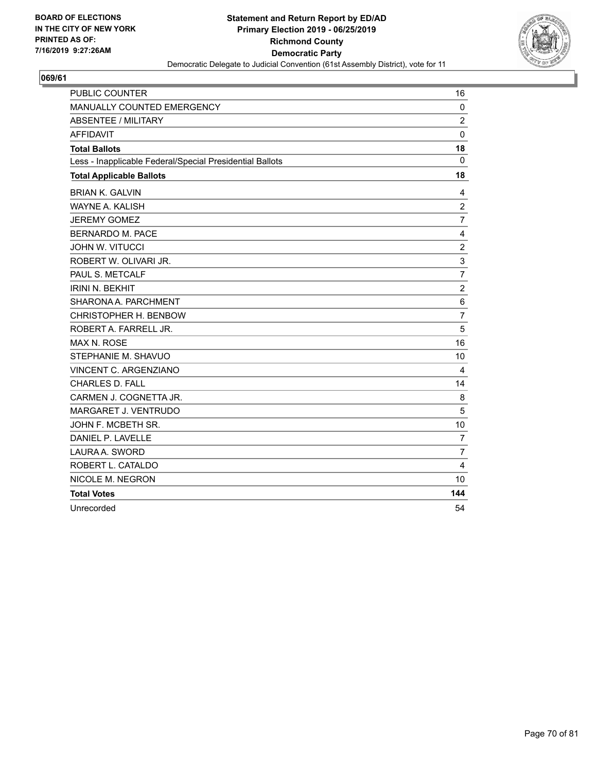BOARD OF ELECTIONS
IN THE CITY OF NEW YORK
PRINTED AS OF:
7/16/2019 9:27:26AM

**Statement and Return Report by ED/AD**
**Primary Election 2019 - 06/25/2019**
**Richmond County**
**Democratic Party**
Democratic Delegate to Judicial Convention (61st Assembly District), vote for 11

**069/61**

| | |
|---|---|
| PUBLIC COUNTER | 16 |
| MANUALLY COUNTED EMERGENCY | 0 |
| ABSENTEE / MILITARY | 2 |
| AFFIDAVIT | 0 |
| **Total Ballots** | **18** |
| Less - Inapplicable Federal/Special Presidential Ballots | 0 |
| **Total Applicable Ballots** | **18** |
| BRIAN K. GALVIN | 4 |
| WAYNE A. KALISH | 2 |
| JEREMY GOMEZ | 7 |
| BERNARDO M. PACE | 4 |
| JOHN W. VITUCCI | 2 |
| ROBERT W. OLIVARI JR. | 3 |
| PAUL S. METCALF | 7 |
| IRINI N. BEKHIT | 2 |
| SHARONA A. PARCHMENT | 6 |
| CHRISTOPHER H. BENBOW | 7 |
| ROBERT A. FARRELL JR. | 5 |
| MAX N. ROSE | 16 |
| STEPHANIE M. SHAVUO | 10 |
| VINCENT C. ARGENZIANO | 4 |
| CHARLES D. FALL | 14 |
| CARMEN J. COGNETTA JR. | 8 |
| MARGARET J. VENTRUDO | 5 |
| JOHN F. MCBETH SR. | 10 |
| DANIEL P. LAVELLE | 7 |
| LAURA A. SWORD | 7 |
| ROBERT L. CATALDO | 4 |
| NICOLE M. NEGRON | 10 |
| **Total Votes** | **144** |
| Unrecorded | 54 |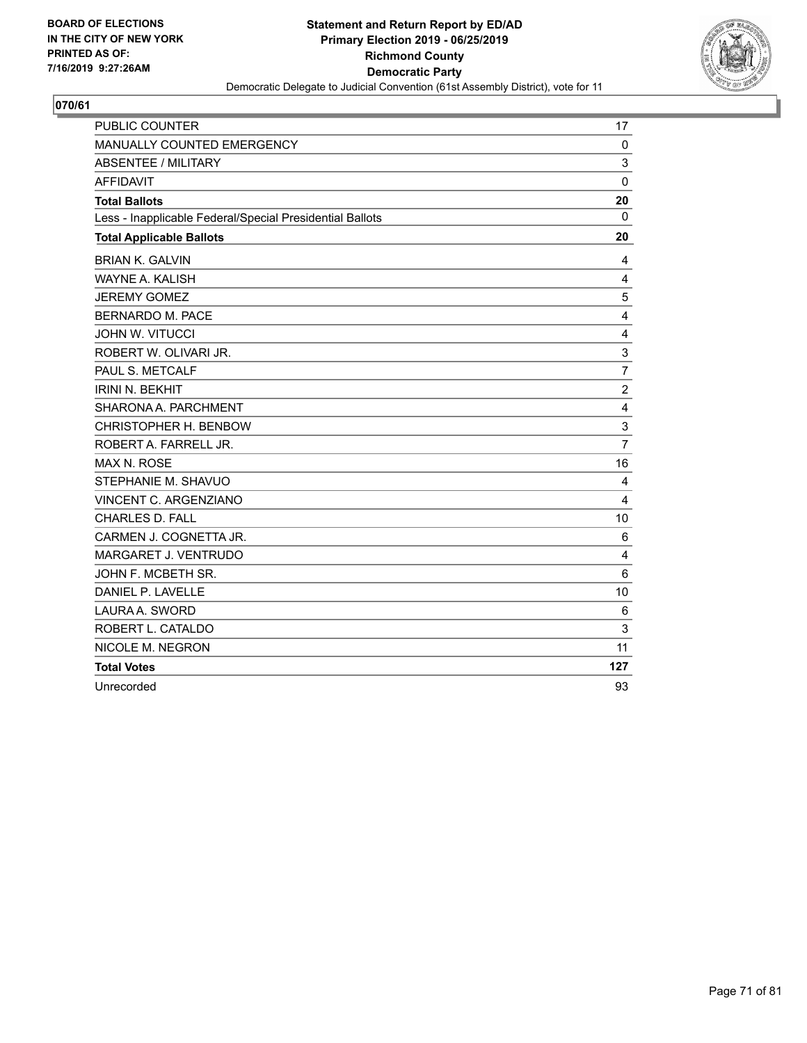**BOARD OF ELECTIONS IN THE CITY OF NEW YORK PRINTED AS OF: 7/16/2019 9:27:26AM**

**Statement and Return Report by ED/AD**
**Primary Election 2019 - 06/25/2019**
**Richmond County**
**Democratic Party**
Democratic Delegate to Judicial Convention (61st Assembly District), vote for 11

**070/61**

| | |
|---|---|
| PUBLIC COUNTER | 17 |
| MANUALLY COUNTED EMERGENCY | 0 |
| ABSENTEE / MILITARY | 3 |
| AFFIDAVIT | 0 |
| **Total Ballots** | **20** |
| Less - Inapplicable Federal/Special Presidential Ballots | 0 |
| **Total Applicable Ballots** | **20** |
| BRIAN K. GALVIN | 4 |
| WAYNE A. KALISH | 4 |
| JEREMY GOMEZ | 5 |
| BERNARDO M. PACE | 4 |
| JOHN W. VITUCCI | 4 |
| ROBERT W. OLIVARI JR. | 3 |
| PAUL S. METCALF | 7 |
| IRINI N. BEKHIT | 2 |
| SHARONA A. PARCHMENT | 4 |
| CHRISTOPHER H. BENBOW | 3 |
| ROBERT A. FARRELL JR. | 7 |
| MAX N. ROSE | 16 |
| STEPHANIE M. SHAVUO | 4 |
| VINCENT C. ARGENZIANO | 4 |
| CHARLES D. FALL | 10 |
| CARMEN J. COGNETTA JR. | 6 |
| MARGARET J. VENTRUDO | 4 |
| JOHN F. MCBETH SR. | 6 |
| DANIEL P. LAVELLE | 10 |
| LAURA A. SWORD | 6 |
| ROBERT L. CATALDO | 3 |
| NICOLE M. NEGRON | 11 |
| **Total Votes** | **127** |
| Unrecorded | 93 |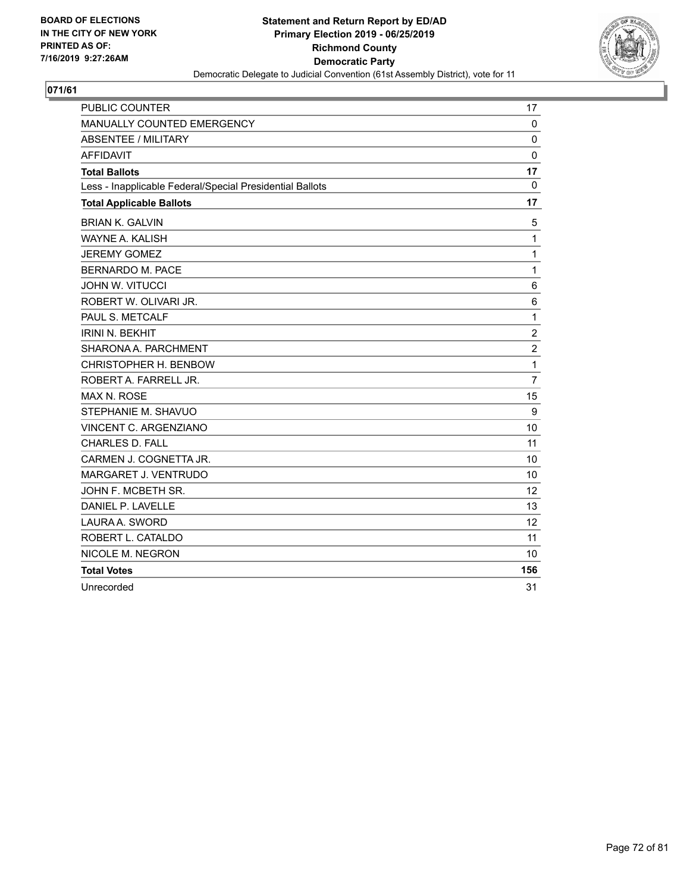**BOARD OF ELECTIONS IN THE CITY OF NEW YORK PRINTED AS OF: 7/16/2019 9:27:26AM**

**Statement and Return Report by ED/AD**
**Primary Election 2019 - 06/25/2019**
**Richmond County**
**Democratic Party**
Democratic Delegate to Judicial Convention (61st Assembly District), vote for 11

## 071/61

| | |
|---|---|
| PUBLIC COUNTER | 17 |
| MANUALLY COUNTED EMERGENCY | 0 |
| ABSENTEE / MILITARY | 0 |
| AFFIDAVIT | 0 |
| **Total Ballots** | **17** |
| Less - Inapplicable Federal/Special Presidential Ballots | 0 |
| **Total Applicable Ballots** | **17** |
| BRIAN K. GALVIN | 5 |
| WAYNE A. KALISH | 1 |
| JEREMY GOMEZ | 1 |
| BERNARDO M. PACE | 1 |
| JOHN W. VITUCCI | 6 |
| ROBERT W. OLIVARI JR. | 6 |
| PAUL S. METCALF | 1 |
| IRINI N. BEKHIT | 2 |
| SHARONA A. PARCHMENT | 2 |
| CHRISTOPHER H. BENBOW | 1 |
| ROBERT A. FARRELL JR. | 7 |
| MAX N. ROSE | 15 |
| STEPHANIE M. SHAVUO | 9 |
| VINCENT C. ARGENZIANO | 10 |
| CHARLES D. FALL | 11 |
| CARMEN J. COGNETTA JR. | 10 |
| MARGARET J. VENTRUDO | 10 |
| JOHN F. MCBETH SR. | 12 |
| DANIEL P. LAVELLE | 13 |
| LAURA A. SWORD | 12 |
| ROBERT L. CATALDO | 11 |
| NICOLE M. NEGRON | 10 |
| **Total Votes** | **156** |
| Unrecorded | 31 |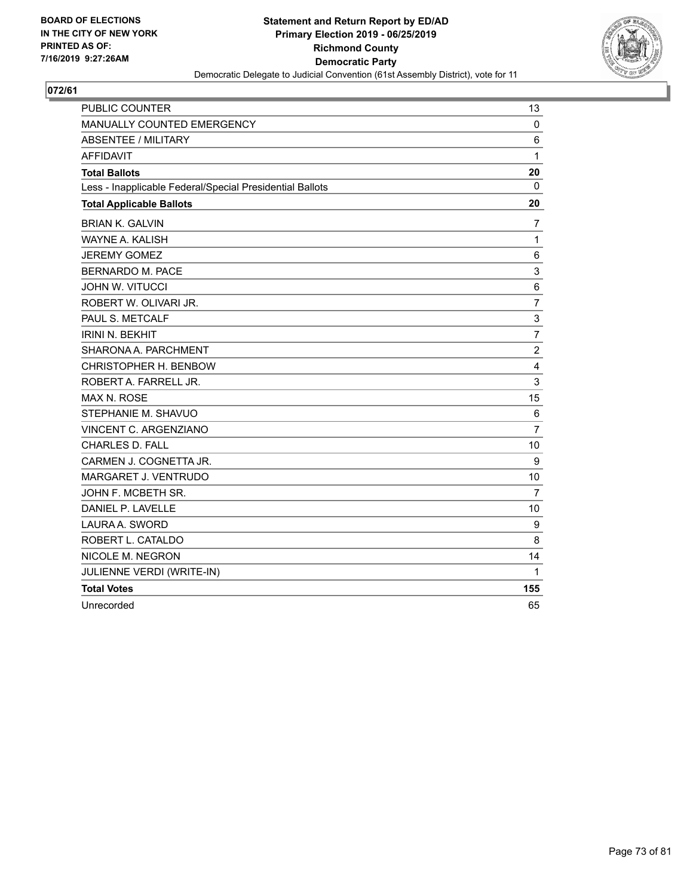BOARD OF ELECTIONS
IN THE CITY OF NEW YORK
PRINTED AS OF:
7/16/2019 9:27:26AM

**Statement and Return Report by ED/AD**
**Primary Election 2019 - 06/25/2019**
**Richmond County**
**Democratic Party**
Democratic Delegate to Judicial Convention (61st Assembly District), vote for 11

## 072/61

| | |
|---|---|
| PUBLIC COUNTER | 13 |
| MANUALLY COUNTED EMERGENCY | 0 |
| ABSENTEE / MILITARY | 6 |
| AFFIDAVIT | 1 |
| **Total Ballots** | **20** |
| Less - Inapplicable Federal/Special Presidential Ballots | 0 |
| **Total Applicable Ballots** | **20** |
| BRIAN K. GALVIN | 7 |
| WAYNE A. KALISH | 1 |
| JEREMY GOMEZ | 6 |
| BERNARDO M. PACE | 3 |
| JOHN W. VITUCCI | 6 |
| ROBERT W. OLIVARI JR. | 7 |
| PAUL S. METCALF | 3 |
| IRINI N. BEKHIT | 7 |
| SHARONA A. PARCHMENT | 2 |
| CHRISTOPHER H. BENBOW | 4 |
| ROBERT A. FARRELL JR. | 3 |
| MAX N. ROSE | 15 |
| STEPHANIE M. SHAVUO | 6 |
| VINCENT C. ARGENZIANO | 7 |
| CHARLES D. FALL | 10 |
| CARMEN J. COGNETTA JR. | 9 |
| MARGARET J. VENTRUDO | 10 |
| JOHN F. MCBETH SR. | 7 |
| DANIEL P. LAVELLE | 10 |
| LAURA A. SWORD | 9 |
| ROBERT L. CATALDO | 8 |
| NICOLE M. NEGRON | 14 |
| JULIENNE VERDI (WRITE-IN) | 1 |
| **Total Votes** | **155** |
| Unrecorded | 65 |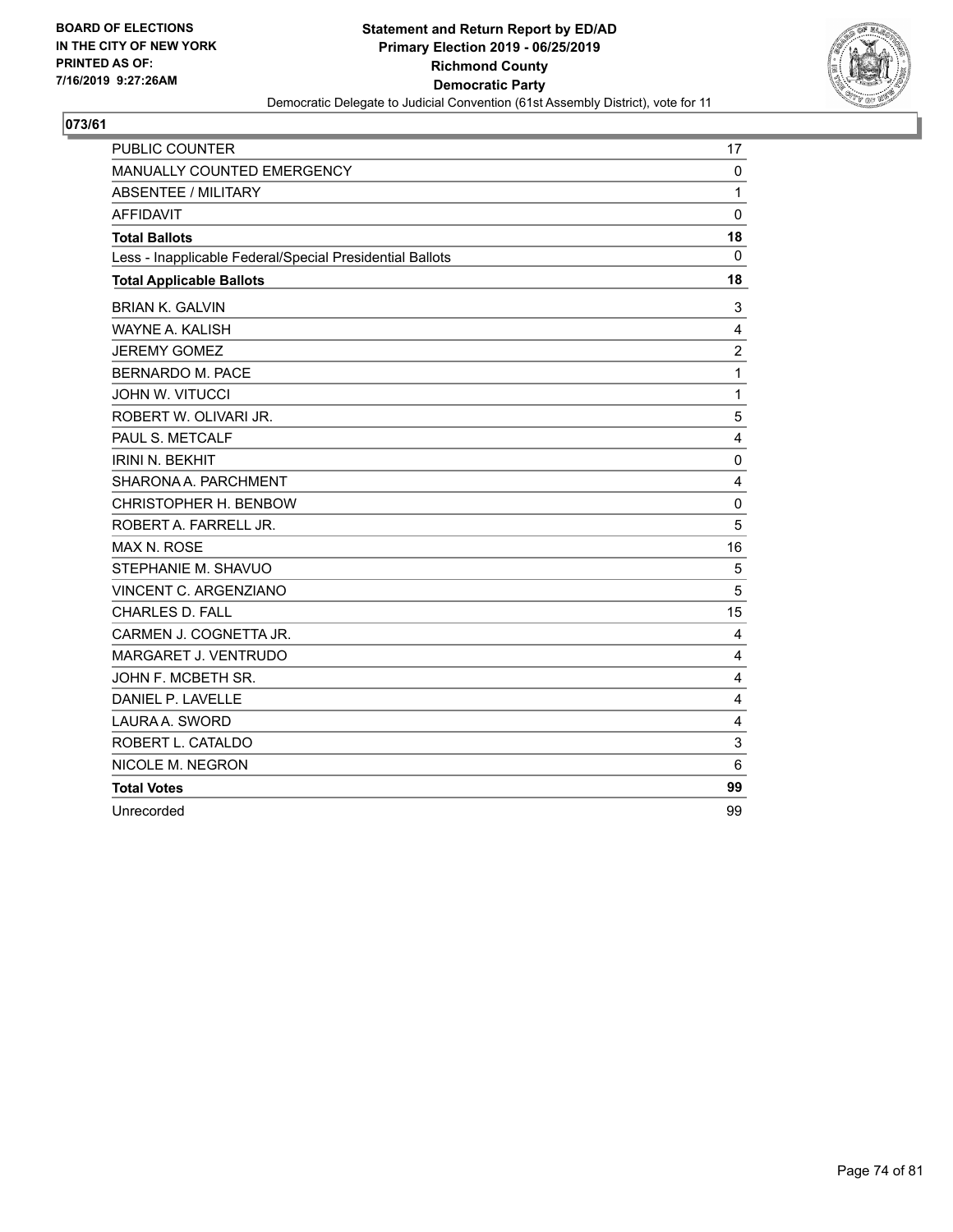BOARD OF ELECTIONS
IN THE CITY OF NEW YORK
PRINTED AS OF:
7/16/2019 9:27:26AM

**Statement and Return Report by ED/AD**
**Primary Election 2019 - 06/25/2019**
**Richmond County**
**Democratic Party**
Democratic Delegate to Judicial Convention (61st Assembly District), vote for 11

## 073/61

| | |
|---|---|
| PUBLIC COUNTER | 17 |
| MANUALLY COUNTED EMERGENCY | 0 |
| ABSENTEE / MILITARY | 1 |
| AFFIDAVIT | 0 |
| **Total Ballots** | **18** |
| Less - Inapplicable Federal/Special Presidential Ballots | 0 |
| **Total Applicable Ballots** | **18** |
| BRIAN K. GALVIN | 3 |
| WAYNE A. KALISH | 4 |
| JEREMY GOMEZ | 2 |
| BERNARDO M. PACE | 1 |
| JOHN W. VITUCCI | 1 |
| ROBERT W. OLIVARI JR. | 5 |
| PAUL S. METCALF | 4 |
| IRINI N. BEKHIT | 0 |
| SHARONA A. PARCHMENT | 4 |
| CHRISTOPHER H. BENBOW | 0 |
| ROBERT A. FARRELL JR. | 5 |
| MAX N. ROSE | 16 |
| STEPHANIE M. SHAVUO | 5 |
| VINCENT C. ARGENZIANO | 5 |
| CHARLES D. FALL | 15 |
| CARMEN J. COGNETTA JR. | 4 |
| MARGARET J. VENTRUDO | 4 |
| JOHN F. MCBETH SR. | 4 |
| DANIEL P. LAVELLE | 4 |
| LAURA A. SWORD | 4 |
| ROBERT L. CATALDO | 3 |
| NICOLE M. NEGRON | 6 |
| **Total Votes** | **99** |
| Unrecorded | 99 |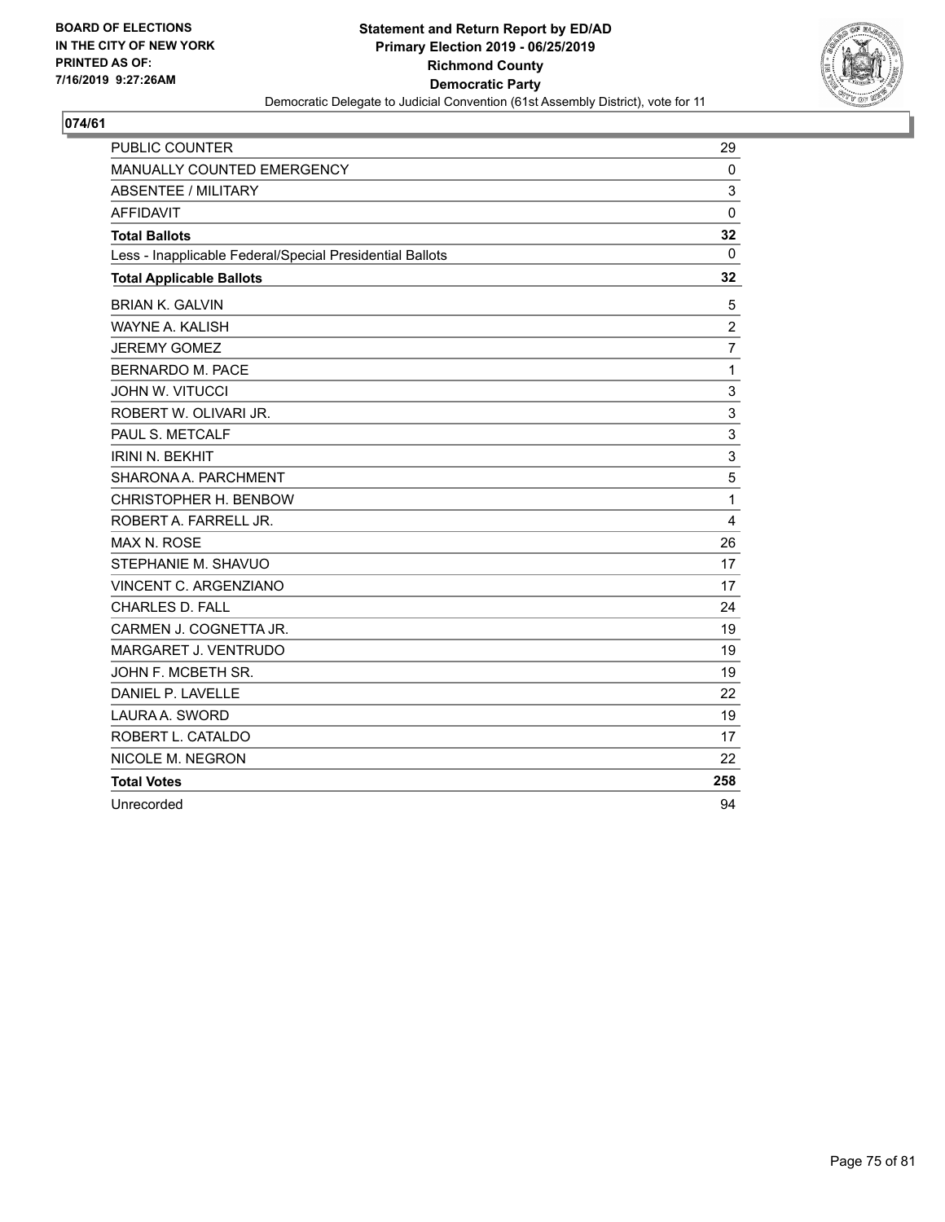BOARD OF ELECTIONS
IN THE CITY OF NEW YORK
PRINTED AS OF:
7/16/2019 9:27:26AM

**Statement and Return Report by ED/AD**
**Primary Election 2019 - 06/25/2019**
**Richmond County**
**Democratic Party**
Democratic Delegate to Judicial Convention (61st Assembly District), vote for 11

## 074/61

| | |
|---|---|
| PUBLIC COUNTER | 29 |
| MANUALLY COUNTED EMERGENCY | 0 |
| ABSENTEE / MILITARY | 3 |
| AFFIDAVIT | 0 |
| **Total Ballots** | **32** |
| Less - Inapplicable Federal/Special Presidential Ballots | 0 |
| **Total Applicable Ballots** | **32** |
| BRIAN K. GALVIN | 5 |
| WAYNE A. KALISH | 2 |
| JEREMY GOMEZ | 7 |
| BERNARDO M. PACE | 1 |
| JOHN W. VITUCCI | 3 |
| ROBERT W. OLIVARI JR. | 3 |
| PAUL S. METCALF | 3 |
| IRINI N. BEKHIT | 3 |
| SHARONA A. PARCHMENT | 5 |
| CHRISTOPHER H. BENBOW | 1 |
| ROBERT A. FARRELL JR. | 4 |
| MAX N. ROSE | 26 |
| STEPHANIE M. SHAVUO | 17 |
| VINCENT C. ARGENZIANO | 17 |
| CHARLES D. FALL | 24 |
| CARMEN J. COGNETTA JR. | 19 |
| MARGARET J. VENTRUDO | 19 |
| JOHN F. MCBETH SR. | 19 |
| DANIEL P. LAVELLE | 22 |
| LAURA A. SWORD | 19 |
| ROBERT L. CATALDO | 17 |
| NICOLE M. NEGRON | 22 |
| **Total Votes** | **258** |
| Unrecorded | 94 |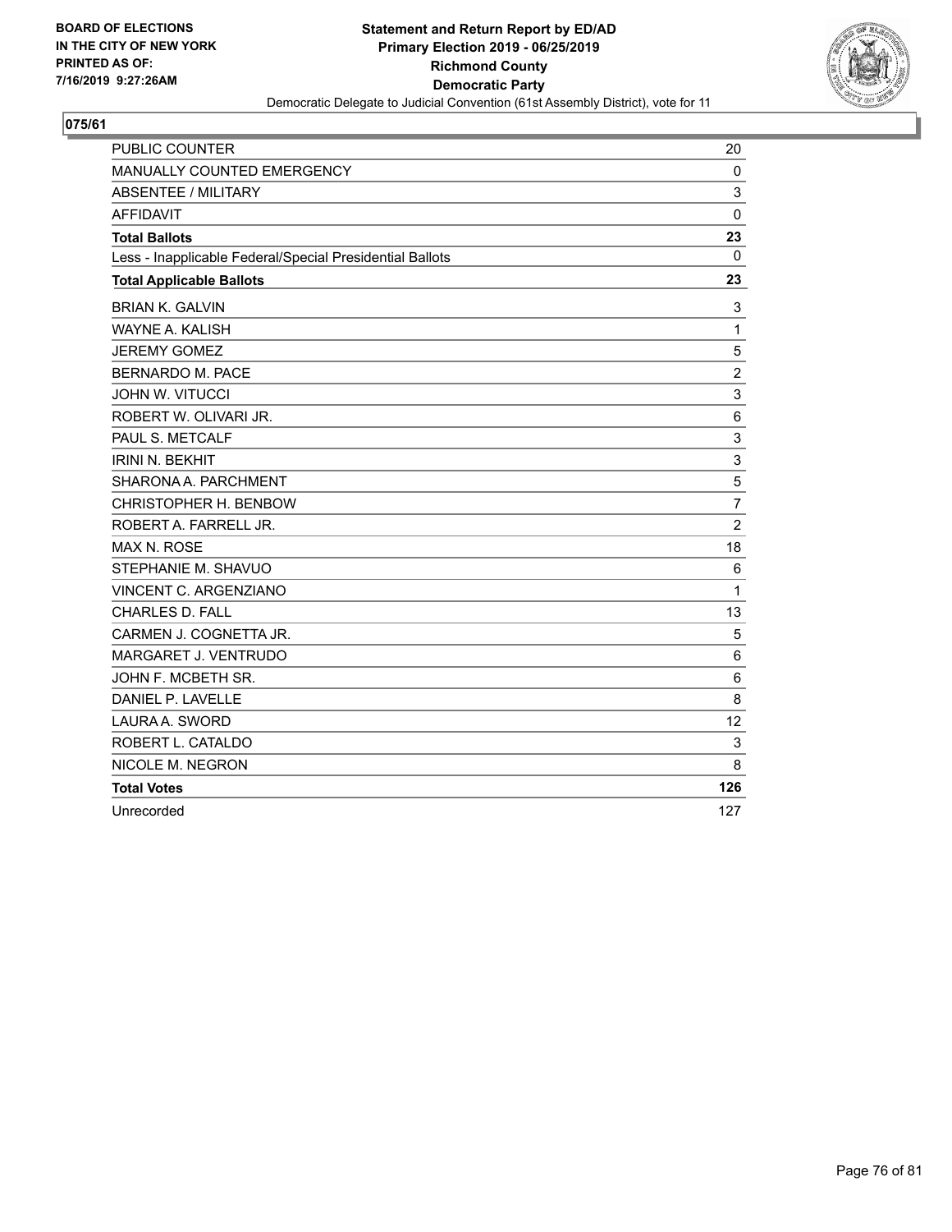BOARD OF ELECTIONS
IN THE CITY OF NEW YORK
PRINTED AS OF:
7/16/2019 9:27:26AM

**Statement and Return Report by ED/AD**
**Primary Election 2019 - 06/25/2019**
**Richmond County**
**Democratic Party**
Democratic Delegate to Judicial Convention (61st Assembly District), vote for 11

## 075/61

| | |
|---|---|
| PUBLIC COUNTER | 20 |
| MANUALLY COUNTED EMERGENCY | 0 |
| ABSENTEE / MILITARY | 3 |
| AFFIDAVIT | 0 |
| **Total Ballots** | **23** |
| Less - Inapplicable Federal/Special Presidential Ballots | 0 |
| **Total Applicable Ballots** | **23** |
| BRIAN K. GALVIN | 3 |
| WAYNE A. KALISH | 1 |
| JEREMY GOMEZ | 5 |
| BERNARDO M. PACE | 2 |
| JOHN W. VITUCCI | 3 |
| ROBERT W. OLIVARI JR. | 6 |
| PAUL S. METCALF | 3 |
| IRINI N. BEKHIT | 3 |
| SHARONA A. PARCHMENT | 5 |
| CHRISTOPHER H. BENBOW | 7 |
| ROBERT A. FARRELL JR. | 2 |
| MAX N. ROSE | 18 |
| STEPHANIE M. SHAVUO | 6 |
| VINCENT C. ARGENZIANO | 1 |
| CHARLES D. FALL | 13 |
| CARMEN J. COGNETTA JR. | 5 |
| MARGARET J. VENTRUDO | 6 |
| JOHN F. MCBETH SR. | 6 |
| DANIEL P. LAVELLE | 8 |
| LAURA A. SWORD | 12 |
| ROBERT L. CATALDO | 3 |
| NICOLE M. NEGRON | 8 |
| **Total Votes** | **126** |
| Unrecorded | 127 |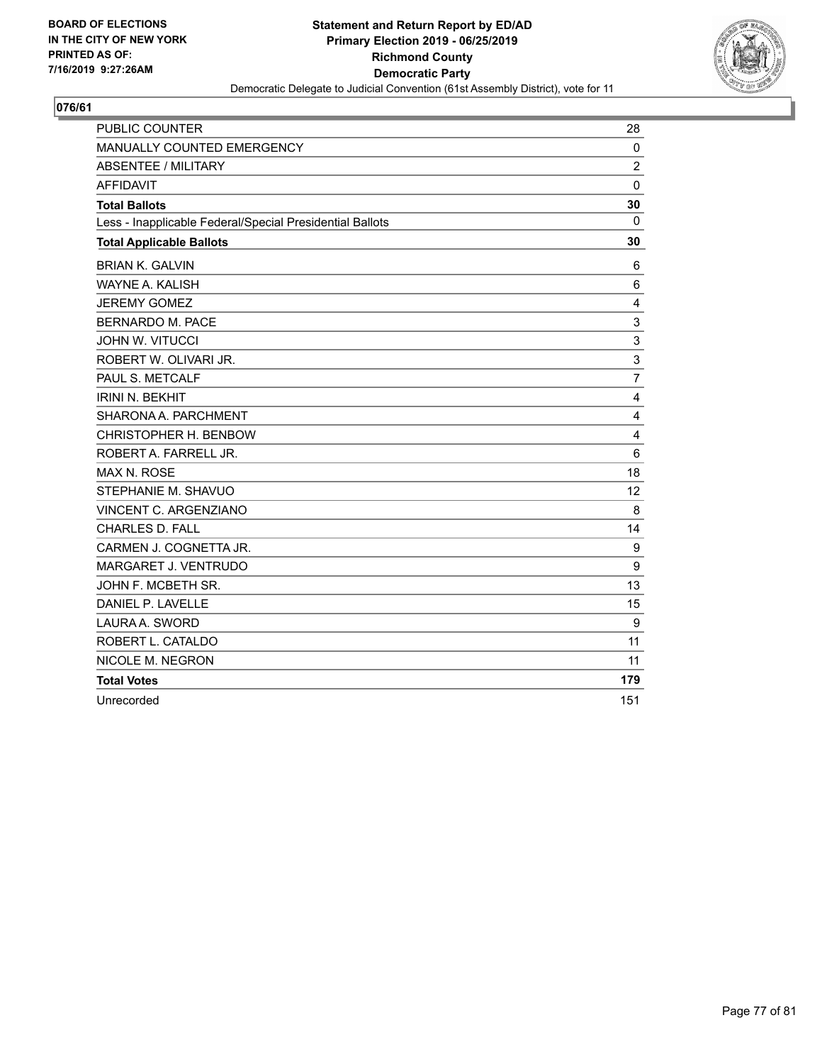BOARD OF ELECTIONS
IN THE CITY OF NEW YORK
PRINTED AS OF:
7/16/2019 9:27:26AM

**Statement and Return Report by ED/AD**
**Primary Election 2019 - 06/25/2019**
**Richmond County**
**Democratic Party**
Democratic Delegate to Judicial Convention (61st Assembly District), vote for 11

## 076/61

| | |
|---|---|
| PUBLIC COUNTER | 28 |
| MANUALLY COUNTED EMERGENCY | 0 |
| ABSENTEE / MILITARY | 2 |
| AFFIDAVIT | 0 |
| **Total Ballots** | **30** |
| Less - Inapplicable Federal/Special Presidential Ballots | 0 |
| **Total Applicable Ballots** | **30** |
| BRIAN K. GALVIN | 6 |
| WAYNE A. KALISH | 6 |
| JEREMY GOMEZ | 4 |
| BERNARDO M. PACE | 3 |
| JOHN W. VITUCCI | 3 |
| ROBERT W. OLIVARI JR. | 3 |
| PAUL S. METCALF | 7 |
| IRINI N. BEKHIT | 4 |
| SHARONA A. PARCHMENT | 4 |
| CHRISTOPHER H. BENBOW | 4 |
| ROBERT A. FARRELL JR. | 6 |
| MAX N. ROSE | 18 |
| STEPHANIE M. SHAVUO | 12 |
| VINCENT C. ARGENZIANO | 8 |
| CHARLES D. FALL | 14 |
| CARMEN J. COGNETTA JR. | 9 |
| MARGARET J. VENTRUDO | 9 |
| JOHN F. MCBETH SR. | 13 |
| DANIEL P. LAVELLE | 15 |
| LAURA A. SWORD | 9 |
| ROBERT L. CATALDO | 11 |
| NICOLE M. NEGRON | 11 |
| **Total Votes** | **179** |
| Unrecorded | 151 |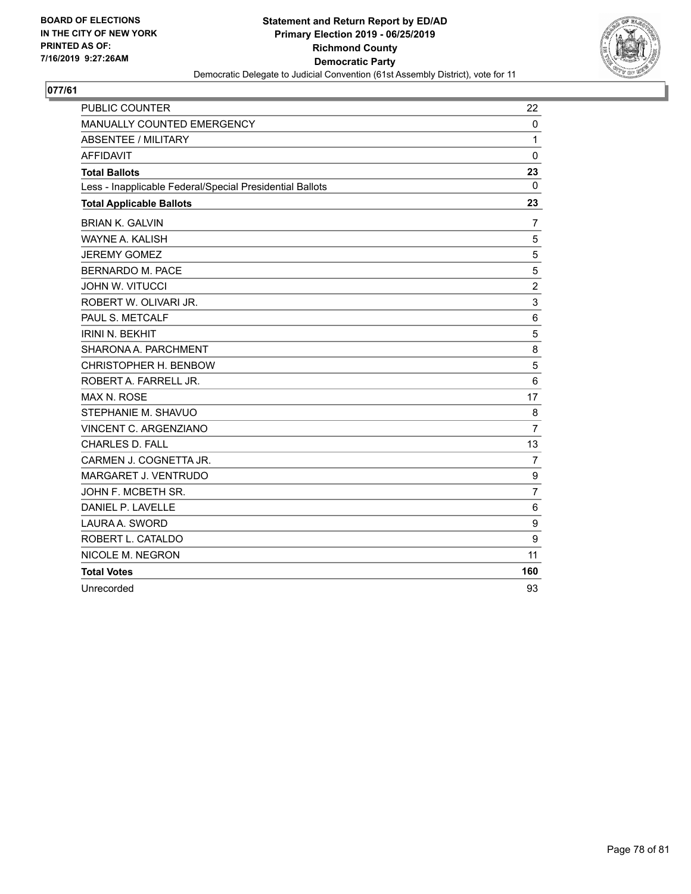BOARD OF ELECTIONS
IN THE CITY OF NEW YORK
PRINTED AS OF:
7/16/2019 9:27:26AM

**Statement and Return Report by ED/AD**
**Primary Election 2019 - 06/25/2019**
**Richmond County**
**Democratic Party**
Democratic Delegate to Judicial Convention (61st Assembly District), vote for 11

## 077/61

| | |
|---|---|
| PUBLIC COUNTER | 22 |
| MANUALLY COUNTED EMERGENCY | 0 |
| ABSENTEE / MILITARY | 1 |
| AFFIDAVIT | 0 |
| **Total Ballots** | **23** |
| Less - Inapplicable Federal/Special Presidential Ballots | 0 |
| **Total Applicable Ballots** | **23** |
| BRIAN K. GALVIN | 7 |
| WAYNE A. KALISH | 5 |
| JEREMY GOMEZ | 5 |
| BERNARDO M. PACE | 5 |
| JOHN W. VITUCCI | 2 |
| ROBERT W. OLIVARI JR. | 3 |
| PAUL S. METCALF | 6 |
| IRINI N. BEKHIT | 5 |
| SHARONA A. PARCHMENT | 8 |
| CHRISTOPHER H. BENBOW | 5 |
| ROBERT A. FARRELL JR. | 6 |
| MAX N. ROSE | 17 |
| STEPHANIE M. SHAVUO | 8 |
| VINCENT C. ARGENZIANO | 7 |
| CHARLES D. FALL | 13 |
| CARMEN J. COGNETTA JR. | 7 |
| MARGARET J. VENTRUDO | 9 |
| JOHN F. MCBETH SR. | 7 |
| DANIEL P. LAVELLE | 6 |
| LAURA A. SWORD | 9 |
| ROBERT L. CATALDO | 9 |
| NICOLE M. NEGRON | 11 |
| **Total Votes** | **160** |
| Unrecorded | 93 |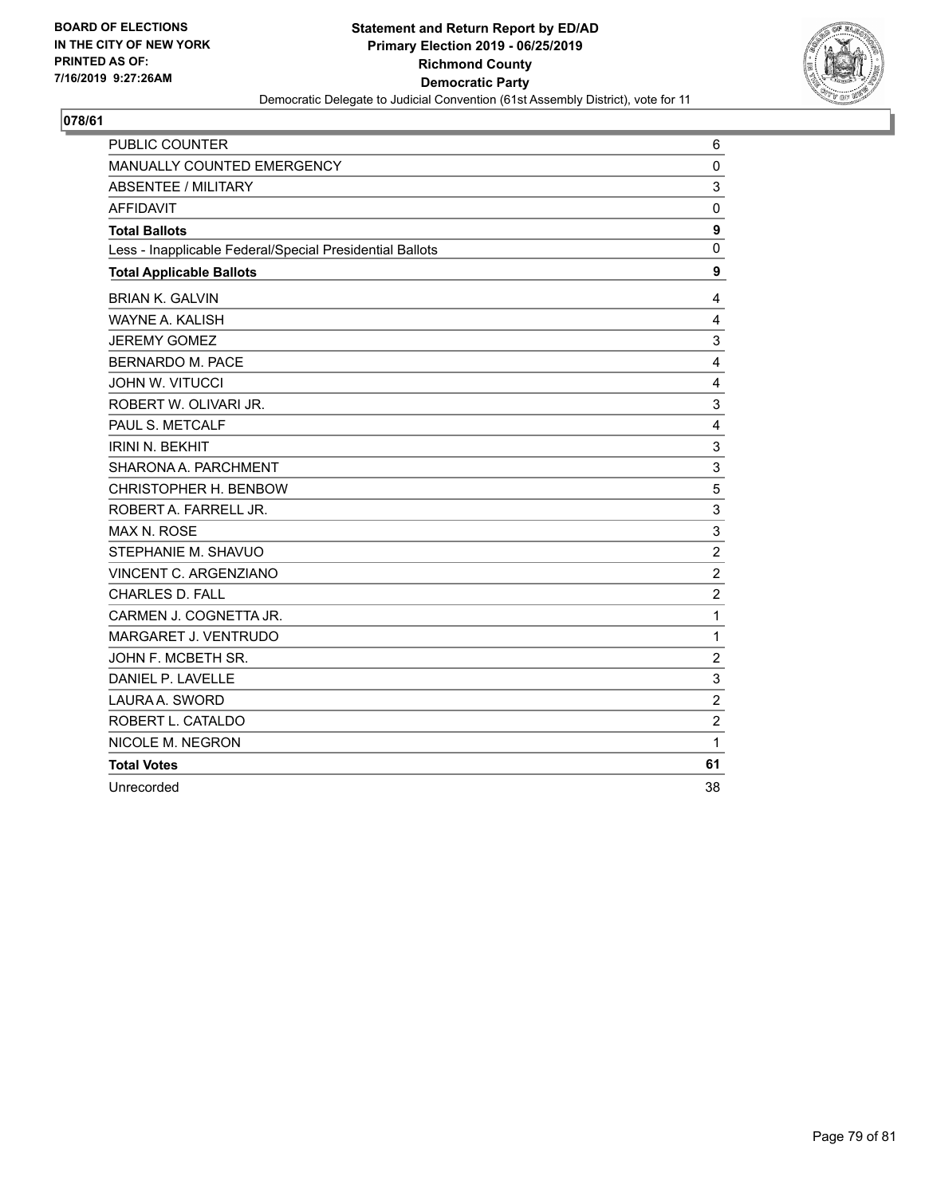BOARD OF ELECTIONS
IN THE CITY OF NEW YORK
PRINTED AS OF:
7/16/2019 9:27:26AM

**Statement and Return Report by ED/AD**
**Primary Election 2019 - 06/25/2019**
**Richmond County**
**Democratic Party**
Democratic Delegate to Judicial Convention (61st Assembly District), vote for 11

## 078/61

| | |
|---|---|
| PUBLIC COUNTER | 6 |
| MANUALLY COUNTED EMERGENCY | 0 |
| ABSENTEE / MILITARY | 3 |
| AFFIDAVIT | 0 |
| **Total Ballots** | **9** |
| Less - Inapplicable Federal/Special Presidential Ballots | 0 |
| **Total Applicable Ballots** | **9** |
| BRIAN K. GALVIN | 4 |
| WAYNE A. KALISH | 4 |
| JEREMY GOMEZ | 3 |
| BERNARDO M. PACE | 4 |
| JOHN W. VITUCCI | 4 |
| ROBERT W. OLIVARI JR. | 3 |
| PAUL S. METCALF | 4 |
| IRINI N. BEKHIT | 3 |
| SHARONA A. PARCHMENT | 3 |
| CHRISTOPHER H. BENBOW | 5 |
| ROBERT A. FARRELL JR. | 3 |
| MAX N. ROSE | 3 |
| STEPHANIE M. SHAVUO | 2 |
| VINCENT C. ARGENZIANO | 2 |
| CHARLES D. FALL | 2 |
| CARMEN J. COGNETTA JR. | 1 |
| MARGARET J. VENTRUDO | 1 |
| JOHN F. MCBETH SR. | 2 |
| DANIEL P. LAVELLE | 3 |
| LAURA A. SWORD | 2 |
| ROBERT L. CATALDO | 2 |
| NICOLE M. NEGRON | 1 |
| **Total Votes** | **61** |
| Unrecorded | 38 |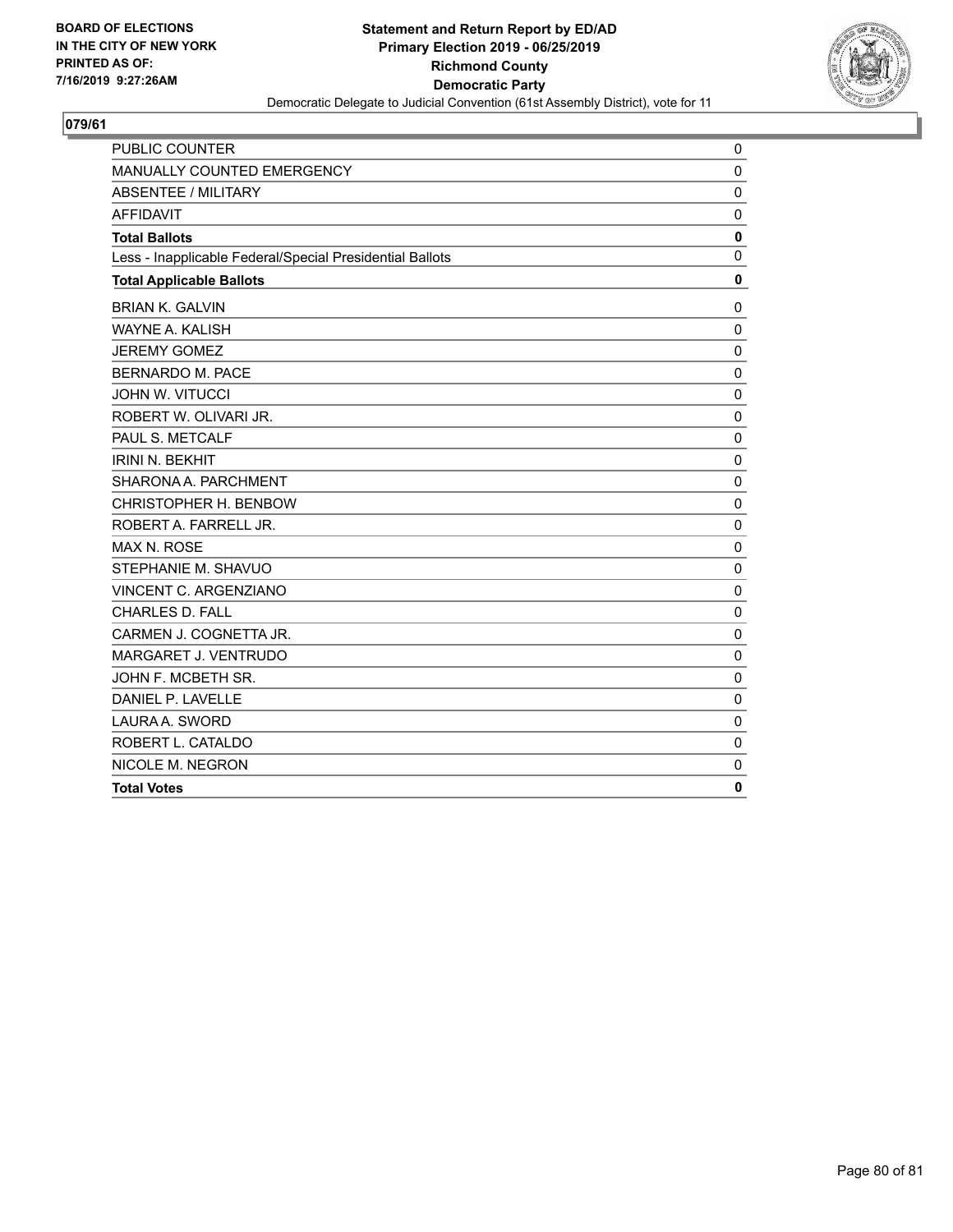BOARD OF ELECTIONS
IN THE CITY OF NEW YORK
PRINTED AS OF:
7/16/2019 9:27:26AM

**Statement and Return Report by ED/AD**
**Primary Election 2019 - 06/25/2019**
**Richmond County**
**Democratic Party**
Democratic Delegate to Judicial Convention (61st Assembly District), vote for 11

## 079/61

| | |
|---|---|
| PUBLIC COUNTER | 0 |
| MANUALLY COUNTED EMERGENCY | 0 |
| ABSENTEE / MILITARY | 0 |
| AFFIDAVIT | 0 |
| **Total Ballots** | **0** |
| Less - Inapplicable Federal/Special Presidential Ballots | 0 |
| **Total Applicable Ballots** | **0** |
| BRIAN K. GALVIN | 0 |
| WAYNE A. KALISH | 0 |
| JEREMY GOMEZ | 0 |
| BERNARDO M. PACE | 0 |
| JOHN W. VITUCCI | 0 |
| ROBERT W. OLIVARI JR. | 0 |
| PAUL S. METCALF | 0 |
| IRINI N. BEKHIT | 0 |
| SHARONA A. PARCHMENT | 0 |
| CHRISTOPHER H. BENBOW | 0 |
| ROBERT A. FARRELL JR. | 0 |
| MAX N. ROSE | 0 |
| STEPHANIE M. SHAVUO | 0 |
| VINCENT C. ARGENZIANO | 0 |
| CHARLES D. FALL | 0 |
| CARMEN J. COGNETTA JR. | 0 |
| MARGARET J. VENTRUDO | 0 |
| JOHN F. MCBETH SR. | 0 |
| DANIEL P. LAVELLE | 0 |
| LAURA A. SWORD | 0 |
| ROBERT L. CATALDO | 0 |
| NICOLE M. NEGRON | 0 |
| **Total Votes** | **0** |